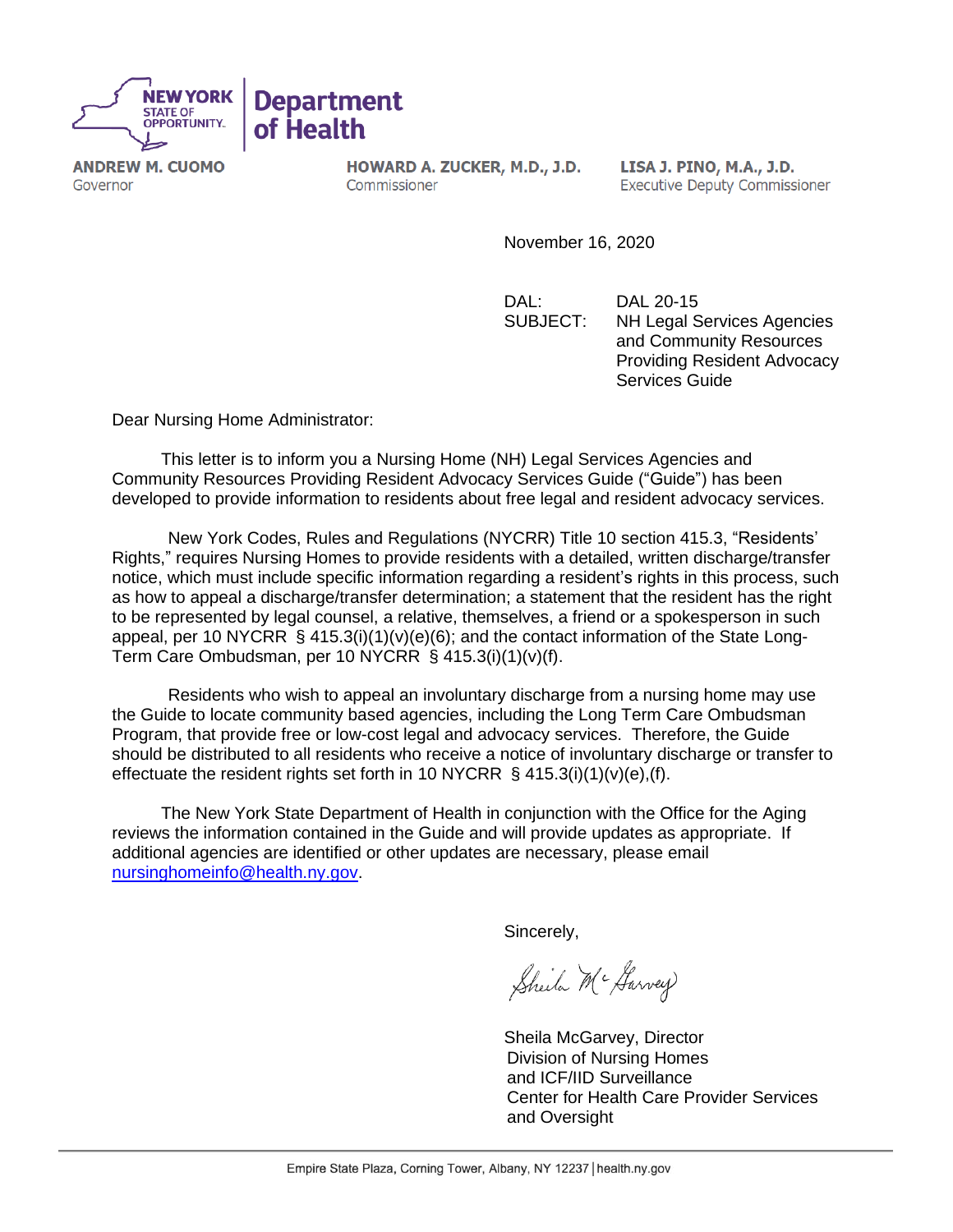NEW YORK STATE OF OPPORTUNITY. | Department of Health

**ANDREW M. CUOMO**
Governor

**HOWARD A. ZUCKER, M.D., J.D.**
Commissioner

**LISA J. PINO, M.A., J.D.**
Executive Deputy Commissioner

November 16, 2020

DAL: DAL 20-15
SUBJECT: NH Legal Services Agencies and Community Resources Providing Resident Advocacy Services Guide

Dear Nursing Home Administrator:

This letter is to inform you a Nursing Home (NH) Legal Services Agencies and Community Resources Providing Resident Advocacy Services Guide ("Guide") has been developed to provide information to residents about free legal and resident advocacy services.

New York Codes, Rules and Regulations (NYCRR) Title 10 section 415.3, "Residents' Rights," requires Nursing Homes to provide residents with a detailed, written discharge/transfer notice, which must include specific information regarding a resident's rights in this process, such as how to appeal a discharge/transfer determination; a statement that the resident has the right to be represented by legal counsel, a relative, themselves, a friend or a spokesperson in such appeal, per 10 NYCRR § 415.3(i)(1)(v)(e)(6); and the contact information of the State Long-Term Care Ombudsman, per 10 NYCRR § 415.3(i)(1)(v)(f).

Residents who wish to appeal an involuntary discharge from a nursing home may use the Guide to locate community based agencies, including the Long Term Care Ombudsman Program, that provide free or low-cost legal and advocacy services. Therefore, the Guide should be distributed to all residents who receive a notice of involuntary discharge or transfer to effectuate the resident rights set forth in 10 NYCRR § 415.3(i)(1)(v)(e),(f).

The New York State Department of Health in conjunction with the Office for the Aging reviews the information contained in the Guide and will provide updates as appropriate. If additional agencies are identified or other updates are necessary, please email nursinghomeinfo@health.ny.gov.

Sincerely,

Sheila McGarvey

Sheila McGarvey, Director
Division of Nursing Homes
and ICF/IID Surveillance
Center for Health Care Provider Services
and Oversight

Empire State Plaza, Corning Tower, Albany, NY 12237 | health.ny.gov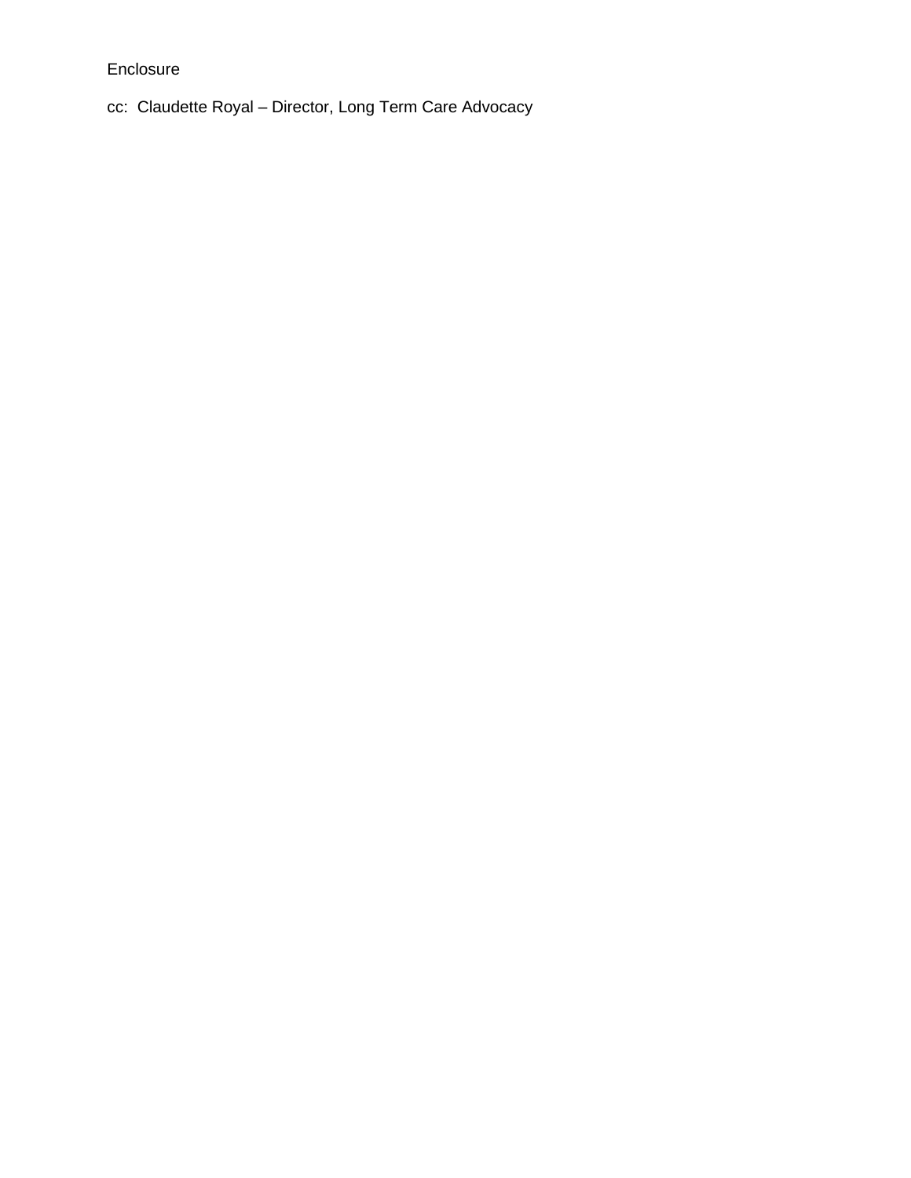Enclosure

cc: Claudette Royal – Director, Long Term Care Advocacy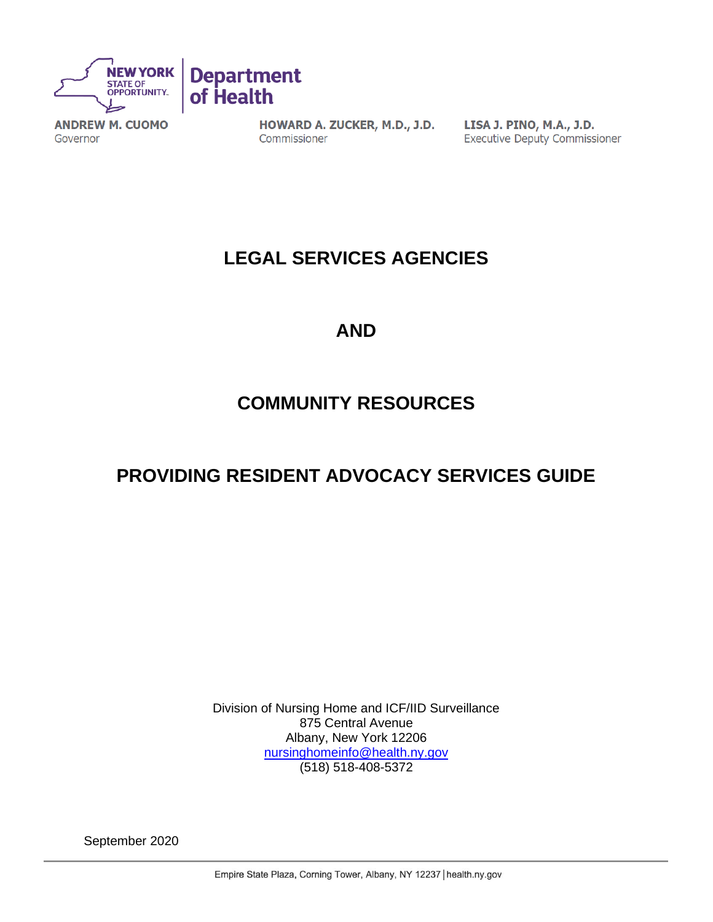NEW YORK STATE OF OPPORTUNITY. | Department of Health

**ANDREW M. CUOMO**
Governor

**HOWARD A. ZUCKER, M.D., J.D.**
Commissioner

**LISA J. PINO, M.A., J.D.**
Executive Deputy Commissioner

# LEGAL SERVICES AGENCIES

# AND

# COMMUNITY RESOURCES

# PROVIDING RESIDENT ADVOCACY SERVICES GUIDE

Division of Nursing Home and ICF/IID Surveillance
875 Central Avenue
Albany, New York 12206
nursinghomeinfo@health.ny.gov
(518) 518-408-5372

September 2020

Empire State Plaza, Corning Tower, Albany, NY 12237 | health.ny.gov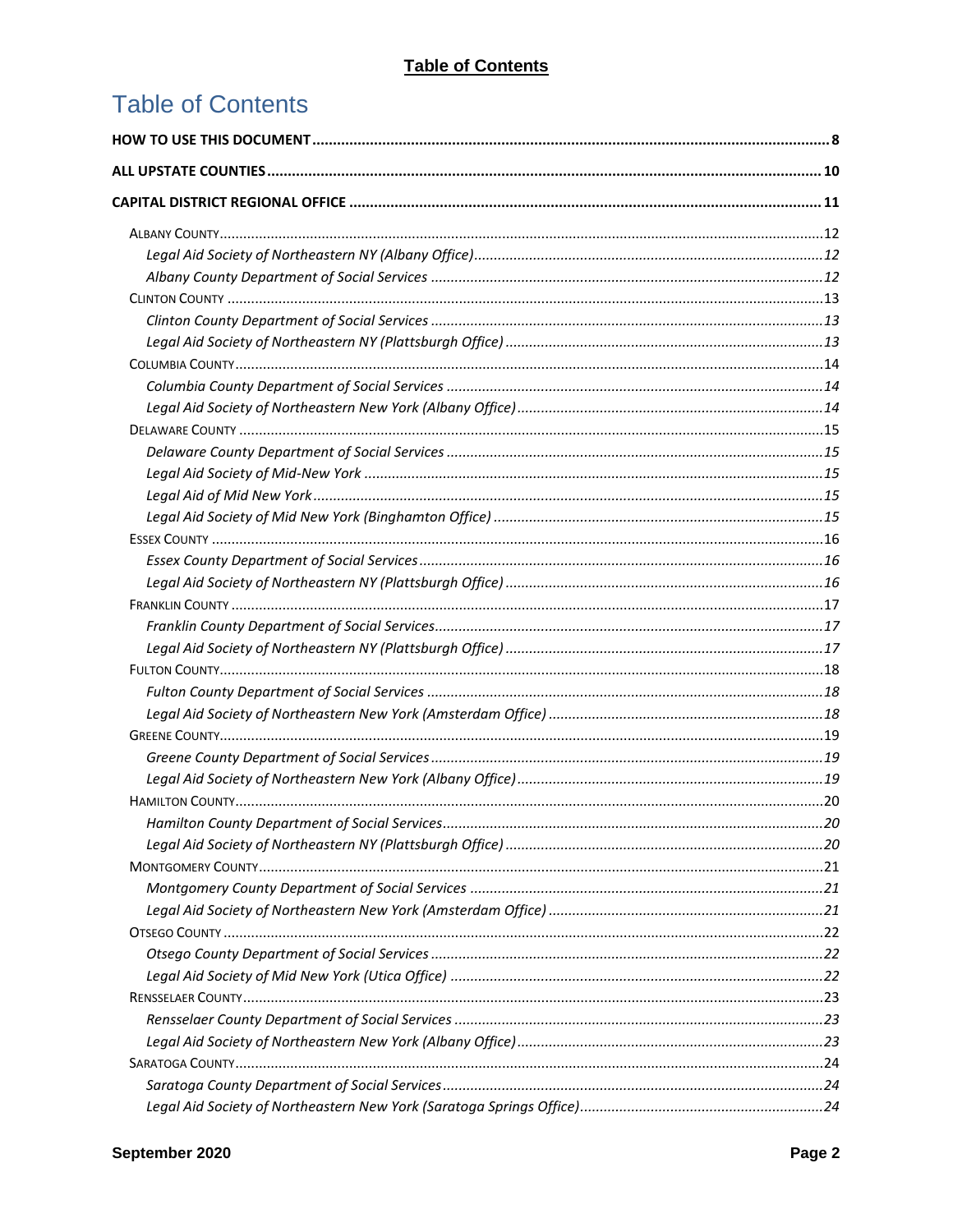# Table of Contents

## Table of Contents

**HOW TO USE THIS DOCUMENT** ..... **8**

**ALL UPSTATE COUNTIES** ..... **10**

**CAPITAL DISTRICT REGIONAL OFFICE** ..... **11**

- ALBANY COUNTY ..... 12
  - *Legal Aid Society of Northeastern NY (Albany Office)* ..... *12*
  - *Albany County Department of Social Services* ..... *12*
- CLINTON COUNTY ..... 13
  - *Clinton County Department of Social Services* ..... *13*
  - *Legal Aid Society of Northeastern NY (Plattsburgh Office)* ..... *13*
- COLUMBIA COUNTY ..... 14
  - *Columbia County Department of Social Services* ..... *14*
  - *Legal Aid Society of Northeastern New York (Albany Office)* ..... *14*
- DELAWARE COUNTY ..... 15
  - *Delaware County Department of Social Services* ..... *15*
  - *Legal Aid Society of Mid-New York* ..... *15*
  - *Legal Aid of Mid New York* ..... *15*
  - *Legal Aid Society of Mid New York (Binghamton Office)* ..... *15*
- ESSEX COUNTY ..... 16
  - *Essex County Department of Social Services* ..... *16*
  - *Legal Aid Society of Northeastern NY (Plattsburgh Office)* ..... *16*
- FRANKLIN COUNTY ..... 17
  - *Franklin County Department of Social Services* ..... *17*
  - *Legal Aid Society of Northeastern NY (Plattsburgh Office)* ..... *17*
- FULTON COUNTY ..... 18
  - *Fulton County Department of Social Services* ..... *18*
  - *Legal Aid Society of Northeastern New York (Amsterdam Office)* ..... *18*
- GREENE COUNTY ..... 19
  - *Greene County Department of Social Services* ..... *19*
  - *Legal Aid Society of Northeastern New York (Albany Office)* ..... *19*
- HAMILTON COUNTY ..... 20
  - *Hamilton County Department of Social Services* ..... *20*
  - *Legal Aid Society of Northeastern NY (Plattsburgh Office)* ..... *20*
- MONTGOMERY COUNTY ..... 21
  - *Montgomery County Department of Social Services* ..... *21*
  - *Legal Aid Society of Northeastern New York (Amsterdam Office)* ..... *21*
- OTSEGO COUNTY ..... 22
  - *Otsego County Department of Social Services* ..... *22*
  - *Legal Aid Society of Mid New York (Utica Office)* ..... *22*
- RENSSELAER COUNTY ..... 23
  - *Rensselaer County Department of Social Services* ..... *23*
  - *Legal Aid Society of Northeastern New York (Albany Office)* ..... *23*
- SARATOGA COUNTY ..... 24
  - *Saratoga County Department of Social Services* ..... *24*
  - *Legal Aid Society of Northeastern New York (Saratoga Springs Office)* ..... *24*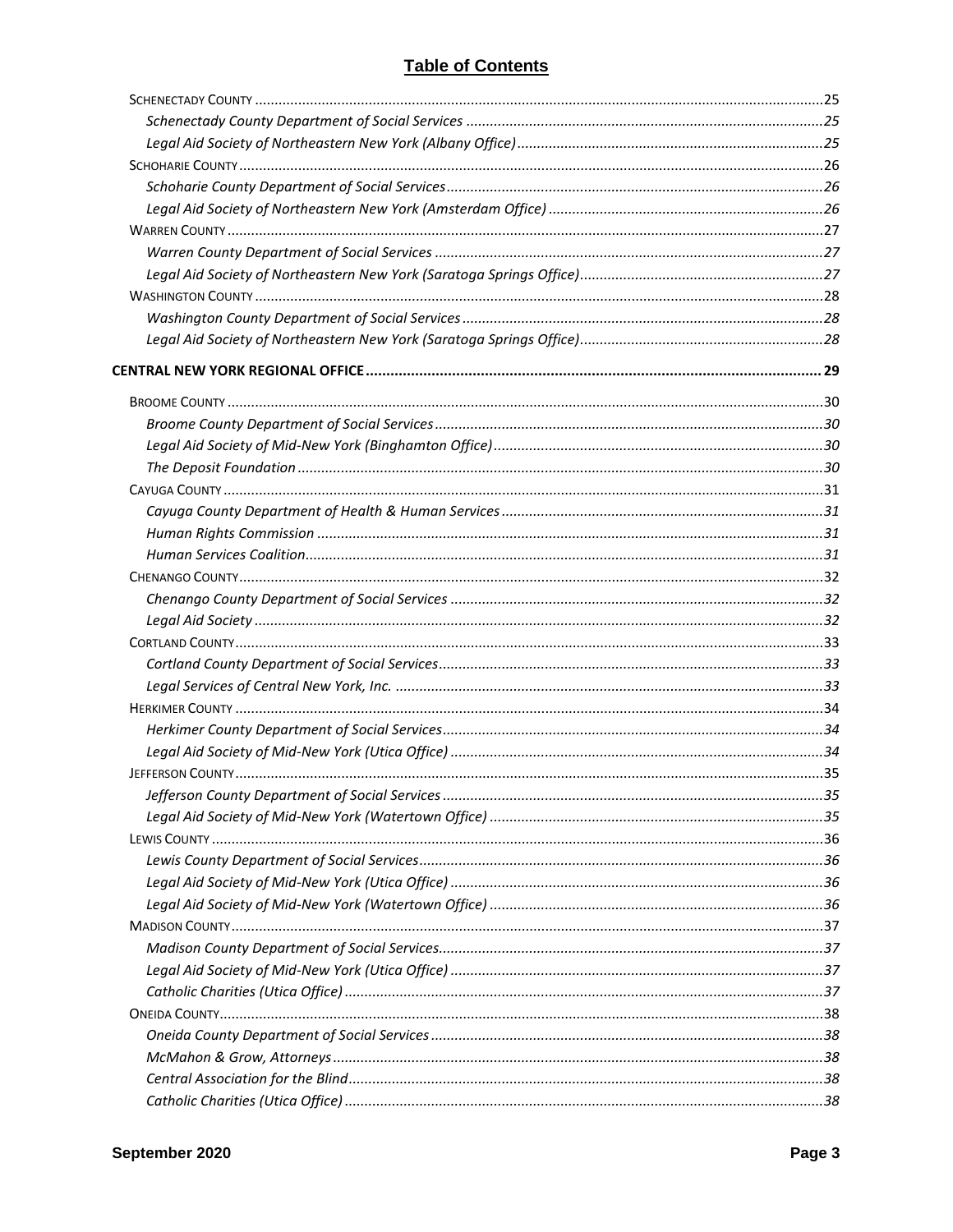## Table of Contents

- SCHENECTADY COUNTY ............ 25
  - *Schenectady County Department of Social Services ............ 25*
  - *Legal Aid Society of Northeastern New York (Albany Office) ............ 25*
- SCHOHARIE COUNTY ............ 26
  - *Schoharie County Department of Social Services ............ 26*
  - *Legal Aid Society of Northeastern New York (Amsterdam Office) ............ 26*
- WARREN COUNTY ............ 27
  - *Warren County Department of Social Services ............ 27*
  - *Legal Aid Society of Northeastern New York (Saratoga Springs Office) ............ 27*
- WASHINGTON COUNTY ............ 28
  - *Washington County Department of Social Services ............ 28*
  - *Legal Aid Society of Northeastern New York (Saratoga Springs Office) ............ 28*

**CENTRAL NEW YORK REGIONAL OFFICE ............ 29**

- BROOME COUNTY ............ 30
  - *Broome County Department of Social Services ............ 30*
  - *Legal Aid Society of Mid-New York (Binghamton Office) ............ 30*
  - *The Deposit Foundation ............ 30*
- CAYUGA COUNTY ............ 31
  - *Cayuga County Department of Health & Human Services ............ 31*
  - *Human Rights Commission ............ 31*
  - *Human Services Coalition ............ 31*
- CHENANGO COUNTY ............ 32
  - *Chenango County Department of Social Services ............ 32*
  - *Legal Aid Society ............ 32*
- CORTLAND COUNTY ............ 33
  - *Cortland County Department of Social Services ............ 33*
  - *Legal Services of Central New York, Inc. ............ 33*
- HERKIMER COUNTY ............ 34
  - *Herkimer County Department of Social Services ............ 34*
  - *Legal Aid Society of Mid-New York (Utica Office) ............ 34*
- JEFFERSON COUNTY ............ 35
  - *Jefferson County Department of Social Services ............ 35*
  - *Legal Aid Society of Mid-New York (Watertown Office) ............ 35*
- LEWIS COUNTY ............ 36
  - *Lewis County Department of Social Services ............ 36*
  - *Legal Aid Society of Mid-New York (Utica Office) ............ 36*
  - *Legal Aid Society of Mid-New York (Watertown Office) ............ 36*
- MADISON COUNTY ............ 37
  - *Madison County Department of Social Services ............ 37*
  - *Legal Aid Society of Mid-New York (Utica Office) ............ 37*
  - *Catholic Charities (Utica Office) ............ 37*
- ONEIDA COUNTY ............ 38
  - *Oneida County Department of Social Services ............ 38*
  - *McMahon & Grow, Attorneys ............ 38*
  - *Central Association for the Blind ............ 38*
  - *Catholic Charities (Utica Office) ............ 38*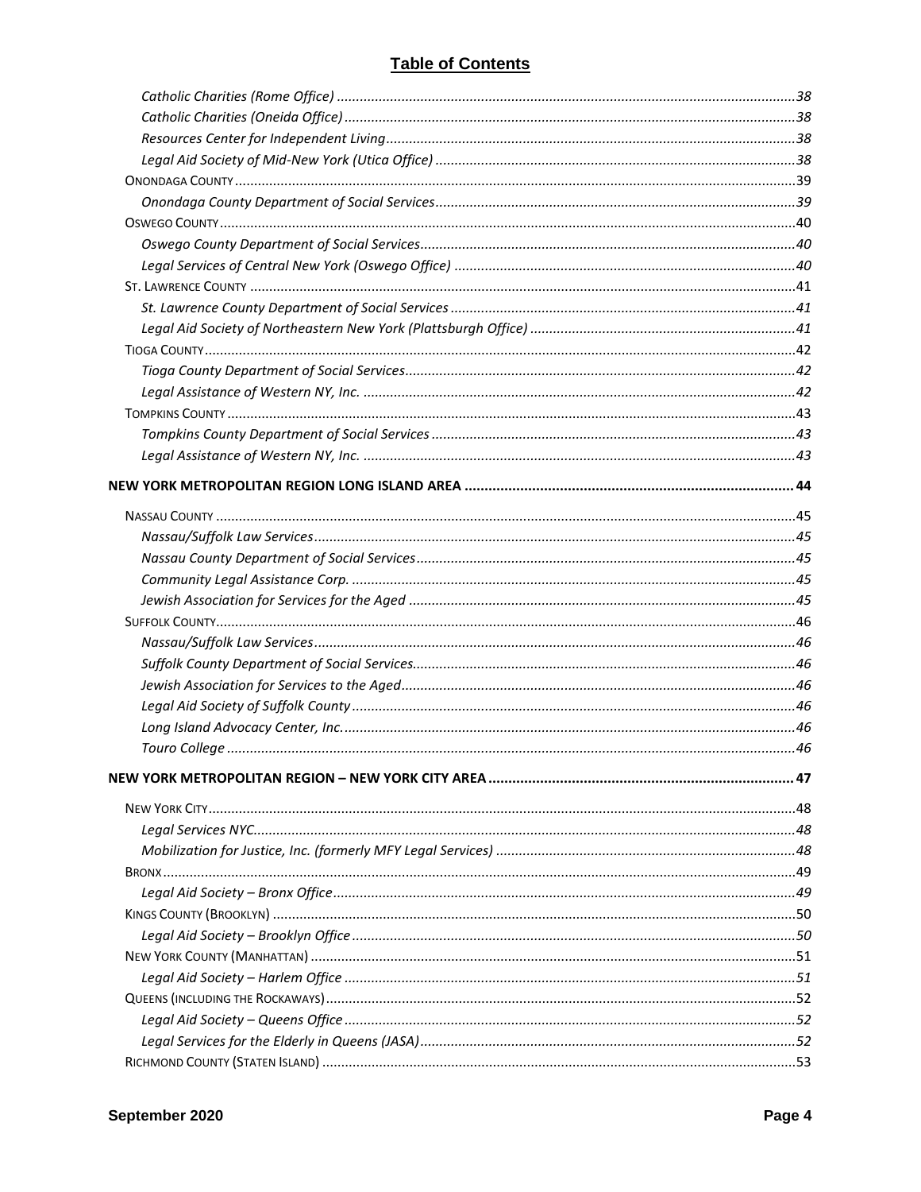## Table of Contents

*Catholic Charities (Rome Office)* ........ 38
*Catholic Charities (Oneida Office)* ........ 38
*Resources Center for Independent Living* ........ 38
*Legal Aid Society of Mid-New York (Utica Office)* ........ 38
ONONDAGA COUNTY ........ 39
*Onondaga County Department of Social Services* ........ 39
OSWEGO COUNTY ........ 40
*Oswego County Department of Social Services* ........ 40
*Legal Services of Central New York (Oswego Office)* ........ 40
ST. LAWRENCE COUNTY ........ 41
*St. Lawrence County Department of Social Services* ........ 41
*Legal Aid Society of Northeastern New York (Plattsburgh Office)* ........ 41
TIOGA COUNTY ........ 42
*Tioga County Department of Social Services* ........ 42
*Legal Assistance of Western NY, Inc.* ........ 42
TOMPKINS COUNTY ........ 43
*Tompkins County Department of Social Services* ........ 43
*Legal Assistance of Western NY, Inc.* ........ 43

**NEW YORK METROPOLITAN REGION LONG ISLAND AREA ........ 44**

NASSAU COUNTY ........ 45
*Nassau/Suffolk Law Services* ........ 45
*Nassau County Department of Social Services* ........ 45
*Community Legal Assistance Corp.* ........ 45
*Jewish Association for Services for the Aged* ........ 45
SUFFOLK COUNTY ........ 46
*Nassau/Suffolk Law Services* ........ 46
*Suffolk County Department of Social Services* ........ 46
*Jewish Association for Services to the Aged* ........ 46
*Legal Aid Society of Suffolk County* ........ 46
*Long Island Advocacy Center, Inc.* ........ 46
*Touro College* ........ 46

**NEW YORK METROPOLITAN REGION – NEW YORK CITY AREA ........ 47**

NEW YORK CITY ........ 48
*Legal Services NYC* ........ 48
*Mobilization for Justice, Inc. (formerly MFY Legal Services)* ........ 48
BRONX ........ 49
*Legal Aid Society – Bronx Office* ........ 49
KINGS COUNTY (BROOKLYN) ........ 50
*Legal Aid Society – Brooklyn Office* ........ 50
NEW YORK COUNTY (MANHATTAN) ........ 51
*Legal Aid Society – Harlem Office* ........ 51
QUEENS (INCLUDING THE ROCKAWAYS) ........ 52
*Legal Aid Society – Queens Office* ........ 52
*Legal Services for the Elderly in Queens (JASA)* ........ 52
RICHMOND COUNTY (STATEN ISLAND) ........ 53

September 2020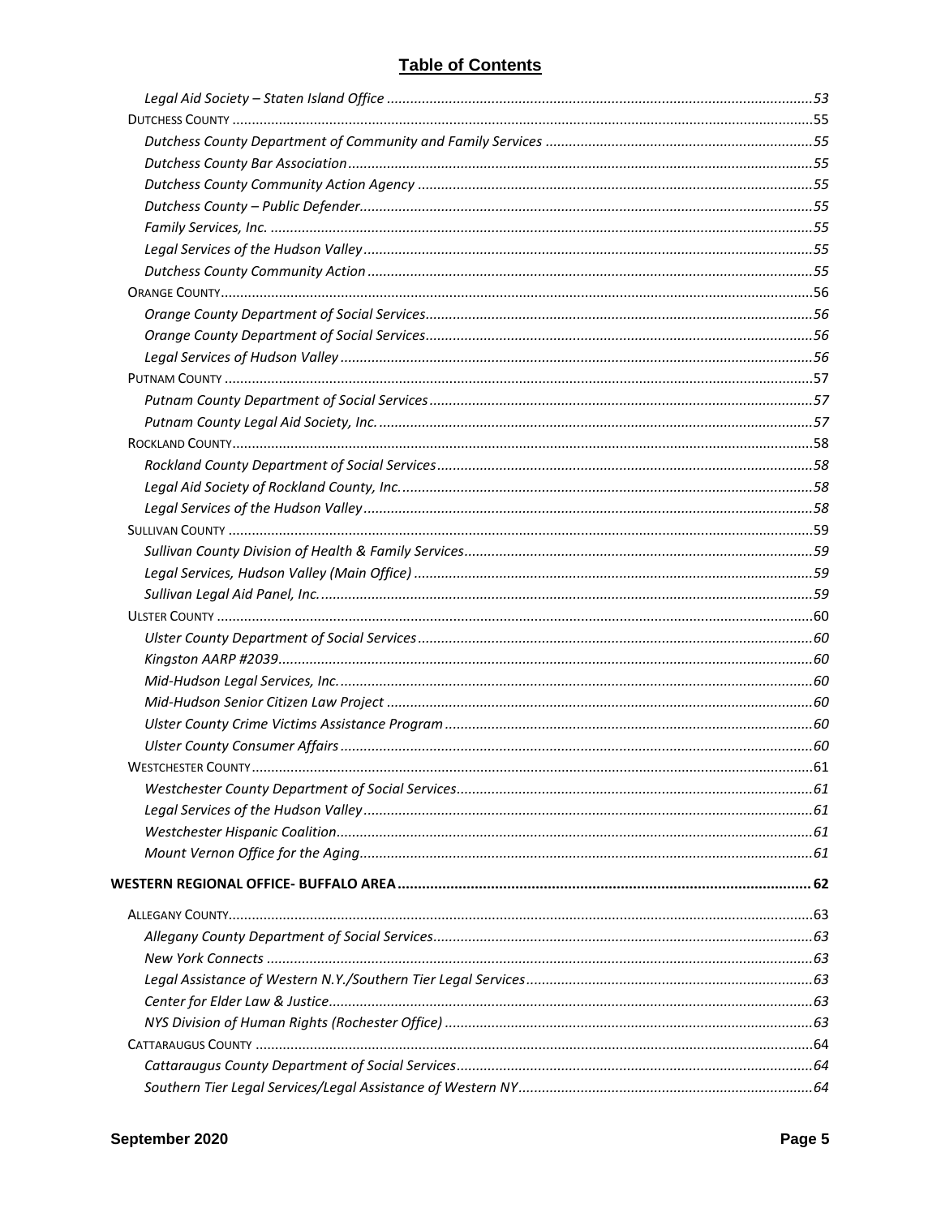## Table of Contents

- *Legal Aid Society – Staten Island Office* ............ 53
- DUTCHESS COUNTY ............ 55
  - *Dutchess County Department of Community and Family Services* ............ 55
  - *Dutchess County Bar Association* ............ 55
  - *Dutchess County Community Action Agency* ............ 55
  - *Dutchess County – Public Defender* ............ 55
  - *Family Services, Inc.* ............ 55
  - *Legal Services of the Hudson Valley* ............ 55
  - *Dutchess County Community Action* ............ 55
- ORANGE COUNTY ............ 56
  - *Orange County Department of Social Services* ............ 56
  - *Orange County Department of Social Services* ............ 56
  - *Legal Services of Hudson Valley* ............ 56
- PUTNAM COUNTY ............ 57
  - *Putnam County Department of Social Services* ............ 57
  - *Putnam County Legal Aid Society, Inc.* ............ 57
- ROCKLAND COUNTY ............ 58
  - *Rockland County Department of Social Services* ............ 58
  - *Legal Aid Society of Rockland County, Inc.* ............ 58
  - *Legal Services of the Hudson Valley* ............ 58
- SULLIVAN COUNTY ............ 59
  - *Sullivan County Division of Health & Family Services* ............ 59
  - *Legal Services, Hudson Valley (Main Office)* ............ 59
  - *Sullivan Legal Aid Panel, Inc.* ............ 59
- ULSTER COUNTY ............ 60
  - *Ulster County Department of Social Services* ............ 60
  - *Kingston AARP #2039* ............ 60
  - *Mid-Hudson Legal Services, Inc.* ............ 60
  - *Mid-Hudson Senior Citizen Law Project* ............ 60
  - *Ulster County Crime Victims Assistance Program* ............ 60
  - *Ulster County Consumer Affairs* ............ 60
- WESTCHESTER COUNTY ............ 61
  - *Westchester County Department of Social Services* ............ 61
  - *Legal Services of the Hudson Valley* ............ 61
  - *Westchester Hispanic Coalition* ............ 61
  - *Mount Vernon Office for the Aging* ............ 61

**WESTERN REGIONAL OFFICE- BUFFALO AREA ............ 62**

- ALLEGANY COUNTY ............ 63
  - *Allegany County Department of Social Services* ............ 63
  - *New York Connects* ............ 63
  - *Legal Assistance of Western N.Y./Southern Tier Legal Services* ............ 63
  - *Center for Elder Law & Justice* ............ 63
  - *NYS Division of Human Rights (Rochester Office)* ............ 63
- CATTARAUGUS COUNTY ............ 64
  - *Cattaraugus County Department of Social Services* ............ 64
  - *Southern Tier Legal Services/Legal Assistance of Western NY* ............ 64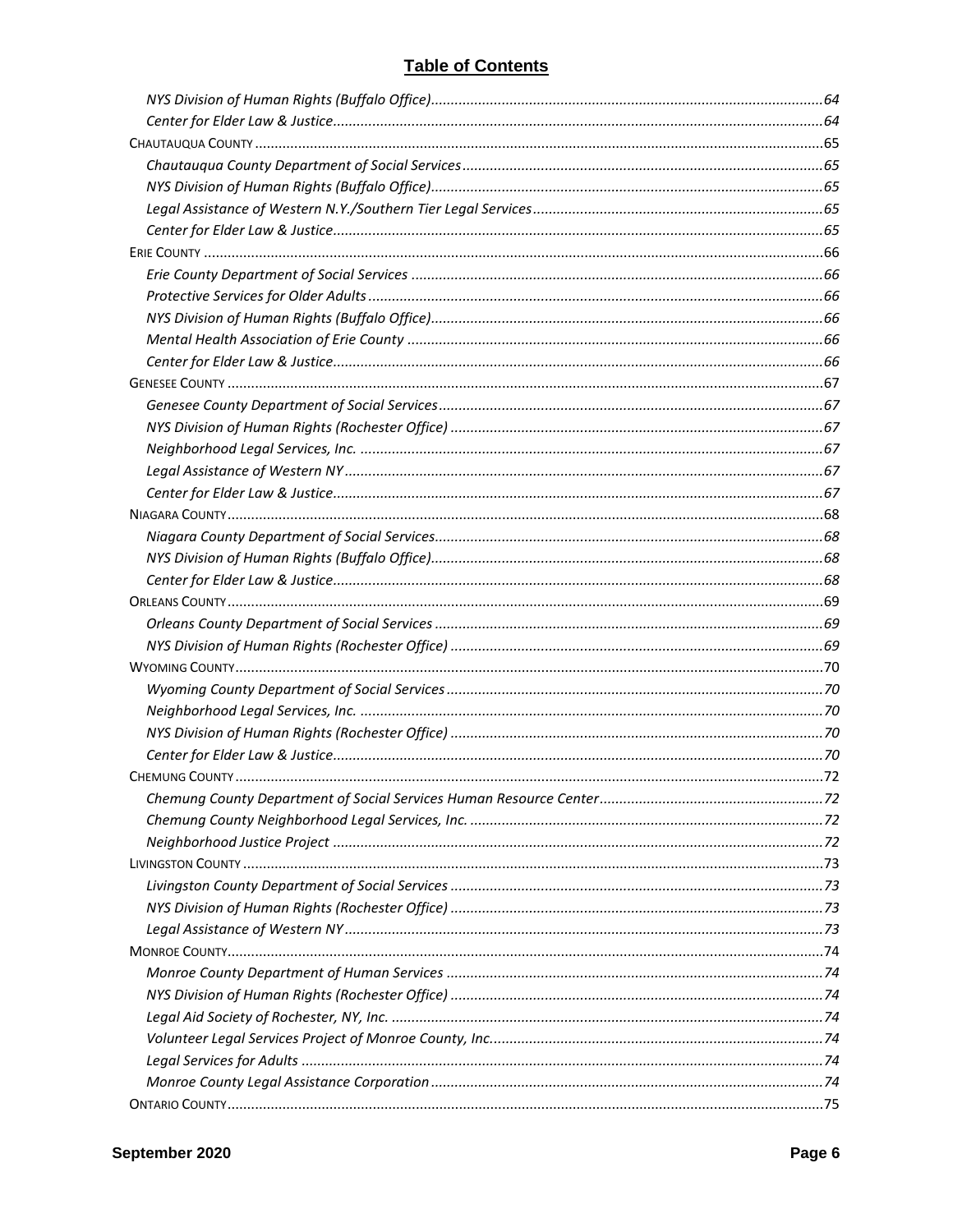## Table of Contents

*NYS Division of Human Rights (Buffalo Office)* ..... *64*
*Center for Elder Law & Justice* ..... *64*
CHAUTAUQUA COUNTY ..... 65
*Chautauqua County Department of Social Services* ..... *65*
*NYS Division of Human Rights (Buffalo Office)* ..... *65*
*Legal Assistance of Western N.Y./Southern Tier Legal Services* ..... *65*
*Center for Elder Law & Justice* ..... *65*
ERIE COUNTY ..... 66
*Erie County Department of Social Services* ..... *66*
*Protective Services for Older Adults* ..... *66*
*NYS Division of Human Rights (Buffalo Office)* ..... *66*
*Mental Health Association of Erie County* ..... *66*
*Center for Elder Law & Justice* ..... *66*
GENESEE COUNTY ..... 67
*Genesee County Department of Social Services* ..... *67*
*NYS Division of Human Rights (Rochester Office)* ..... *67*
*Neighborhood Legal Services, Inc.* ..... *67*
*Legal Assistance of Western NY* ..... *67*
*Center for Elder Law & Justice* ..... *67*
NIAGARA COUNTY ..... 68
*Niagara County Department of Social Services* ..... *68*
*NYS Division of Human Rights (Buffalo Office)* ..... *68*
*Center for Elder Law & Justice* ..... *68*
ORLEANS COUNTY ..... 69
*Orleans County Department of Social Services* ..... *69*
*NYS Division of Human Rights (Rochester Office)* ..... *69*
WYOMING COUNTY ..... 70
*Wyoming County Department of Social Services* ..... *70*
*Neighborhood Legal Services, Inc.* ..... *70*
*NYS Division of Human Rights (Rochester Office)* ..... *70*
*Center for Elder Law & Justice* ..... *70*
CHEMUNG COUNTY ..... 72
*Chemung County Department of Social Services Human Resource Center* ..... *72*
*Chemung County Neighborhood Legal Services, Inc.* ..... *72*
*Neighborhood Justice Project* ..... *72*
LIVINGSTON COUNTY ..... 73
*Livingston County Department of Social Services* ..... *73*
*NYS Division of Human Rights (Rochester Office)* ..... *73*
*Legal Assistance of Western NY* ..... *73*
MONROE COUNTY ..... 74
*Monroe County Department of Human Services* ..... *74*
*NYS Division of Human Rights (Rochester Office)* ..... *74*
*Legal Aid Society of Rochester, NY, Inc.* ..... *74*
*Volunteer Legal Services Project of Monroe County, Inc.* ..... *74*
*Legal Services for Adults* ..... *74*
*Monroe County Legal Assistance Corporation* ..... *74*
ONTARIO COUNTY ..... 75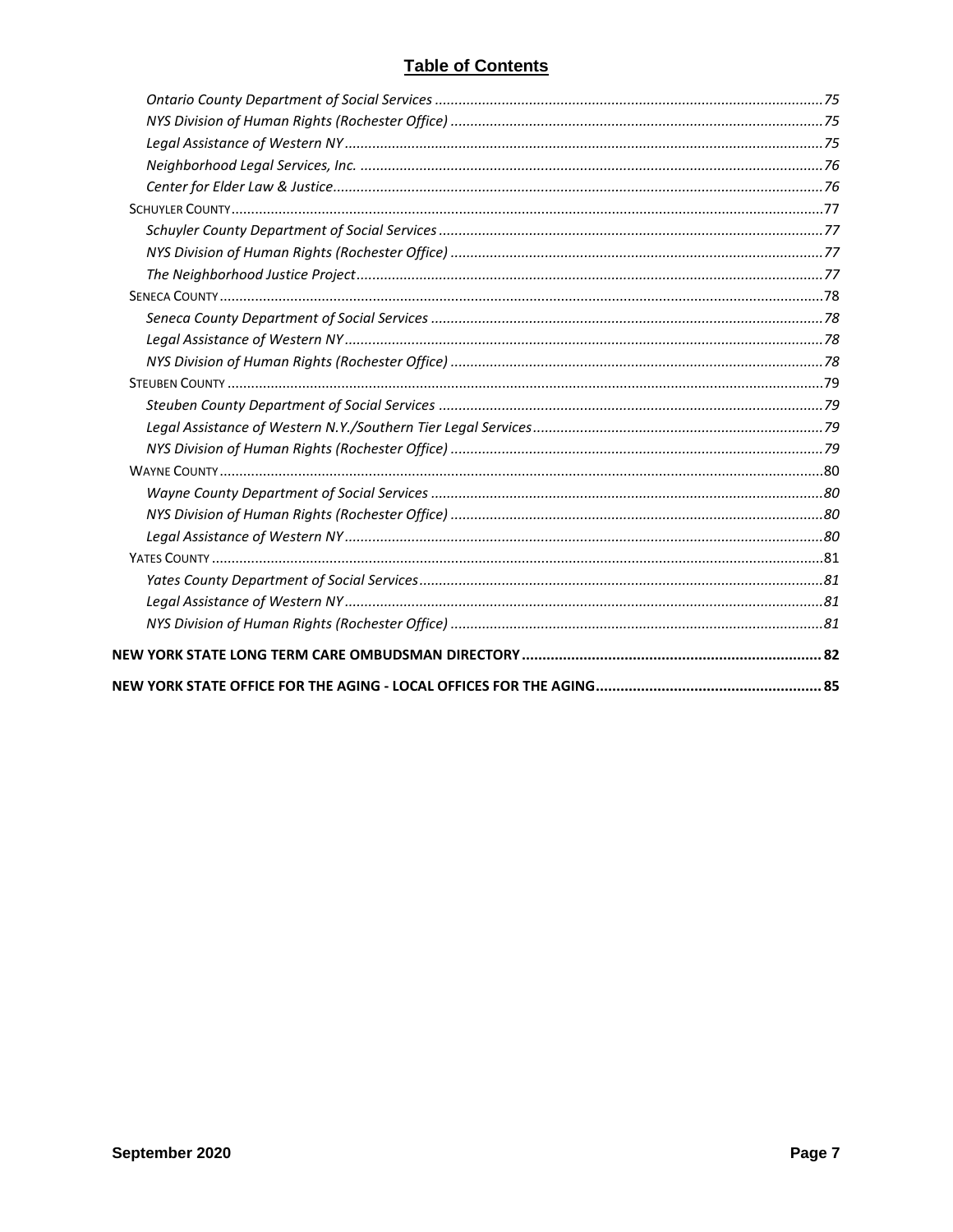## Table of Contents

*Ontario County Department of Social Services* ..... 75
*NYS Division of Human Rights (Rochester Office)* ..... 75
*Legal Assistance of Western NY* ..... 75
*Neighborhood Legal Services, Inc.* ..... 76
*Center for Elder Law & Justice* ..... 76

SCHUYLER COUNTY ..... 77
*Schuyler County Department of Social Services* ..... 77
*NYS Division of Human Rights (Rochester Office)* ..... 77
*The Neighborhood Justice Project* ..... 77

SENECA COUNTY ..... 78
*Seneca County Department of Social Services* ..... 78
*Legal Assistance of Western NY* ..... 78
*NYS Division of Human Rights (Rochester Office)* ..... 78

STEUBEN COUNTY ..... 79
*Steuben County Department of Social Services* ..... 79
*Legal Assistance of Western N.Y./Southern Tier Legal Services* ..... 79
*NYS Division of Human Rights (Rochester Office)* ..... 79

WAYNE COUNTY ..... 80
*Wayne County Department of Social Services* ..... 80
*NYS Division of Human Rights (Rochester Office)* ..... 80
*Legal Assistance of Western NY* ..... 80

YATES COUNTY ..... 81
*Yates County Department of Social Services* ..... 81
*Legal Assistance of Western NY* ..... 81
*NYS Division of Human Rights (Rochester Office)* ..... 81

**NEW YORK STATE LONG TERM CARE OMBUDSMAN DIRECTORY ..... 82**

**NEW YORK STATE OFFICE FOR THE AGING - LOCAL OFFICES FOR THE AGING ..... 85**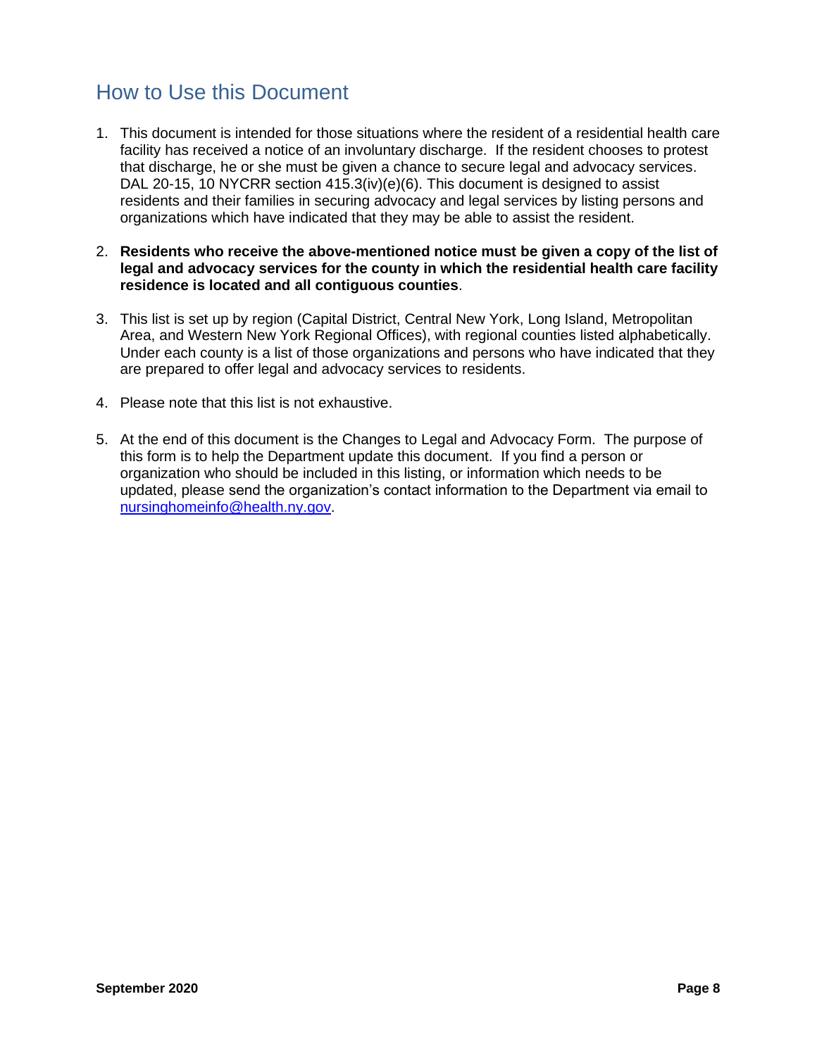## How to Use this Document

1. This document is intended for those situations where the resident of a residential health care facility has received a notice of an involuntary discharge. If the resident chooses to protest that discharge, he or she must be given a chance to secure legal and advocacy services. DAL 20-15, 10 NYCRR section 415.3(iv)(e)(6). This document is designed to assist residents and their families in securing advocacy and legal services by listing persons and organizations which have indicated that they may be able to assist the resident.

2. **Residents who receive the above-mentioned notice must be given a copy of the list of legal and advocacy services for the county in which the residential health care facility residence is located and all contiguous counties**.

3. This list is set up by region (Capital District, Central New York, Long Island, Metropolitan Area, and Western New York Regional Offices), with regional counties listed alphabetically. Under each county is a list of those organizations and persons who have indicated that they are prepared to offer legal and advocacy services to residents.

4. Please note that this list is not exhaustive.

5. At the end of this document is the Changes to Legal and Advocacy Form. The purpose of this form is to help the Department update this document. If you find a person or organization who should be included in this listing, or information which needs to be updated, please send the organization's contact information to the Department via email to [nursinghomeinfo@health.ny.gov](mailto:nursinghomeinfo@health.ny.gov).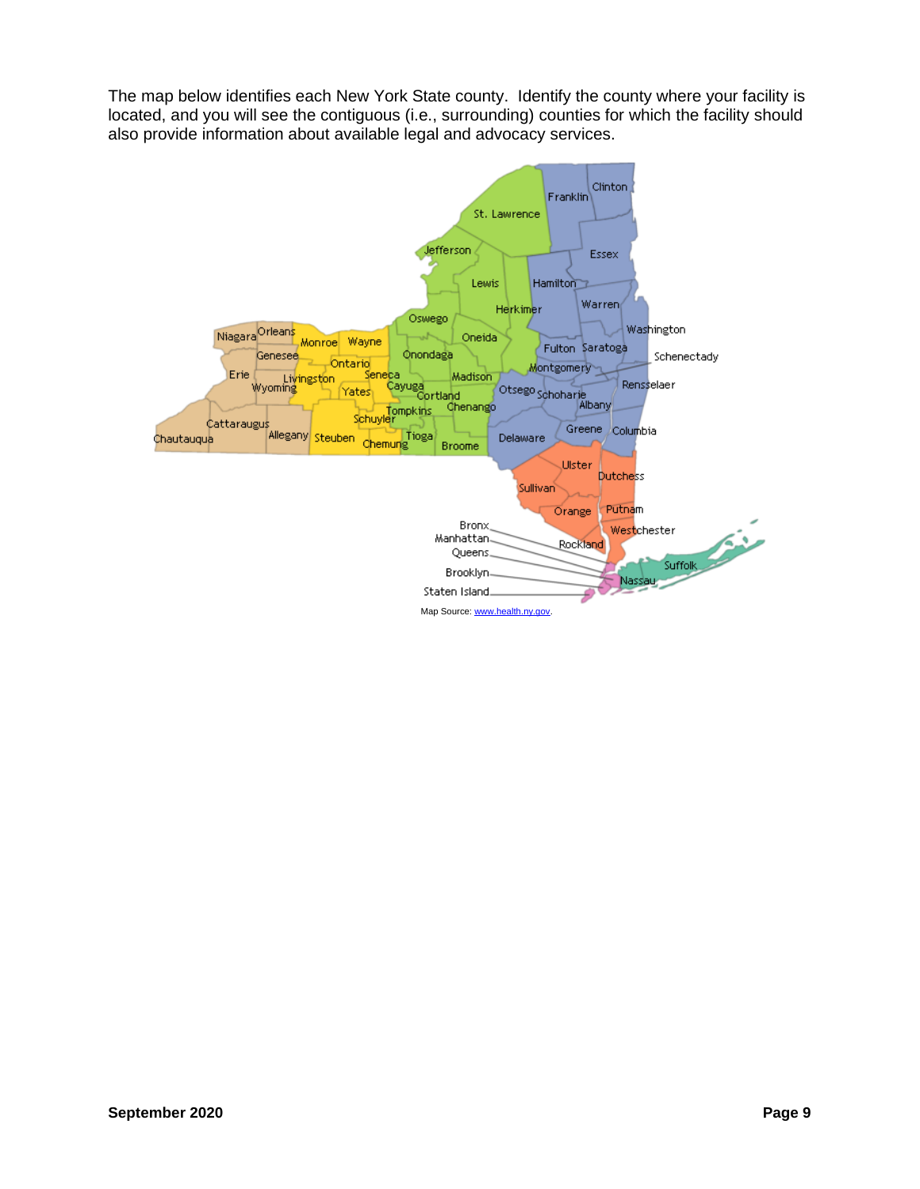The map below identifies each New York State county. Identify the county where your facility is located, and you will see the contiguous (i.e., surrounding) counties for which the facility should also provide information about available legal and advocacy services.

Map Source: www.health.ny.gov.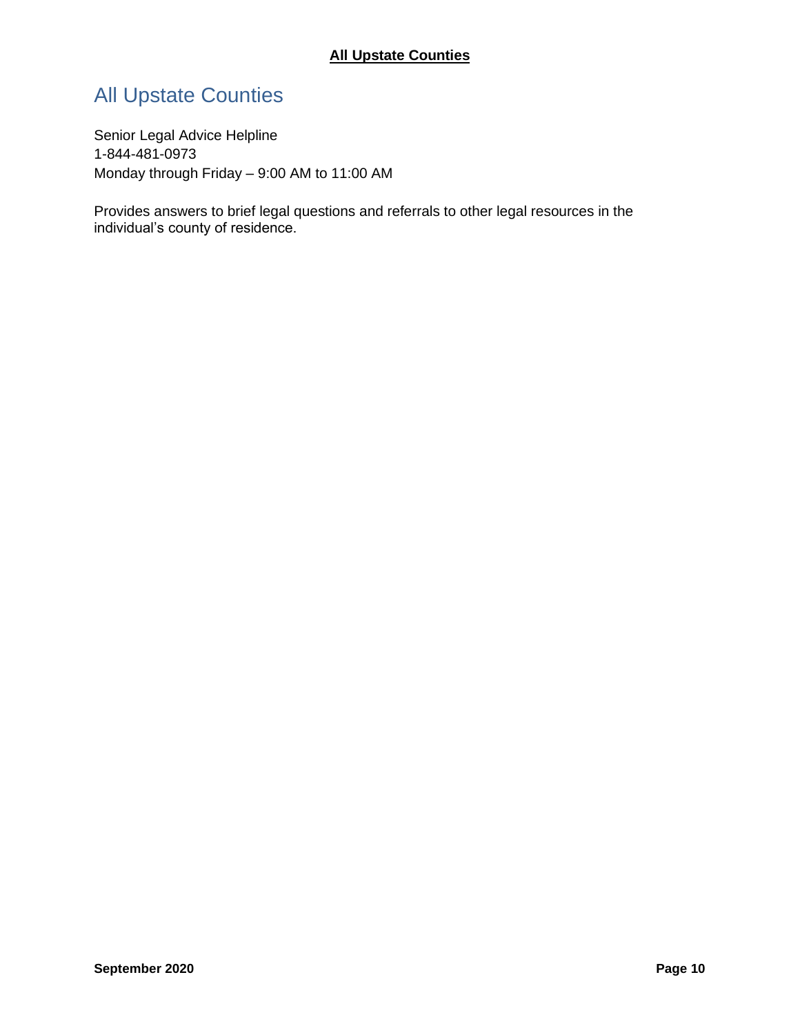# All Upstate Counties

Senior Legal Advice Helpline
1-844-481-0973
Monday through Friday – 9:00 AM to 11:00 AM

Provides answers to brief legal questions and referrals to other legal resources in the individual's county of residence.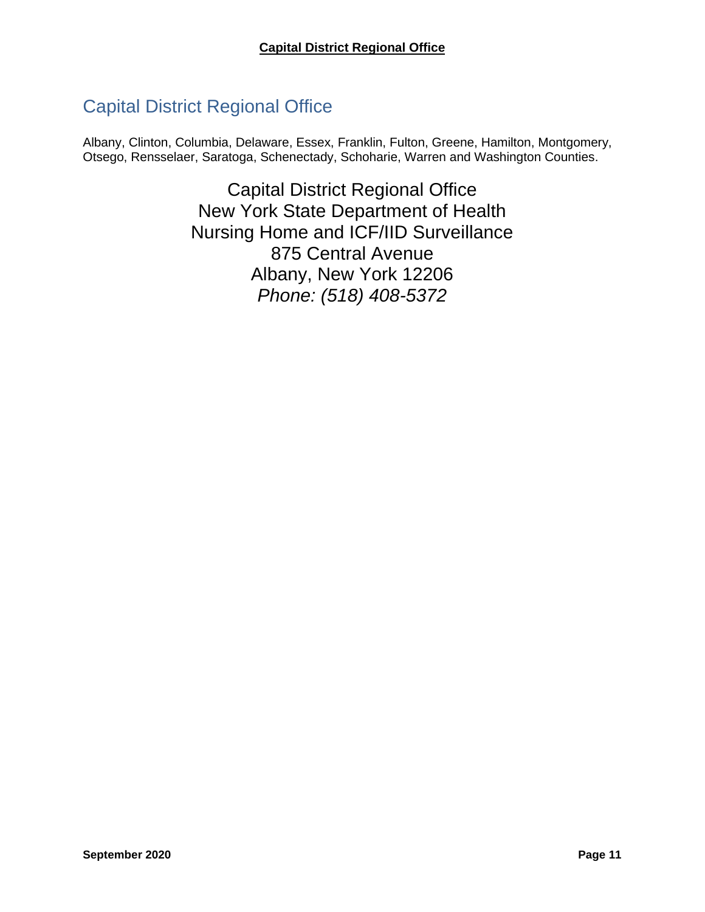## Capital District Regional Office

Albany, Clinton, Columbia, Delaware, Essex, Franklin, Fulton, Greene, Hamilton, Montgomery, Otsego, Rensselaer, Saratoga, Schenectady, Schoharie, Warren and Washington Counties.

Capital District Regional Office
New York State Department of Health
Nursing Home and ICF/IID Surveillance
875 Central Avenue
Albany, New York 12206
*Phone: (518) 408-5372*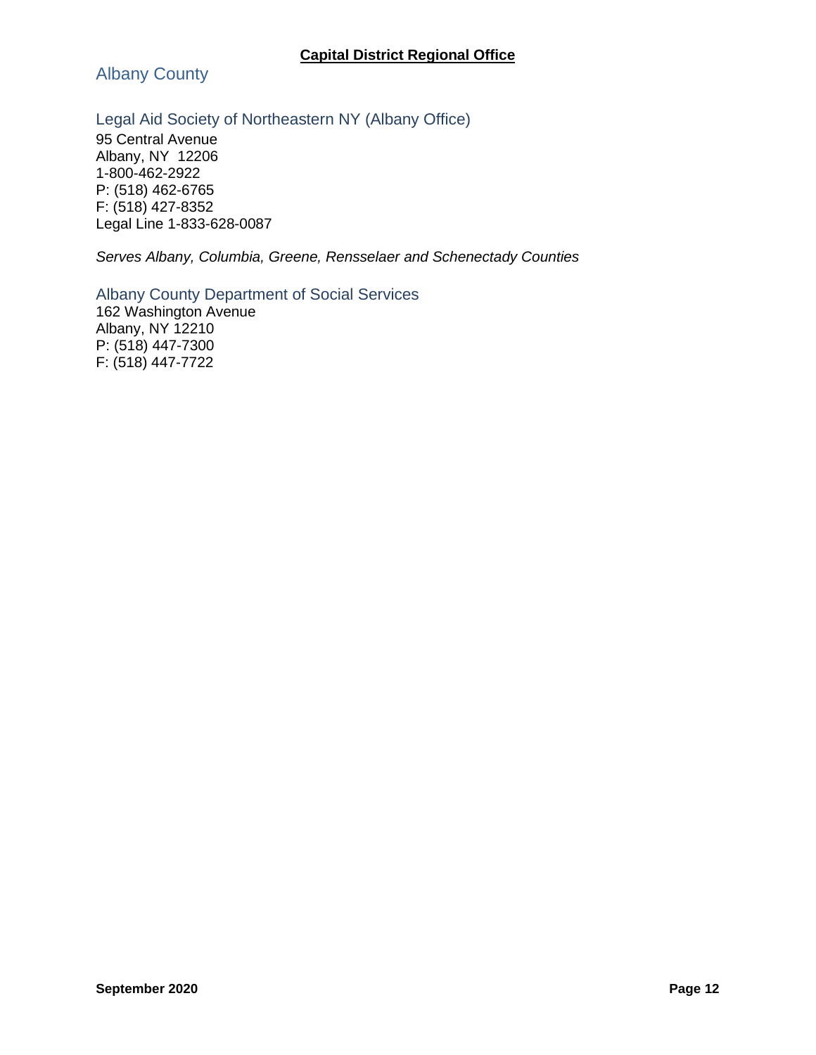**Capital District Regional Office**

## Albany County

### Legal Aid Society of Northeastern NY (Albany Office)

95 Central Avenue
Albany, NY 12206
1-800-462-2922
P: (518) 462-6765
F: (518) 427-8352
Legal Line 1-833-628-0087

*Serves Albany, Columbia, Greene, Rensselaer and Schenectady Counties*

### Albany County Department of Social Services

162 Washington Avenue
Albany, NY 12210
P: (518) 447-7300
F: (518) 447-7722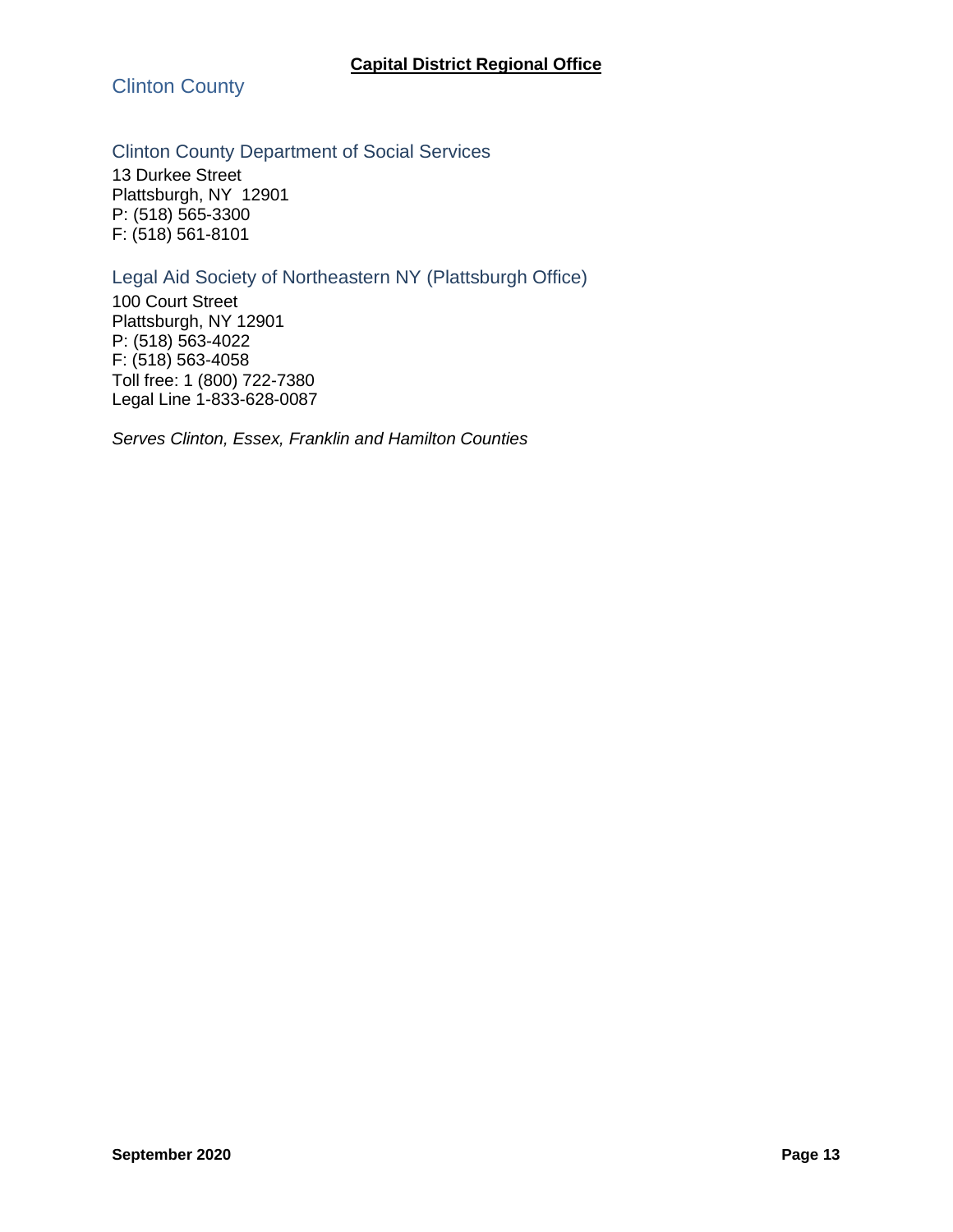## Capital District Regional Office

# Clinton County

### Clinton County Department of Social Services

13 Durkee Street
Plattsburgh, NY 12901
P: (518) 565-3300
F: (518) 561-8101

### Legal Aid Society of Northeastern NY (Plattsburgh Office)

100 Court Street
Plattsburgh, NY 12901
P: (518) 563-4022
F: (518) 563-4058
Toll free: 1 (800) 722-7380
Legal Line 1-833-628-0087

*Serves Clinton, Essex, Franklin and Hamilton Counties*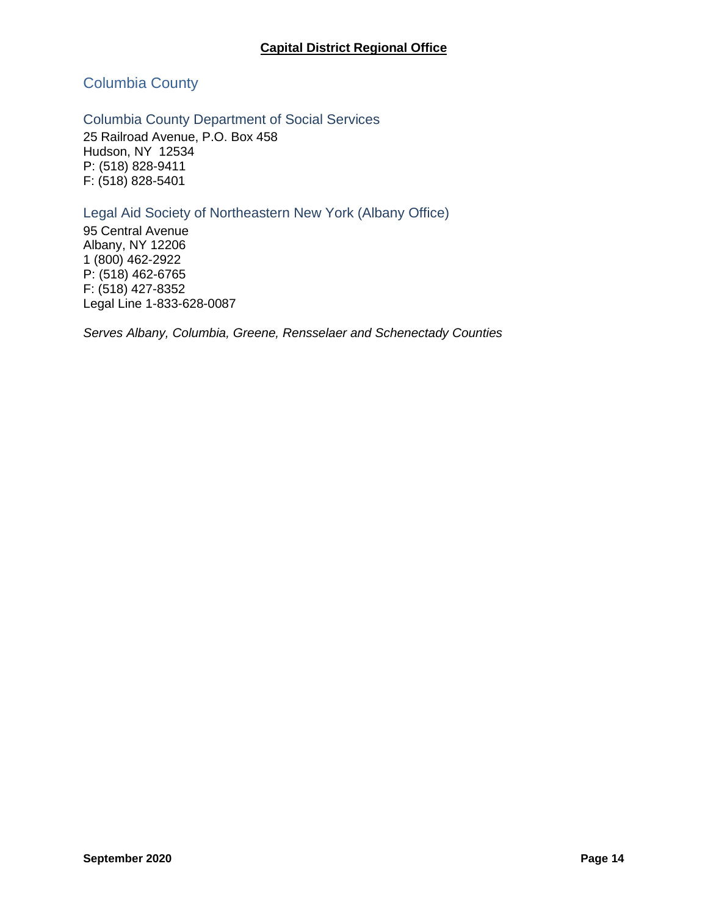**Capital District Regional Office**

## Columbia County

### Columbia County Department of Social Services

25 Railroad Avenue, P.O. Box 458
Hudson, NY 12534
P: (518) 828-9411
F: (518) 828-5401

### Legal Aid Society of Northeastern New York (Albany Office)

95 Central Avenue
Albany, NY 12206
1 (800) 462-2922
P: (518) 462-6765
F: (518) 427-8352
Legal Line 1-833-628-0087

*Serves Albany, Columbia, Greene, Rensselaer and Schenectady Counties*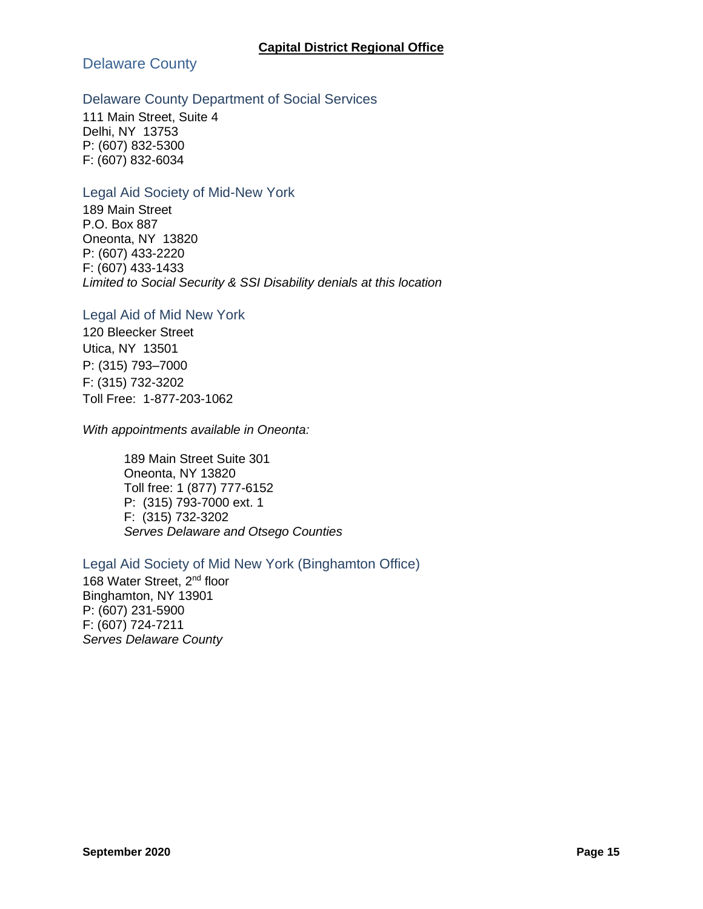**Capital District Regional Office**

## Delaware County

### Delaware County Department of Social Services

111 Main Street, Suite 4
Delhi, NY 13753
P: (607) 832-5300
F: (607) 832-6034

### Legal Aid Society of Mid-New York

189 Main Street
P.O. Box 887
Oneonta, NY 13820
P: (607) 433-2220
F: (607) 433-1433
*Limited to Social Security & SSI Disability denials at this location*

### Legal Aid of Mid New York

120 Bleecker Street
Utica, NY 13501
P: (315) 793–7000
F: (315) 732-3202
Toll Free: 1-877-203-1062

*With appointments available in Oneonta:*

> 189 Main Street Suite 301
> Oneonta, NY 13820
> Toll free: 1 (877) 777-6152
> P: (315) 793-7000 ext. 1
> F: (315) 732-3202
> *Serves Delaware and Otsego Counties*

### Legal Aid Society of Mid New York (Binghamton Office)

168 Water Street, 2nd floor
Binghamton, NY 13901
P: (607) 231-5900
F: (607) 724-7211
*Serves Delaware County*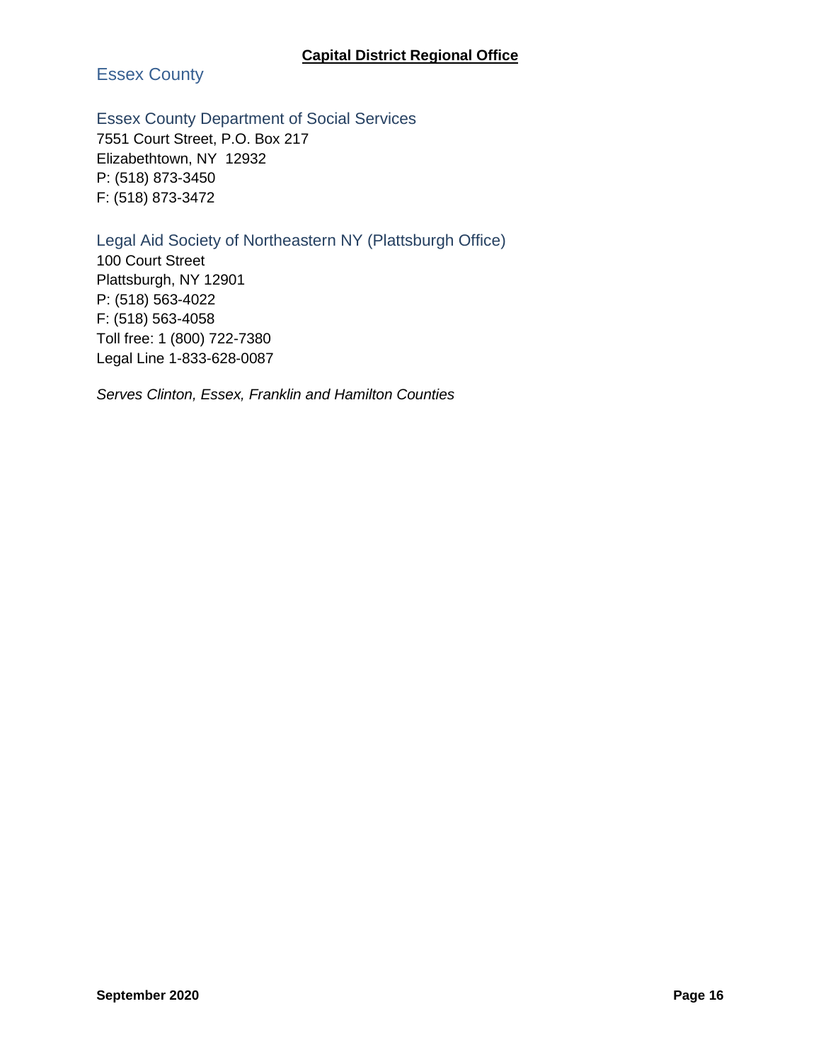**Capital District Regional Office**

## Essex County

### Essex County Department of Social Services

7551 Court Street, P.O. Box 217
Elizabethtown, NY 12932
P: (518) 873-3450
F: (518) 873-3472

### Legal Aid Society of Northeastern NY (Plattsburgh Office)

100 Court Street
Plattsburgh, NY 12901
P: (518) 563-4022
F: (518) 563-4058
Toll free: 1 (800) 722-7380
Legal Line 1-833-628-0087

*Serves Clinton, Essex, Franklin and Hamilton Counties*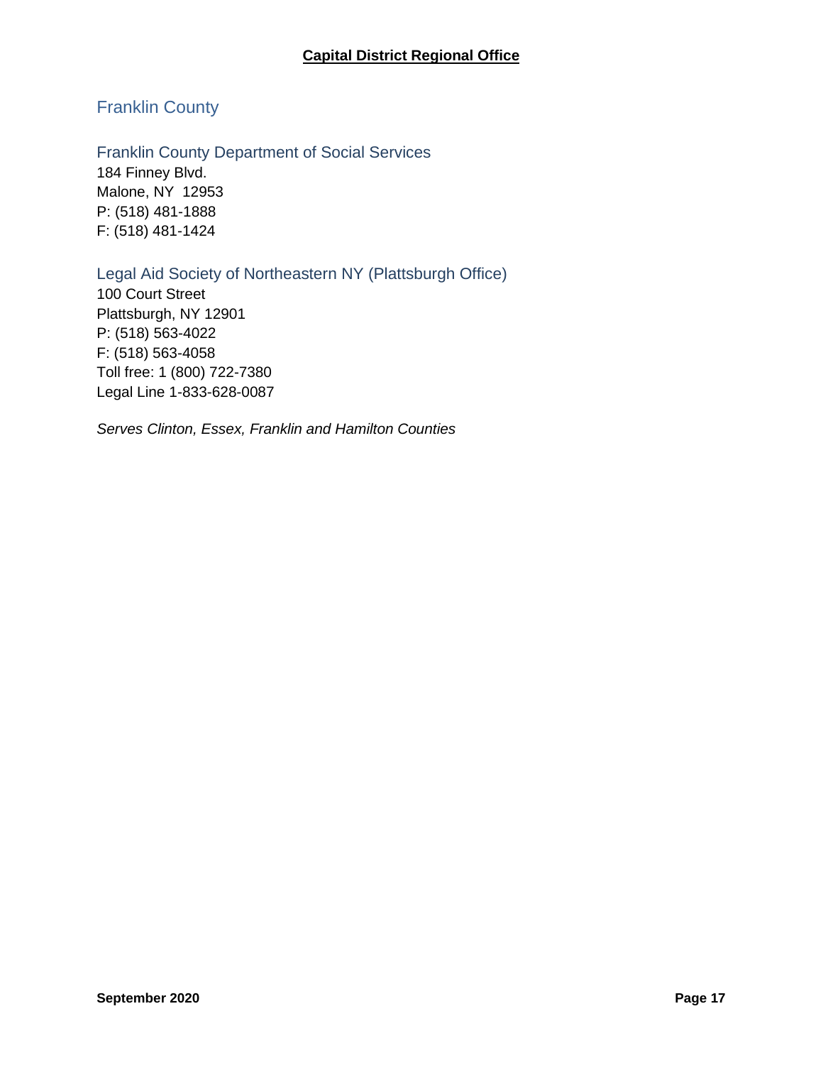## Capital District Regional Office

# Franklin County

### Franklin County Department of Social Services

184 Finney Blvd.
Malone, NY  12953
P: (518) 481-1888
F: (518) 481-1424

### Legal Aid Society of Northeastern NY (Plattsburgh Office)

100 Court Street
Plattsburgh, NY 12901
P: (518) 563-4022
F: (518) 563-4058
Toll free: 1 (800) 722-7380
Legal Line 1-833-628-0087

*Serves Clinton, Essex, Franklin and Hamilton Counties*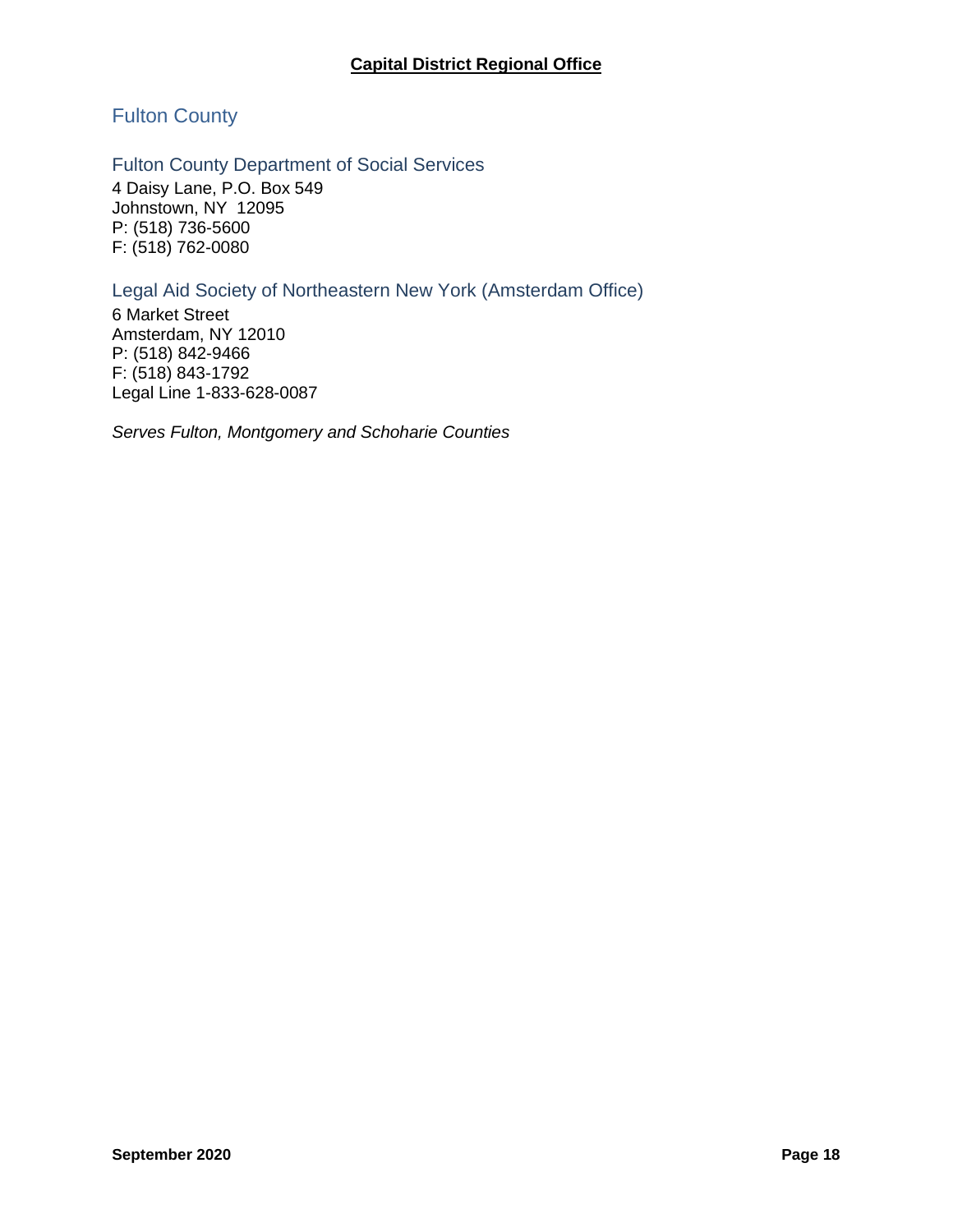## Capital District Regional Office

# Fulton County

## Fulton County Department of Social Services

4 Daisy Lane, P.O. Box 549
Johnstown, NY 12095
P: (518) 736-5600
F: (518) 762-0080

## Legal Aid Society of Northeastern New York (Amsterdam Office)

6 Market Street
Amsterdam, NY 12010
P: (518) 842-9466
F: (518) 843-1792
Legal Line 1-833-628-0087

*Serves Fulton, Montgomery and Schoharie Counties*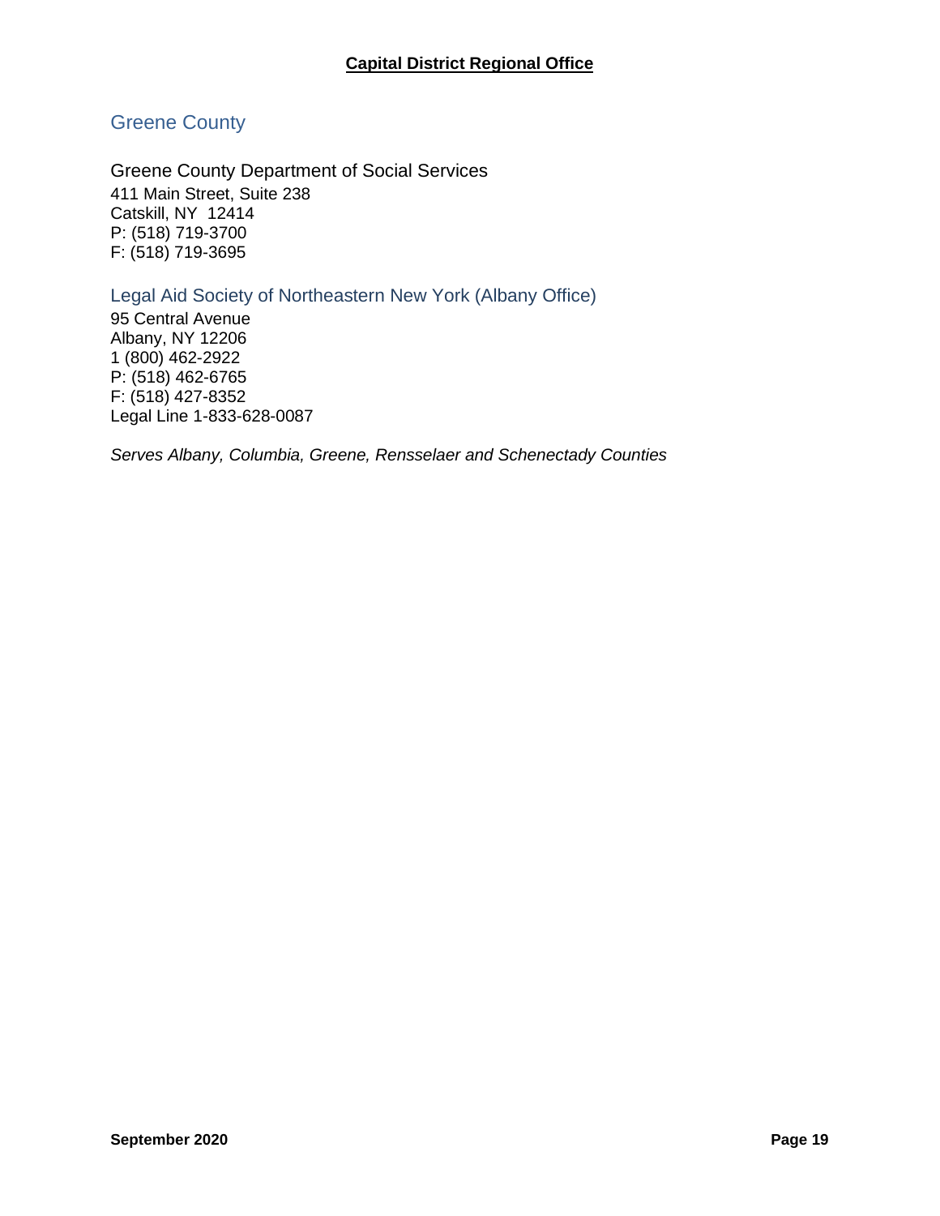## Capital District Regional Office

### Greene County

Greene County Department of Social Services
411 Main Street, Suite 238
Catskill, NY 12414
P: (518) 719-3700
F: (518) 719-3695

### Legal Aid Society of Northeastern New York (Albany Office)

95 Central Avenue
Albany, NY 12206
1 (800) 462-2922
P: (518) 462-6765
F: (518) 427-8352
Legal Line 1-833-628-0087

*Serves Albany, Columbia, Greene, Rensselaer and Schenectady Counties*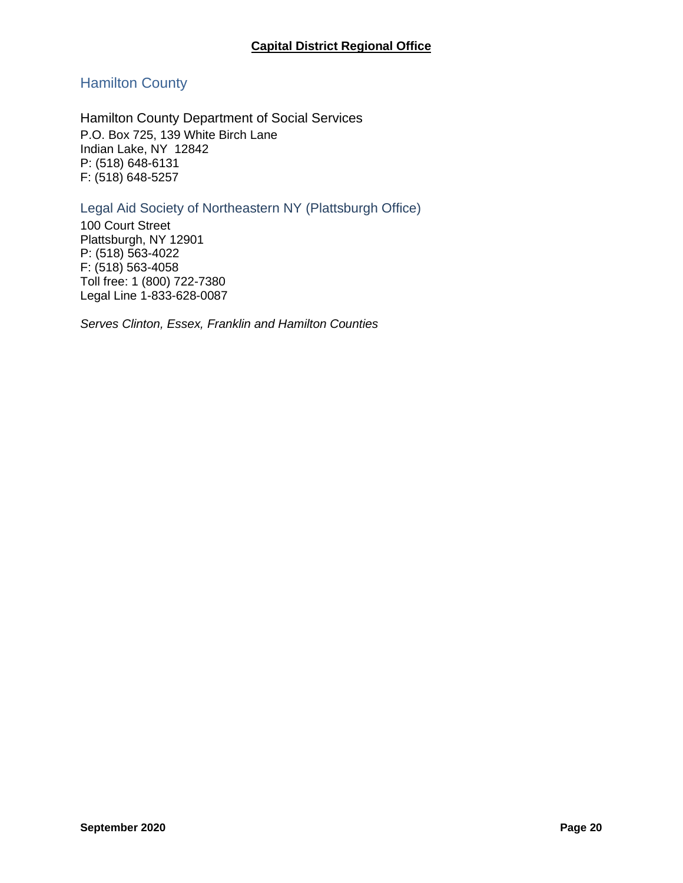## Hamilton County

Hamilton County Department of Social Services
P.O. Box 725, 139 White Birch Lane
Indian Lake, NY 12842
P: (518) 648-6131
F: (518) 648-5257

### Legal Aid Society of Northeastern NY (Plattsburgh Office)

100 Court Street
Plattsburgh, NY 12901
P: (518) 563-4022
F: (518) 563-4058
Toll free: 1 (800) 722-7380
Legal Line 1-833-628-0087

*Serves Clinton, Essex, Franklin and Hamilton Counties*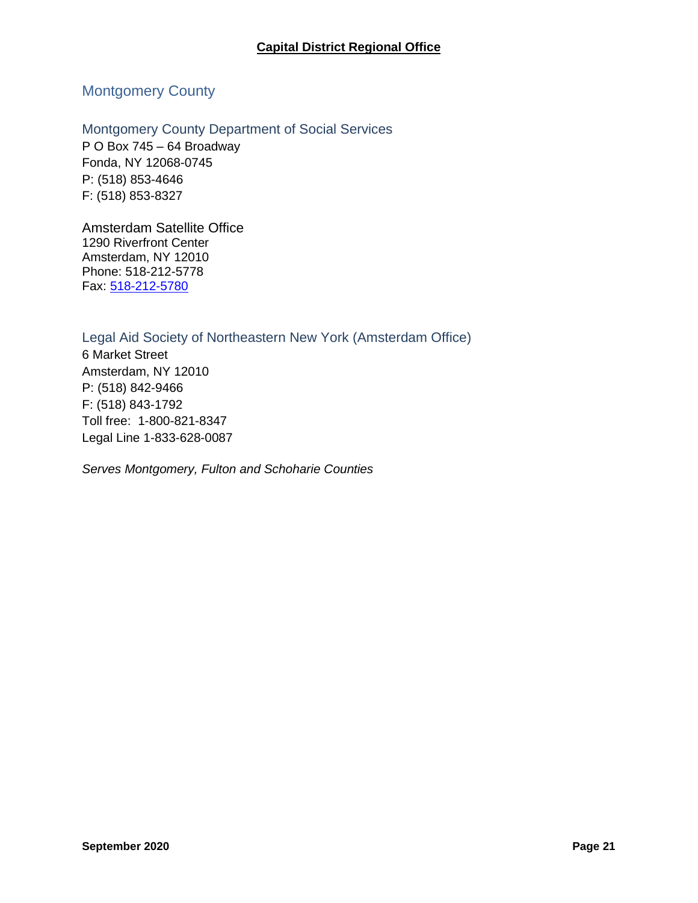## Capital District Regional Office

# Montgomery County

## Montgomery County Department of Social Services

P O Box 745 – 64 Broadway
Fonda, NY 12068-0745
P: (518) 853-4646
F: (518) 853-8327

### Amsterdam Satellite Office

1290 Riverfront Center
Amsterdam, NY 12010
Phone: 518-212-5778
Fax: 518-212-5780

## Legal Aid Society of Northeastern New York (Amsterdam Office)

6 Market Street
Amsterdam, NY 12010
P: (518) 842-9466
F: (518) 843-1792
Toll free: 1-800-821-8347
Legal Line 1-833-628-0087

*Serves Montgomery, Fulton and Schoharie Counties*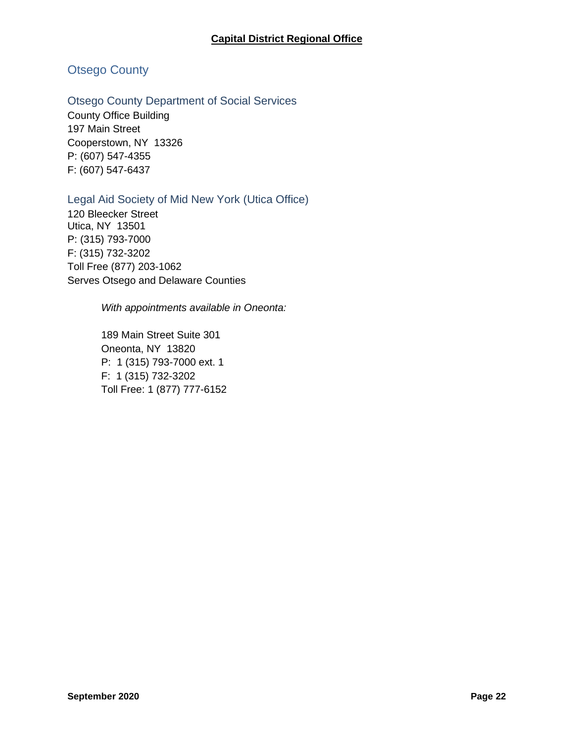## Capital District Regional Office

### Otsego County

#### Otsego County Department of Social Services

County Office Building
197 Main Street
Cooperstown, NY 13326
P: (607) 547-4355
F: (607) 547-6437

#### Legal Aid Society of Mid New York (Utica Office)

120 Bleecker Street
Utica, NY 13501
P: (315) 793-7000
F: (315) 732-3202
Toll Free (877) 203-1062
Serves Otsego and Delaware Counties

*With appointments available in Oneonta:*

189 Main Street Suite 301
Oneonta, NY 13820
P: 1 (315) 793-7000 ext. 1
F: 1 (315) 732-3202
Toll Free: 1 (877) 777-6152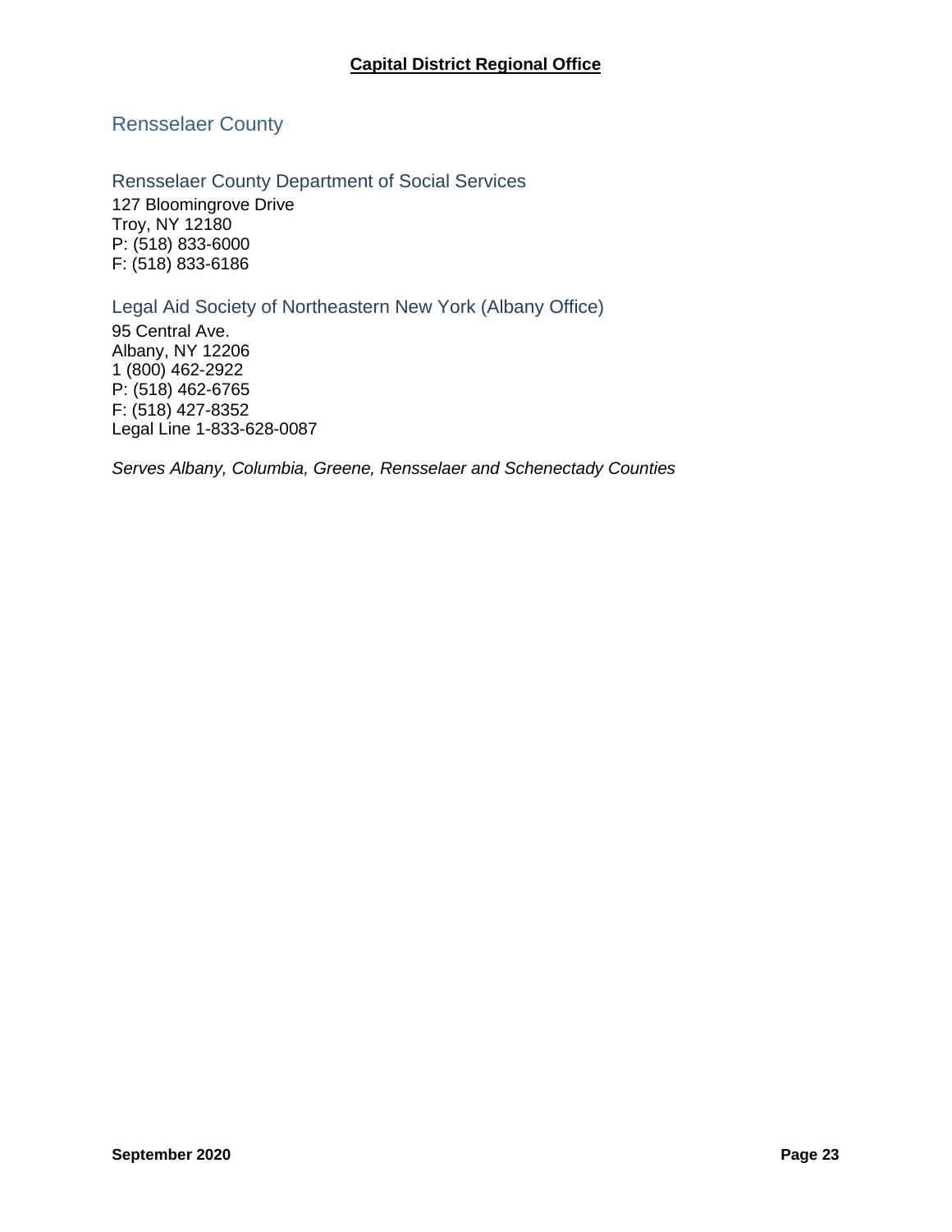## Capital District Regional Office

### Rensselaer County

#### Rensselaer County Department of Social Services

127 Bloomingrove Drive
Troy, NY 12180
P: (518) 833-6000
F: (518) 833-6186

#### Legal Aid Society of Northeastern New York (Albany Office)

95 Central Ave.
Albany, NY 12206
1 (800) 462-2922
P: (518) 462-6765
F: (518) 427-8352
Legal Line 1-833-628-0087

*Serves Albany, Columbia, Greene, Rensselaer and Schenectady Counties*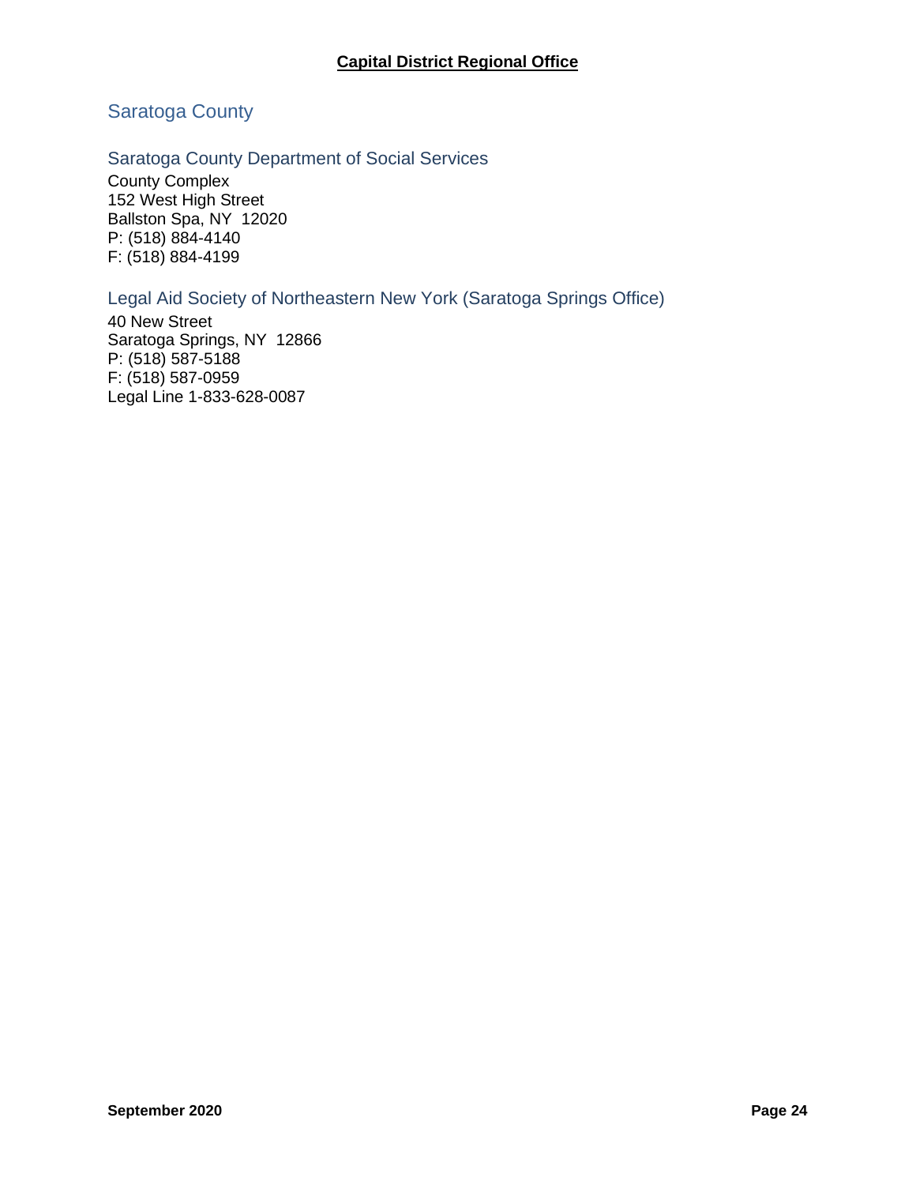**Capital District Regional Office**

## Saratoga County

### Saratoga County Department of Social Services

County Complex
152 West High Street
Ballston Spa, NY 12020
P: (518) 884-4140
F: (518) 884-4199

### Legal Aid Society of Northeastern New York (Saratoga Springs Office)

40 New Street
Saratoga Springs, NY 12866
P: (518) 587-5188
F: (518) 587-0959
Legal Line 1-833-628-0087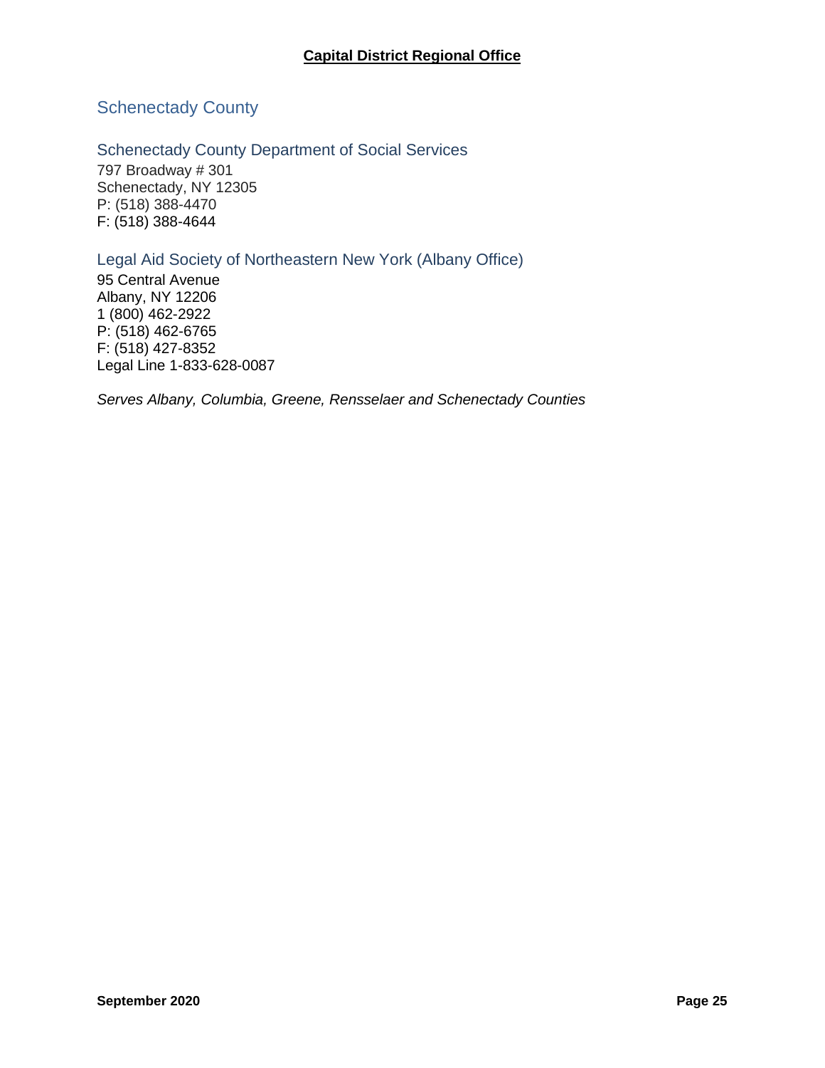## Schenectady County

### Schenectady County Department of Social Services

797 Broadway # 301
Schenectady, NY 12305
P: (518) 388-4470
F: (518) 388-4644

### Legal Aid Society of Northeastern New York (Albany Office)

95 Central Avenue
Albany, NY 12206
1 (800) 462-2922
P: (518) 462-6765
F: (518) 427-8352
Legal Line 1-833-628-0087

*Serves Albany, Columbia, Greene, Rensselaer and Schenectady Counties*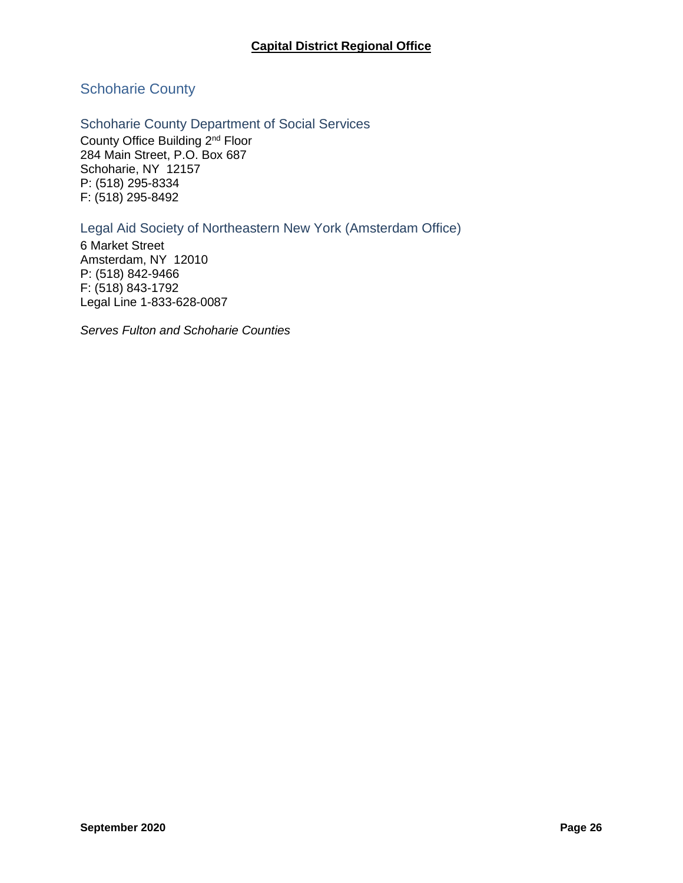## Schoharie County

### Schoharie County Department of Social Services

County Office Building 2nd Floor
284 Main Street, P.O. Box 687
Schoharie, NY 12157
P: (518) 295-8334
F: (518) 295-8492

### Legal Aid Society of Northeastern New York (Amsterdam Office)

6 Market Street
Amsterdam, NY 12010
P: (518) 842-9466
F: (518) 843-1792
Legal Line 1-833-628-0087

*Serves Fulton and Schoharie Counties*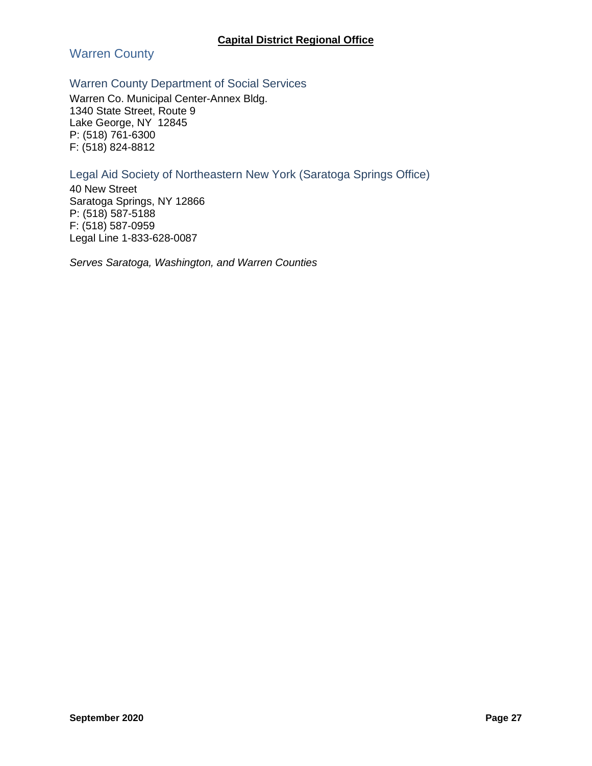**Capital District Regional Office**

## Warren County

### Warren County Department of Social Services

Warren Co. Municipal Center-Annex Bldg.
1340 State Street, Route 9
Lake George, NY 12845
P: (518) 761-6300
F: (518) 824-8812

### Legal Aid Society of Northeastern New York (Saratoga Springs Office)

40 New Street
Saratoga Springs, NY 12866
P: (518) 587-5188
F: (518) 587-0959
Legal Line 1-833-628-0087

*Serves Saratoga, Washington, and Warren Counties*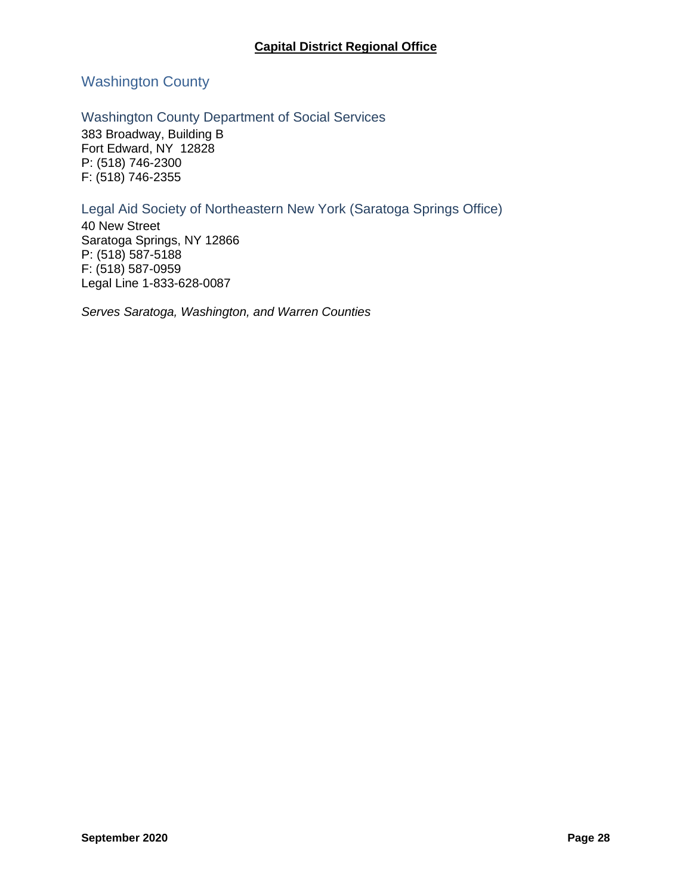**Capital District Regional Office**

## Washington County

### Washington County Department of Social Services

383 Broadway, Building B
Fort Edward, NY 12828
P: (518) 746-2300
F: (518) 746-2355

### Legal Aid Society of Northeastern New York (Saratoga Springs Office)

40 New Street
Saratoga Springs, NY 12866
P: (518) 587-5188
F: (518) 587-0959
Legal Line 1-833-628-0087

*Serves Saratoga, Washington, and Warren Counties*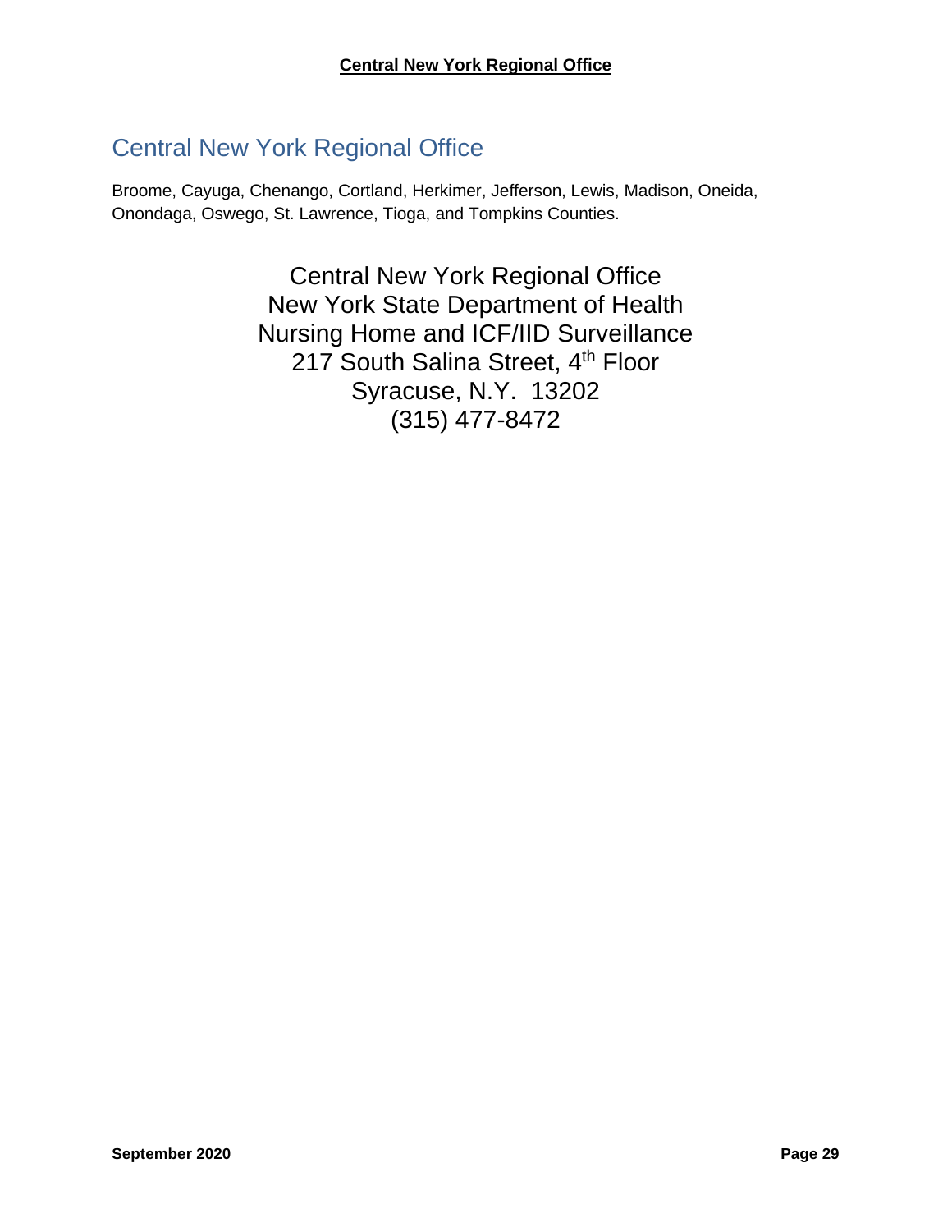## Central New York Regional Office

Broome, Cayuga, Chenango, Cortland, Herkimer, Jefferson, Lewis, Madison, Oneida, Onondaga, Oswego, St. Lawrence, Tioga, and Tompkins Counties.

Central New York Regional Office
New York State Department of Health
Nursing Home and ICF/IID Surveillance
217 South Salina Street, 4th Floor
Syracuse, N.Y. 13202
(315) 477-8472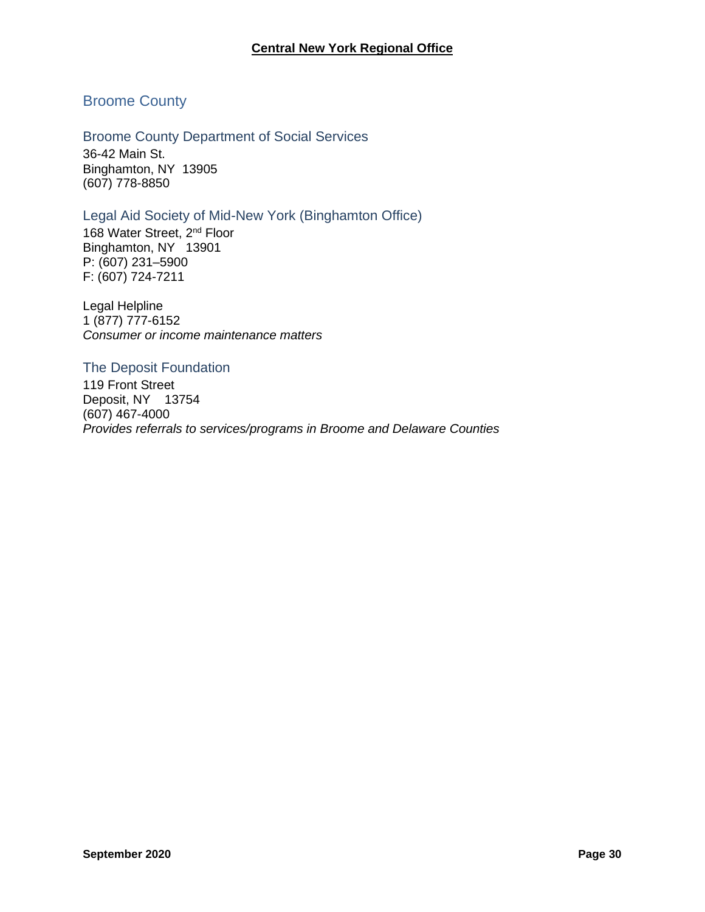## Central New York Regional Office

### Broome County

#### Broome County Department of Social Services

36-42 Main St.
Binghamton, NY 13905
(607) 778-8850

#### Legal Aid Society of Mid-New York (Binghamton Office)

168 Water Street, 2nd Floor
Binghamton, NY 13901
P: (607) 231–5900
F: (607) 724-7211

Legal Helpline
1 (877) 777-6152
*Consumer or income maintenance matters*

#### The Deposit Foundation

119 Front Street
Deposit, NY 13754
(607) 467-4000
*Provides referrals to services/programs in Broome and Delaware Counties*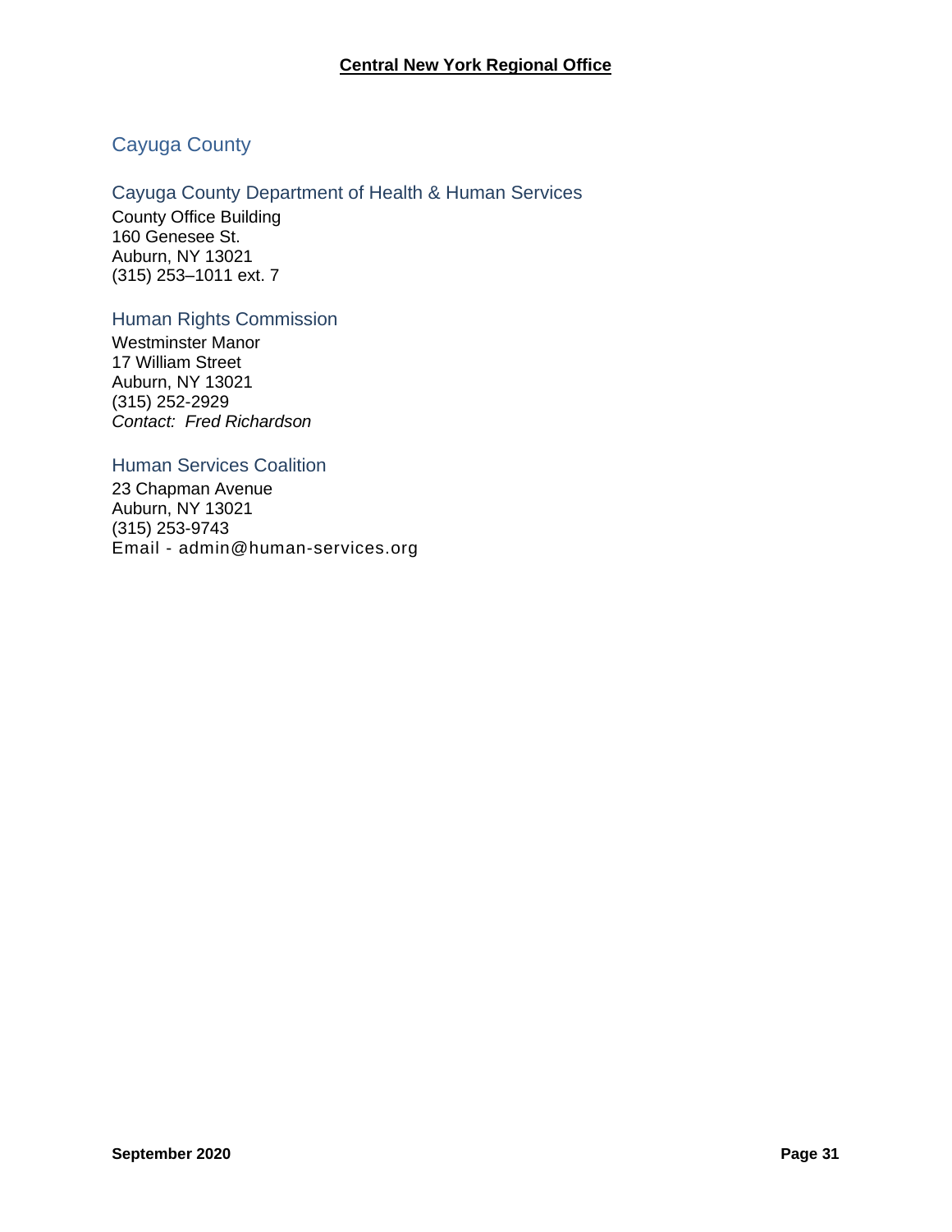# Central New York Regional Office

## Cayuga County

### Cayuga County Department of Health & Human Services

County Office Building
160 Genesee St.
Auburn, NY 13021
(315) 253–1011 ext. 7

### Human Rights Commission

Westminster Manor
17 William Street
Auburn, NY 13021
(315) 252-2929
*Contact: Fred Richardson*

### Human Services Coalition

23 Chapman Avenue
Auburn, NY 13021
(315) 253-9743
Email - admin@human-services.org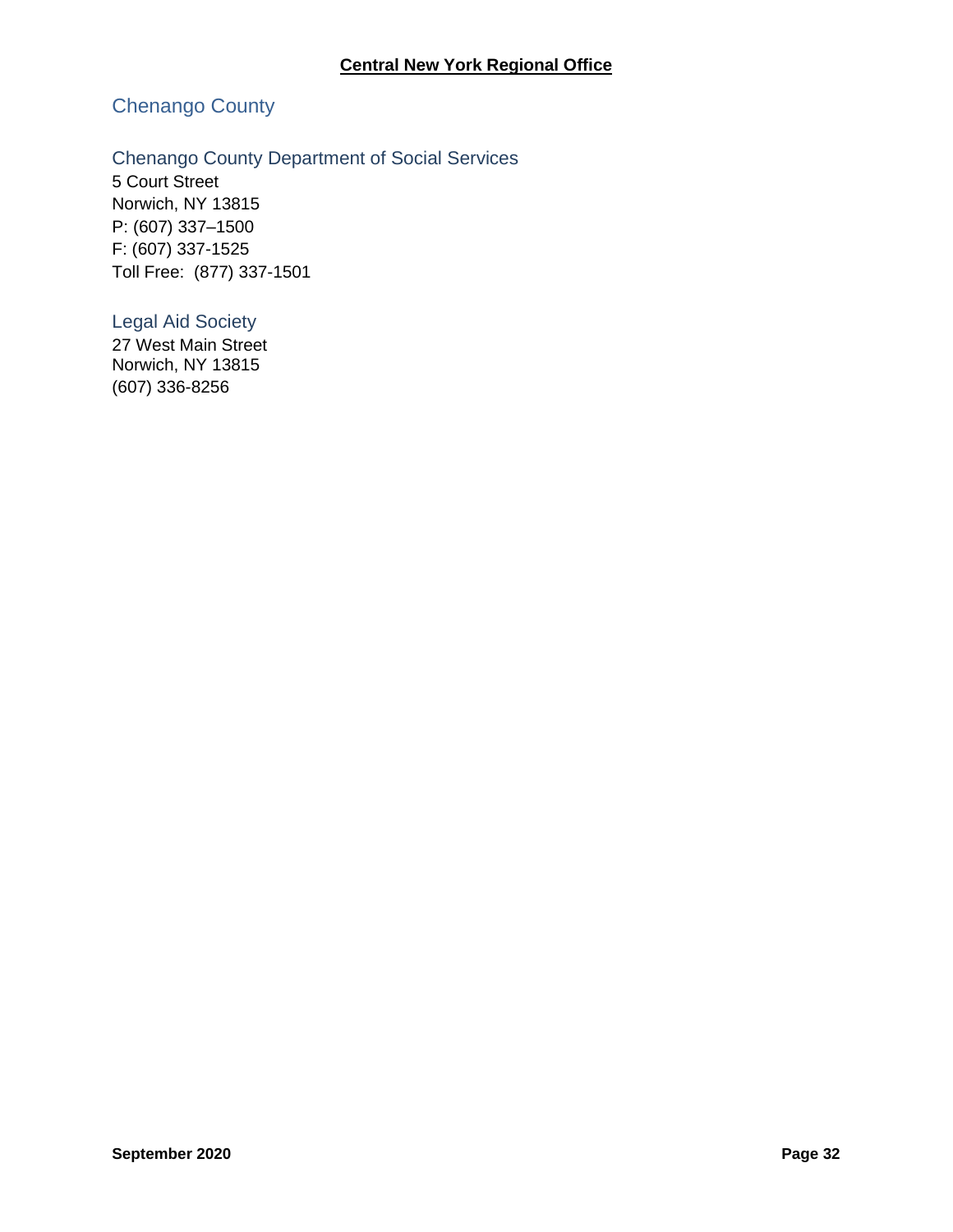**Central New York Regional Office**

## Chenango County

### Chenango County Department of Social Services

5 Court Street
Norwich, NY 13815
P: (607) 337–1500
F: (607) 337-1525
Toll Free: (877) 337-1501

### Legal Aid Society

27 West Main Street
Norwich, NY 13815
(607) 336-8256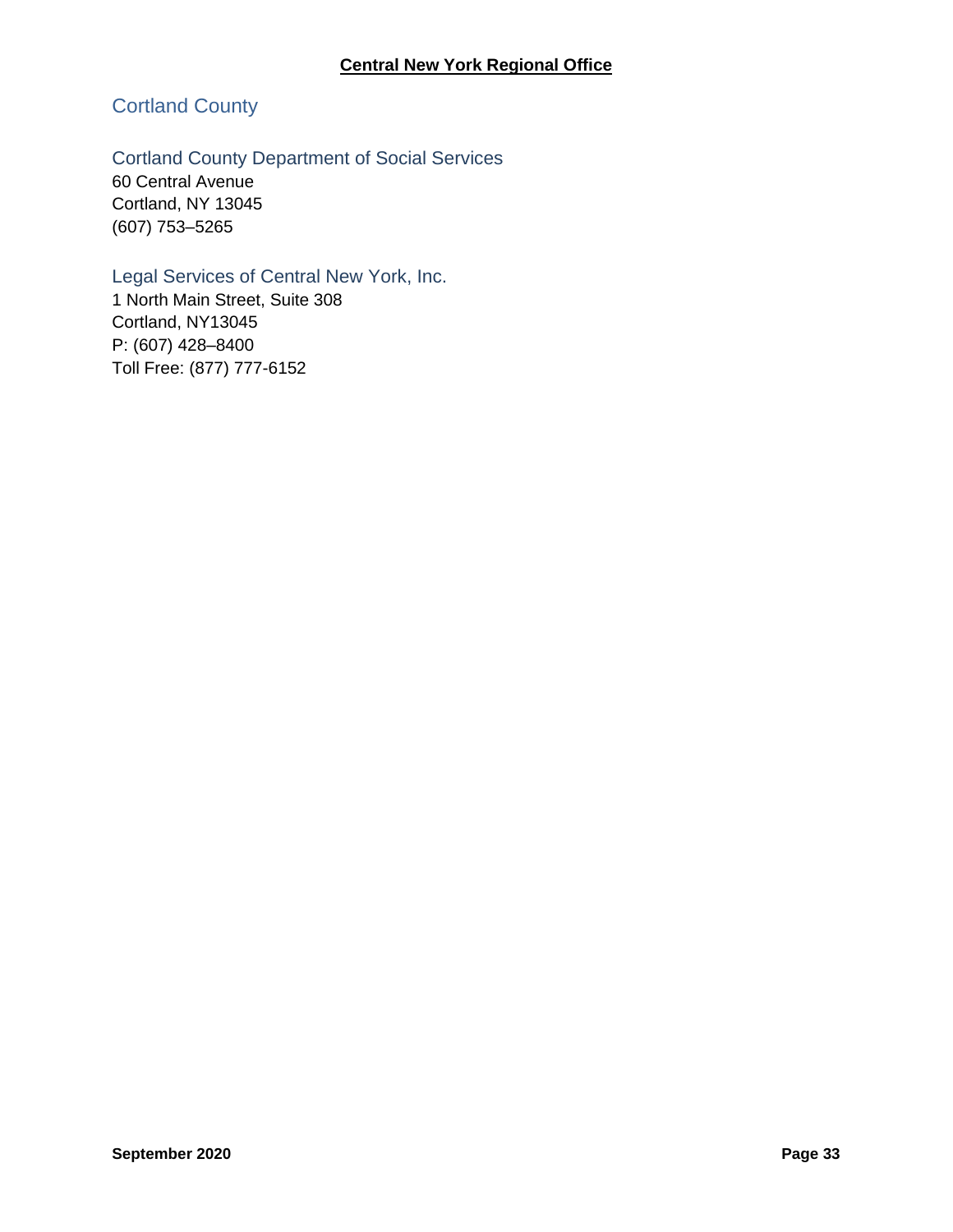**Central New York Regional Office**

## Cortland County

### Cortland County Department of Social Services

60 Central Avenue
Cortland, NY 13045
(607) 753–5265

### Legal Services of Central New York, Inc.

1 North Main Street, Suite 308
Cortland, NY13045
P: (607) 428–8400
Toll Free: (877) 777-6152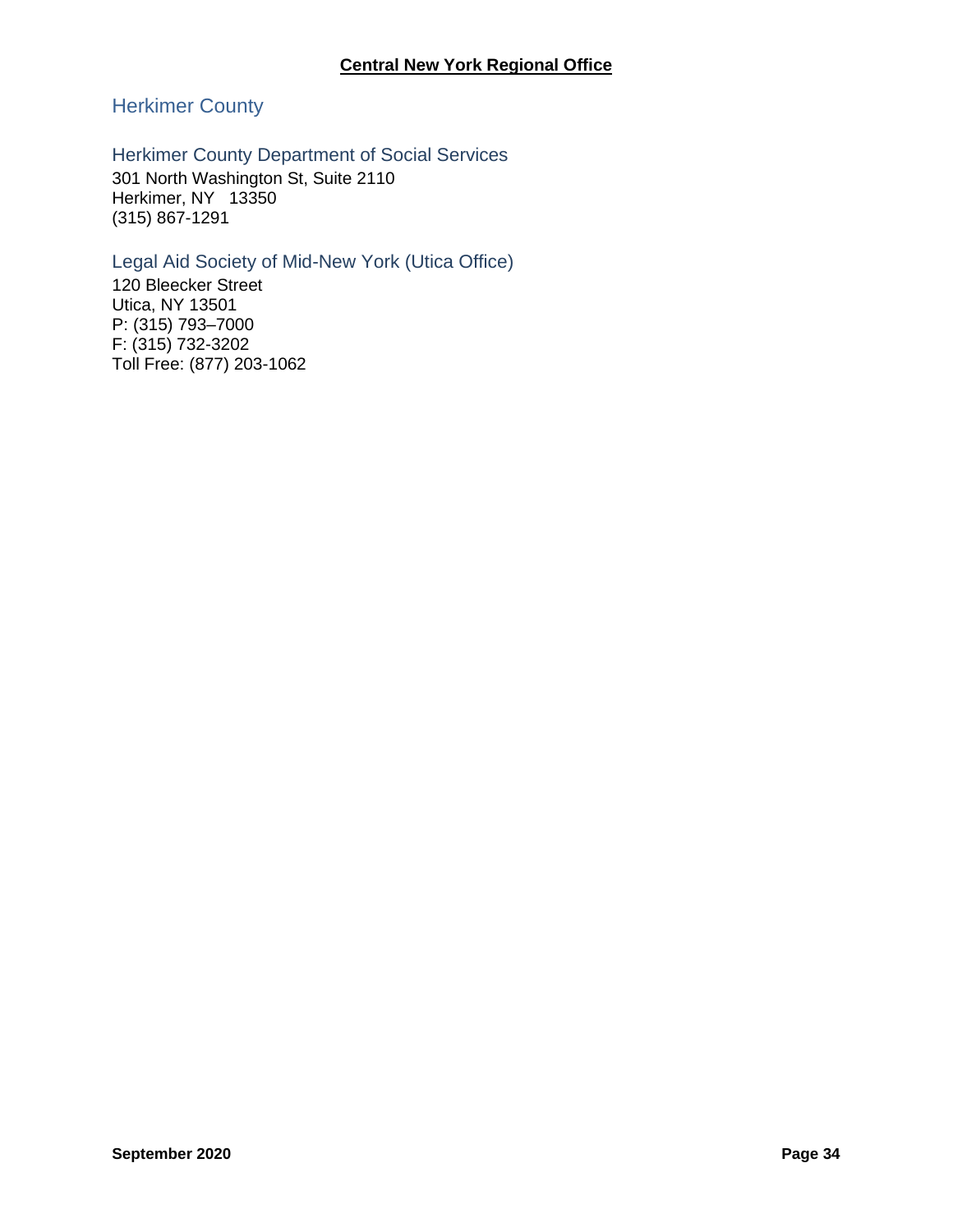## Herkimer County

### Herkimer County Department of Social Services

301 North Washington St, Suite 2110
Herkimer, NY 13350
(315) 867-1291

### Legal Aid Society of Mid-New York (Utica Office)

120 Bleecker Street
Utica, NY 13501
P: (315) 793–7000
F: (315) 732-3202
Toll Free: (877) 203-1062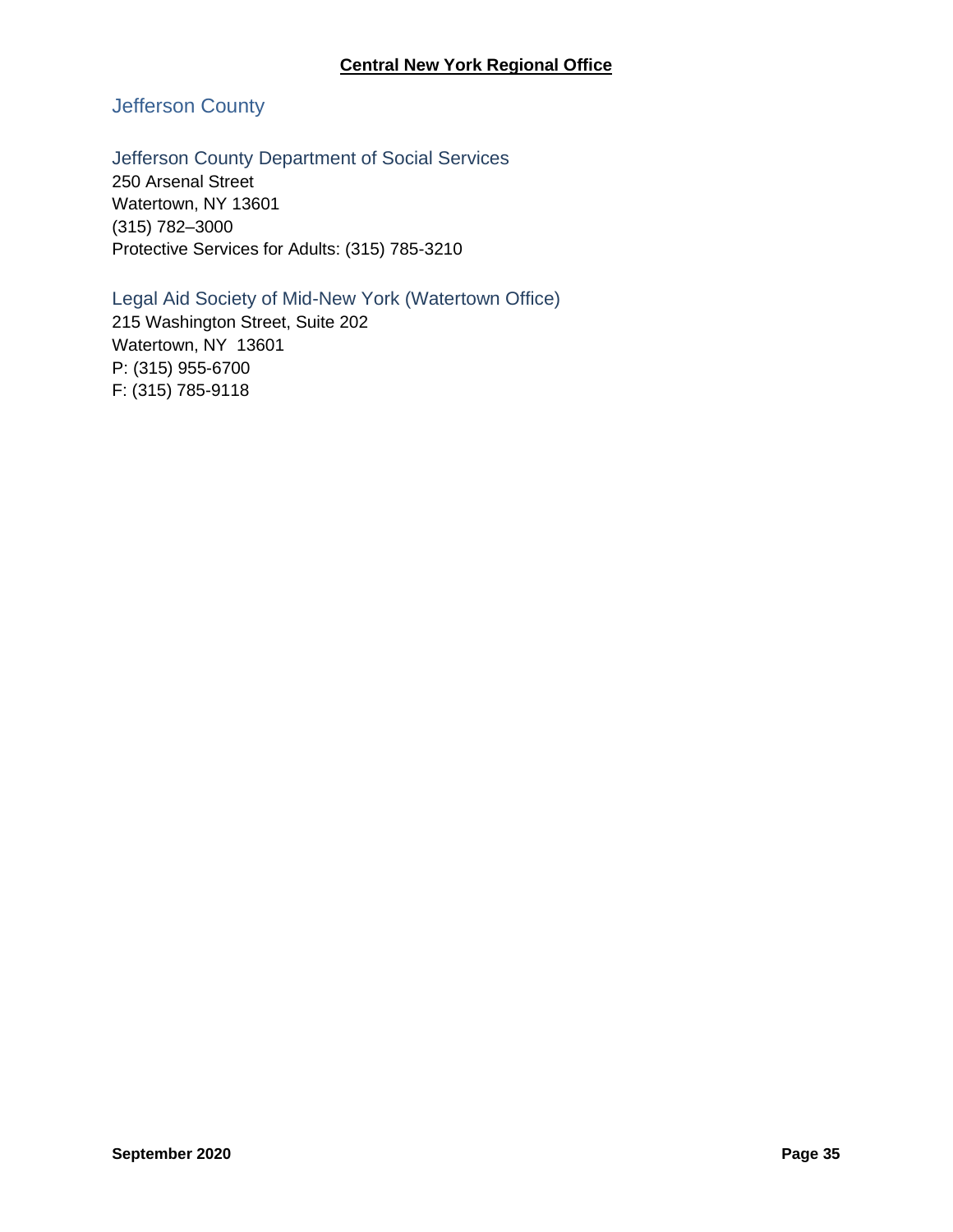## Central New York Regional Office

### Jefferson County

#### Jefferson County Department of Social Services

250 Arsenal Street
Watertown, NY 13601
(315) 782–3000
Protective Services for Adults: (315) 785-3210

#### Legal Aid Society of Mid-New York (Watertown Office)

215 Washington Street, Suite 202
Watertown, NY  13601
P: (315) 955-6700
F: (315) 785-9118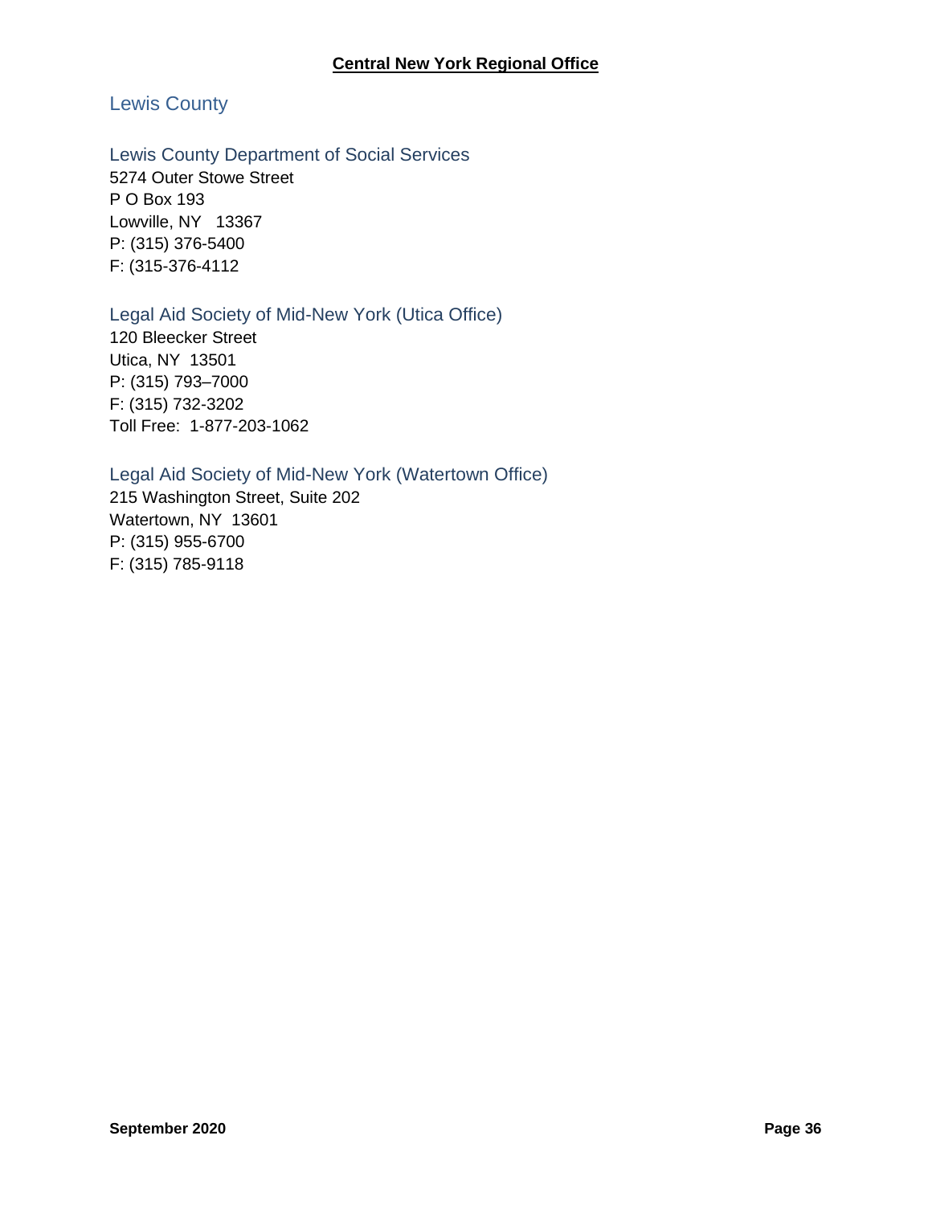## Central New York Regional Office

### Lewis County

#### Lewis County Department of Social Services

5274 Outer Stowe Street
P O Box 193
Lowville, NY 13367
P: (315) 376-5400
F: (315-376-4112

#### Legal Aid Society of Mid-New York (Utica Office)

120 Bleecker Street
Utica, NY 13501
P: (315) 793–7000
F: (315) 732-3202
Toll Free: 1-877-203-1062

#### Legal Aid Society of Mid-New York (Watertown Office)

215 Washington Street, Suite 202
Watertown, NY 13601
P: (315) 955-6700
F: (315) 785-9118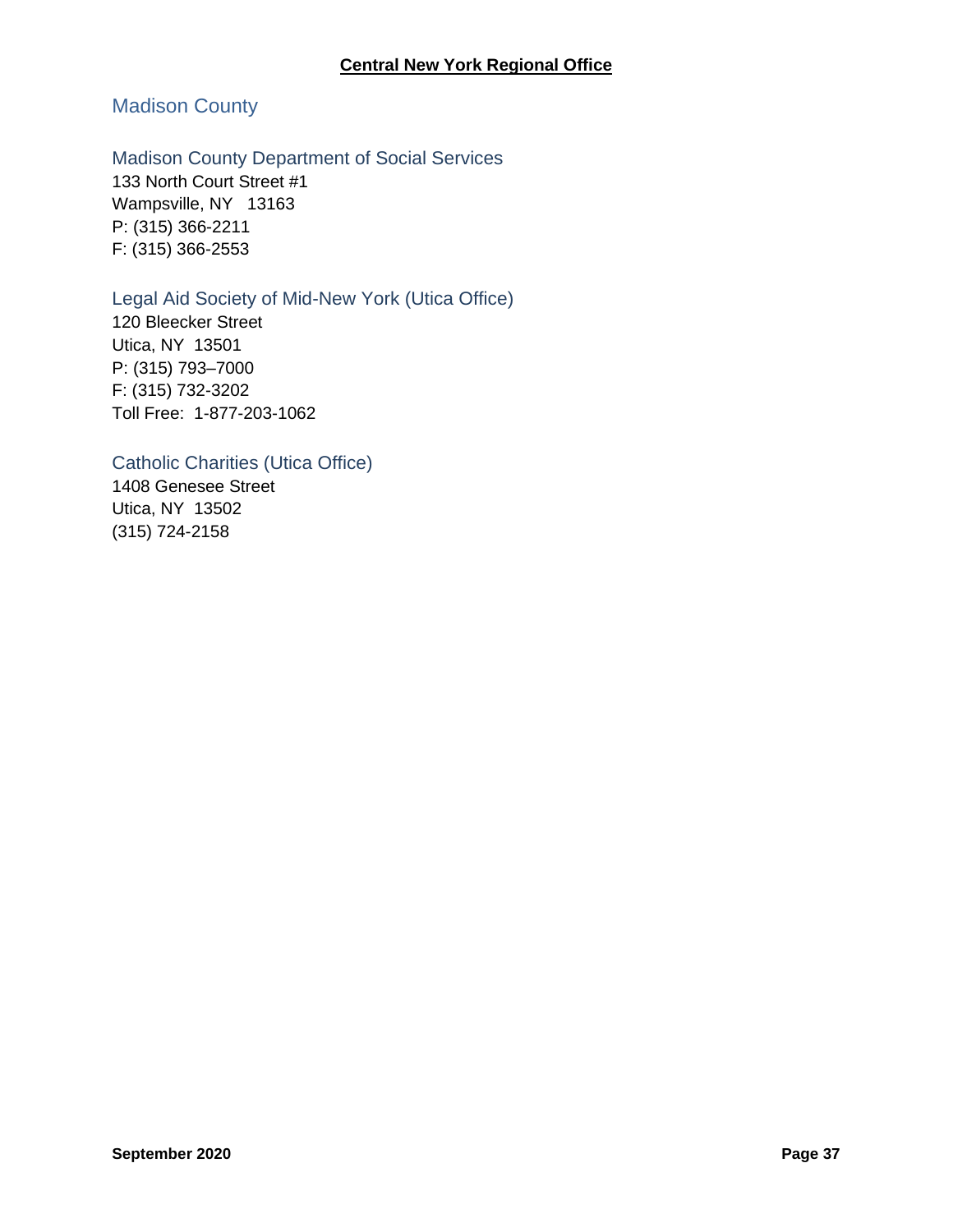**Central New York Regional Office**

## Madison County

### Madison County Department of Social Services

133 North Court Street #1
Wampsville, NY 13163
P: (315) 366-2211
F: (315) 366-2553

### Legal Aid Society of Mid-New York (Utica Office)

120 Bleecker Street
Utica, NY 13501
P: (315) 793–7000
F: (315) 732-3202
Toll Free: 1-877-203-1062

### Catholic Charities (Utica Office)

1408 Genesee Street
Utica, NY 13502
(315) 724-2158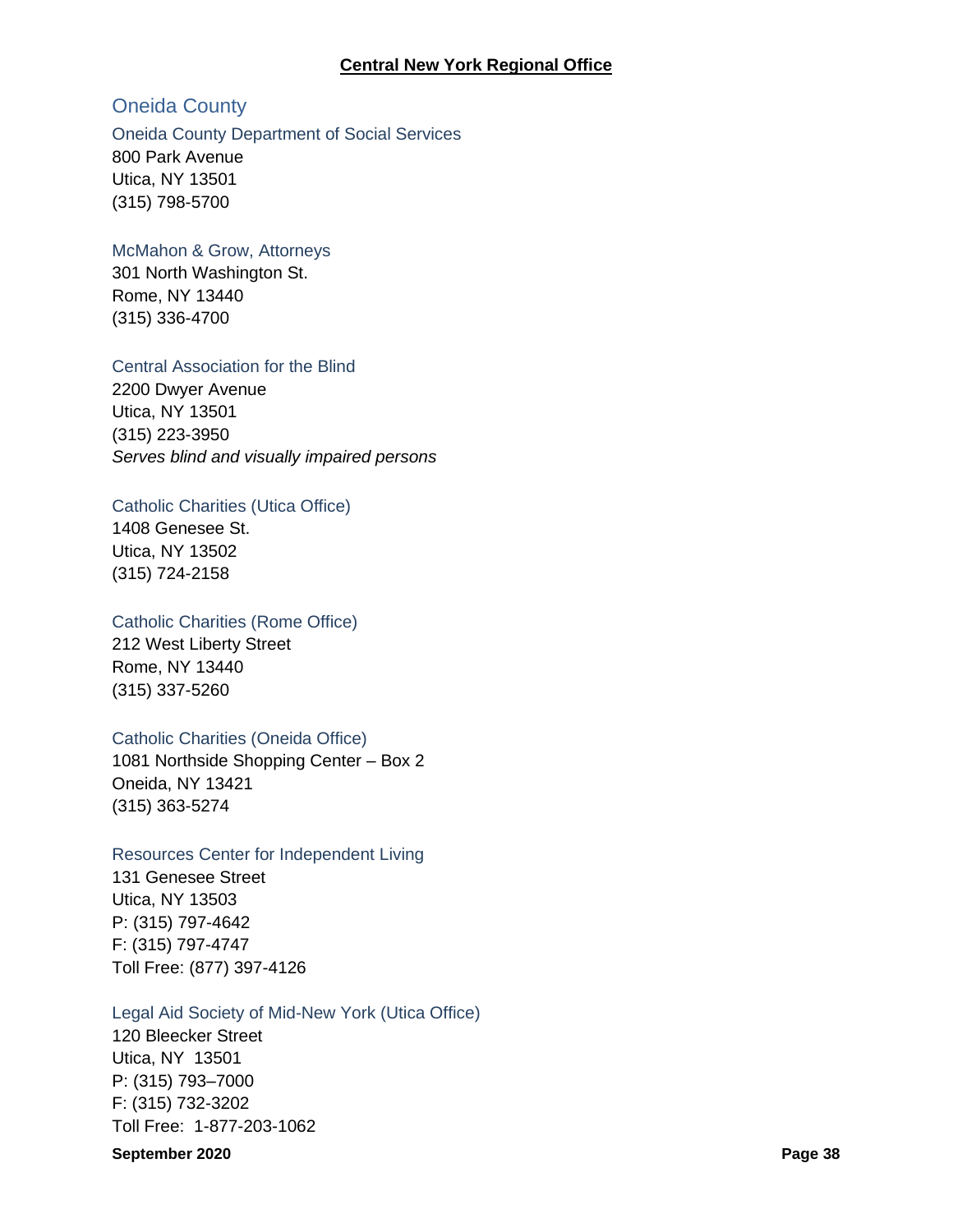## Central New York Regional Office

### Oneida County

#### Oneida County Department of Social Services

800 Park Avenue
Utica, NY 13501
(315) 798-5700

#### McMahon & Grow, Attorneys

301 North Washington St.
Rome, NY 13440
(315) 336-4700

#### Central Association for the Blind

2200 Dwyer Avenue
Utica, NY 13501
(315) 223-3950
*Serves blind and visually impaired persons*

#### Catholic Charities (Utica Office)

1408 Genesee St.
Utica, NY 13502
(315) 724-2158

#### Catholic Charities (Rome Office)

212 West Liberty Street
Rome, NY 13440
(315) 337-5260

#### Catholic Charities (Oneida Office)

1081 Northside Shopping Center – Box 2
Oneida, NY 13421
(315) 363-5274

#### Resources Center for Independent Living

131 Genesee Street
Utica, NY 13503
P: (315) 797-4642
F: (315) 797-4747
Toll Free: (877) 397-4126

#### Legal Aid Society of Mid-New York (Utica Office)

120 Bleecker Street
Utica, NY 13501
P: (315) 793–7000
F: (315) 732-3202
Toll Free: 1-877-203-1062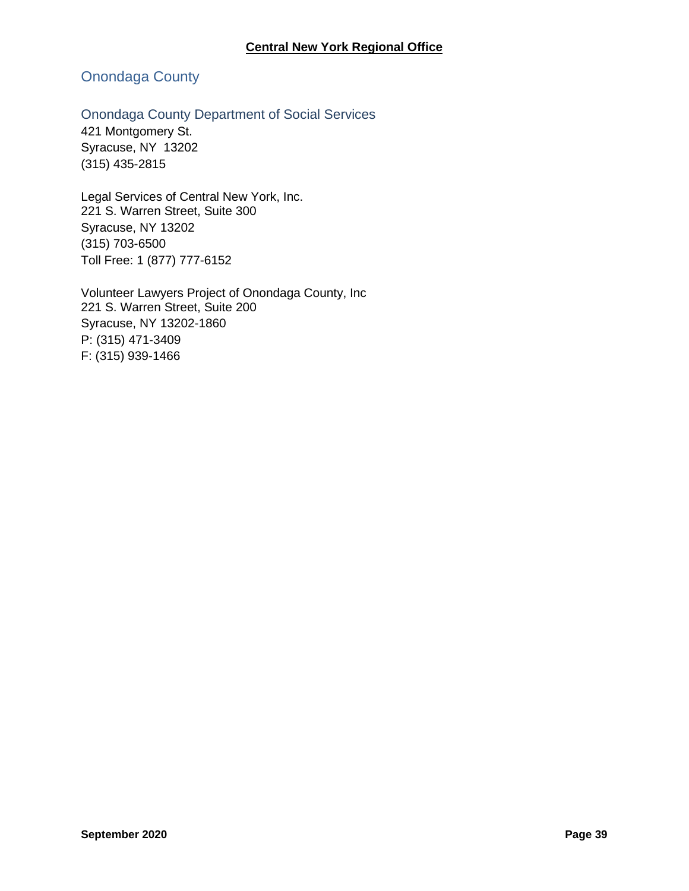**Central New York Regional Office**

## Onondaga County

### Onondaga County Department of Social Services

421 Montgomery St.
Syracuse, NY 13202
(315) 435-2815

Legal Services of Central New York, Inc.
221 S. Warren Street, Suite 300
Syracuse, NY 13202
(315) 703-6500
Toll Free: 1 (877) 777-6152

Volunteer Lawyers Project of Onondaga County, Inc
221 S. Warren Street, Suite 200
Syracuse, NY 13202-1860
P: (315) 471-3409
F: (315) 939-1466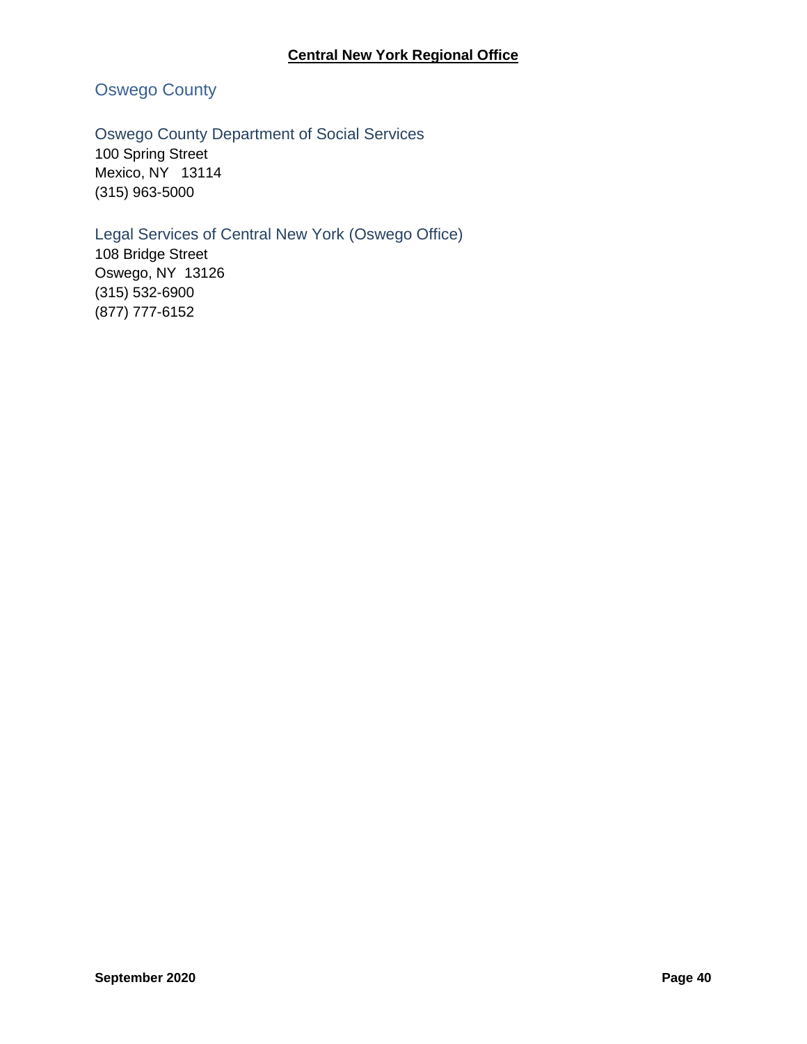## Oswego County

### Oswego County Department of Social Services

100 Spring Street
Mexico, NY 13114
(315) 963-5000

### Legal Services of Central New York (Oswego Office)

108 Bridge Street
Oswego, NY 13126
(315) 532-6900
(877) 777-6152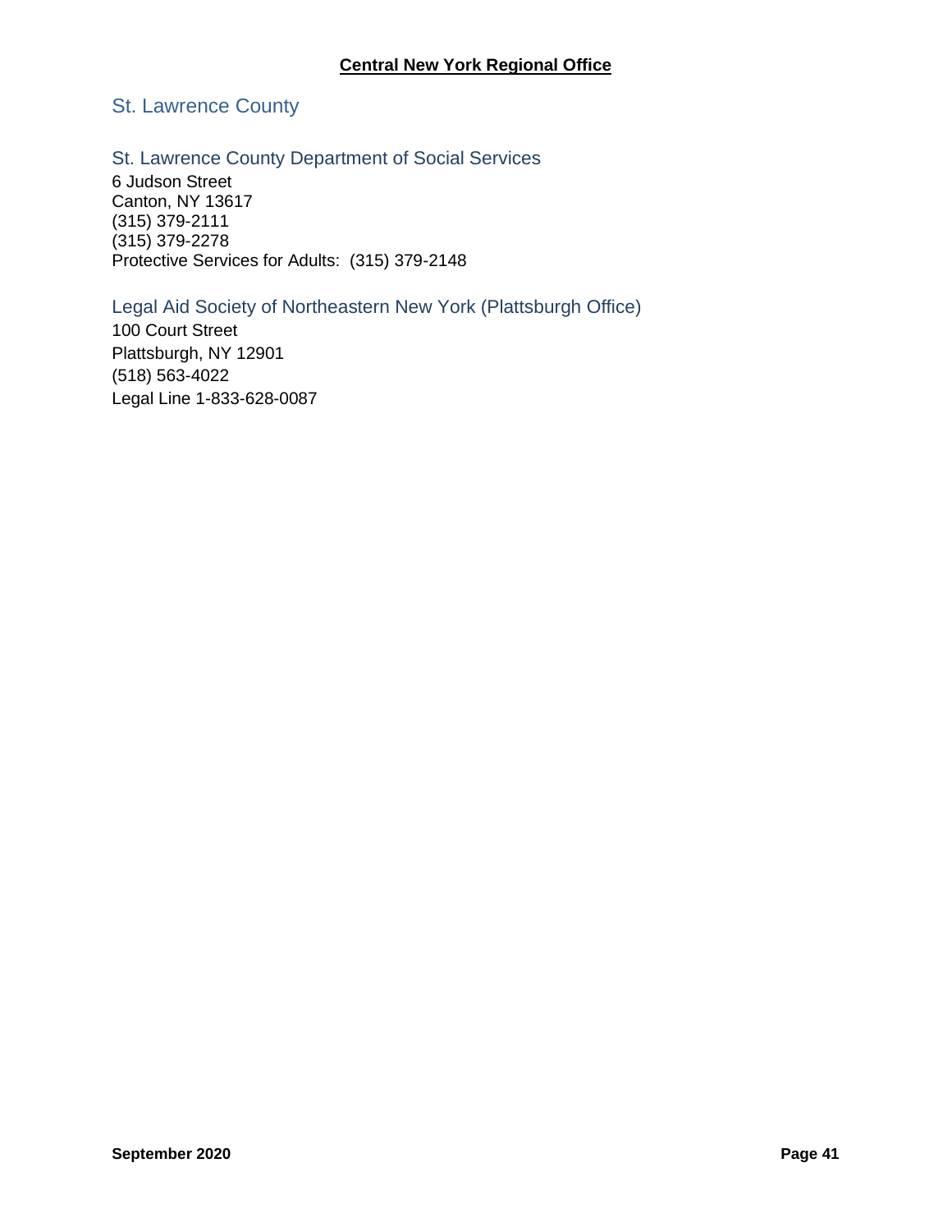# Central New York Regional Office

## St. Lawrence County

### St. Lawrence County Department of Social Services

6 Judson Street
Canton, NY 13617
(315) 379-2111
(315) 379-2278
Protective Services for Adults: (315) 379-2148

### Legal Aid Society of Northeastern New York (Plattsburgh Office)

100 Court Street
Plattsburgh, NY 12901
(518) 563-4022
Legal Line 1-833-628-0087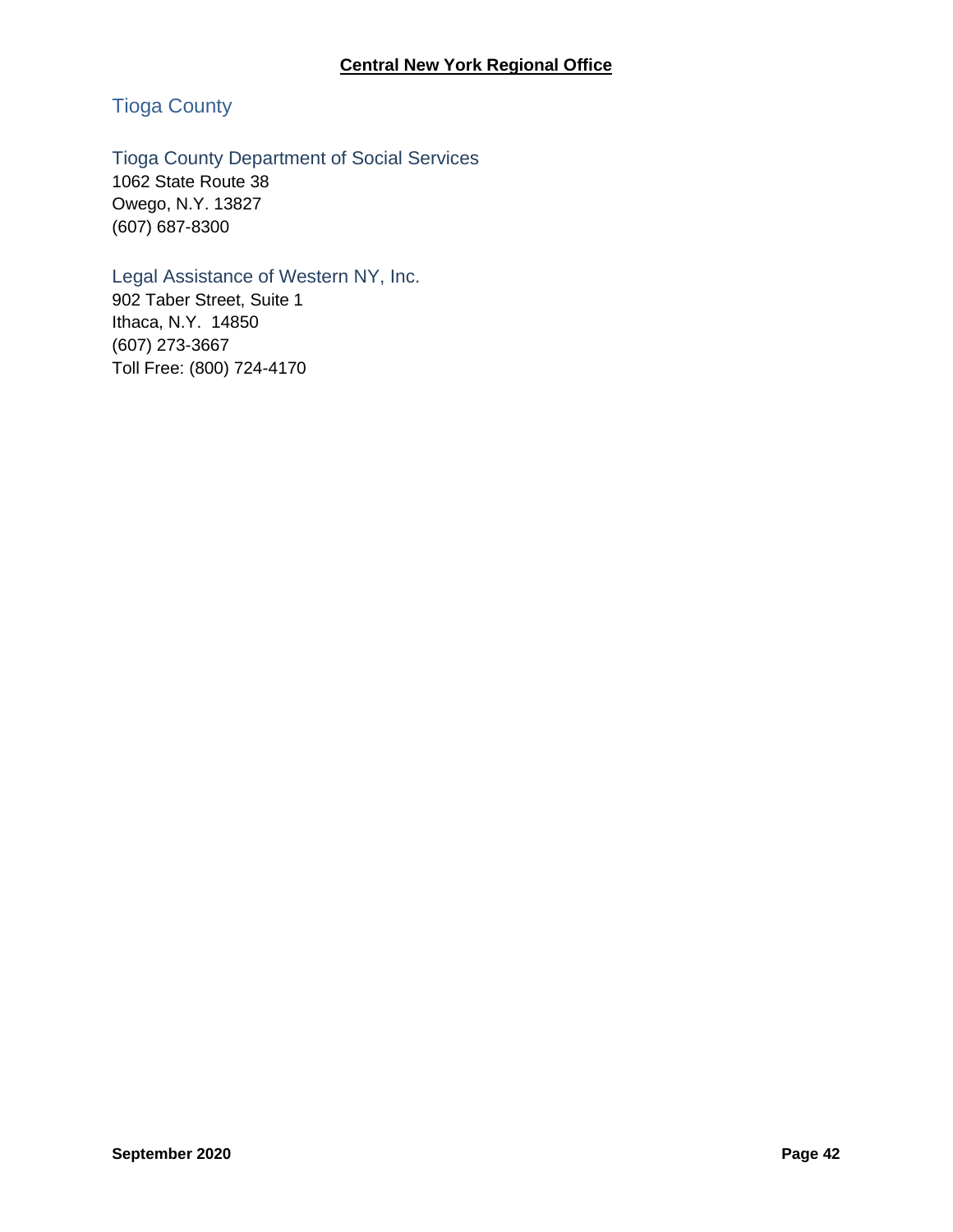**Central New York Regional Office**

## Tioga County

### Tioga County Department of Social Services

1062 State Route 38
Owego, N.Y. 13827
(607) 687-8300

### Legal Assistance of Western NY, Inc.

902 Taber Street, Suite 1
Ithaca, N.Y. 14850
(607) 273-3667
Toll Free: (800) 724-4170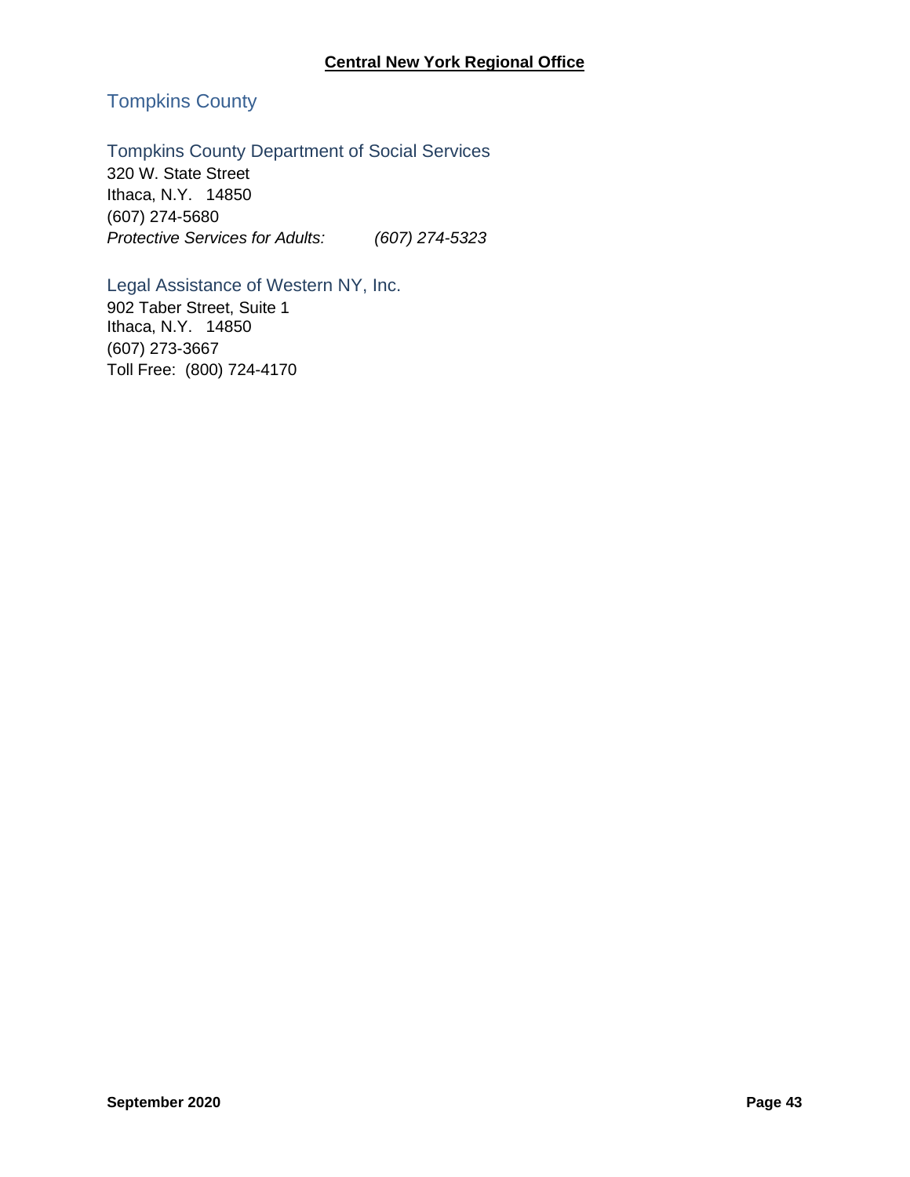## Tompkins County

### Tompkins County Department of Social Services

320 W. State Street
Ithaca, N.Y. 14850
(607) 274-5680
*Protective Services for Adults: (607) 274-5323*

### Legal Assistance of Western NY, Inc.

902 Taber Street, Suite 1
Ithaca, N.Y. 14850
(607) 273-3667
Toll Free: (800) 724-4170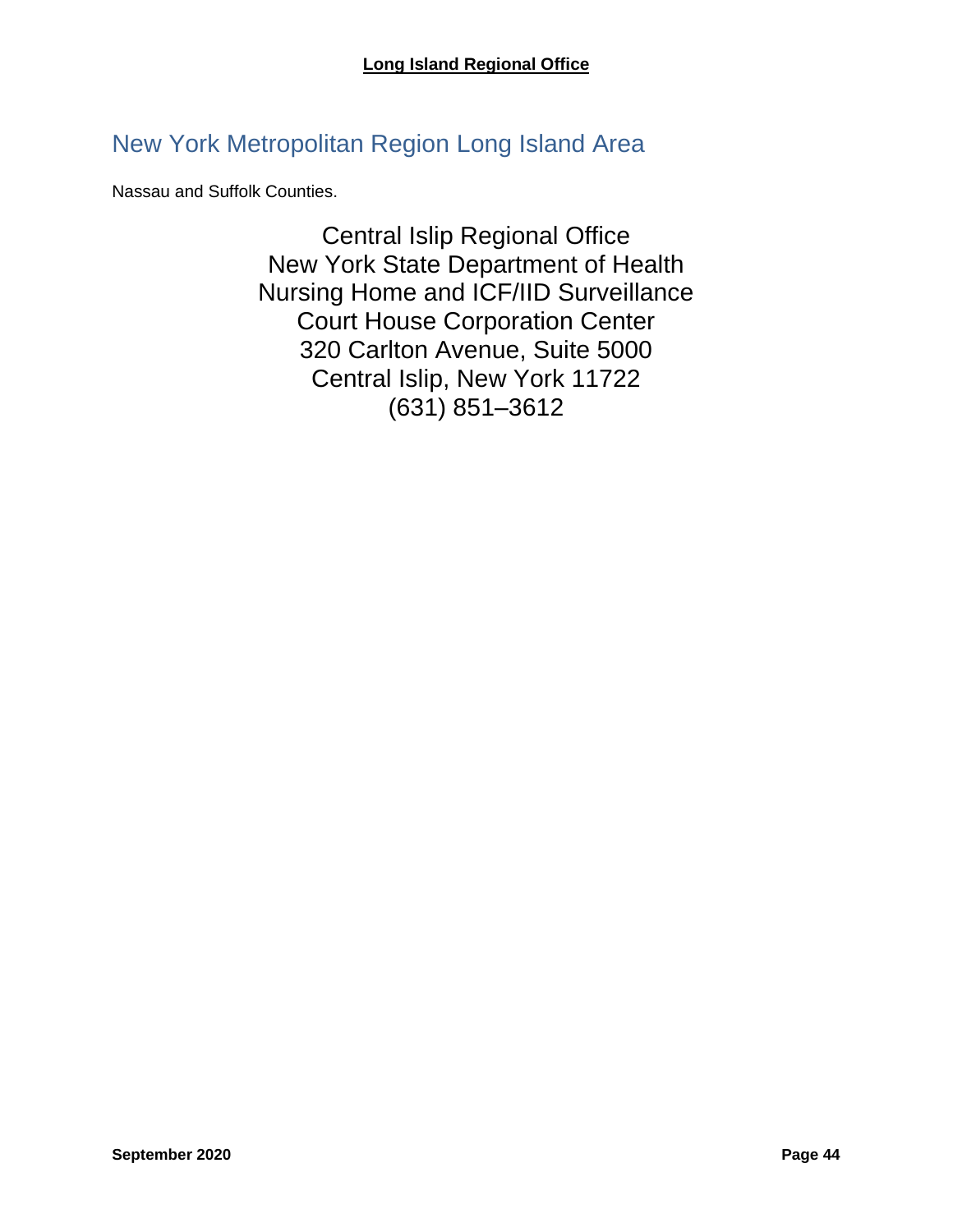**Long Island Regional Office**

## New York Metropolitan Region Long Island Area

Nassau and Suffolk Counties.

Central Islip Regional Office
New York State Department of Health
Nursing Home and ICF/IID Surveillance
Court House Corporation Center
320 Carlton Avenue, Suite 5000
Central Islip, New York 11722
(631) 851–3612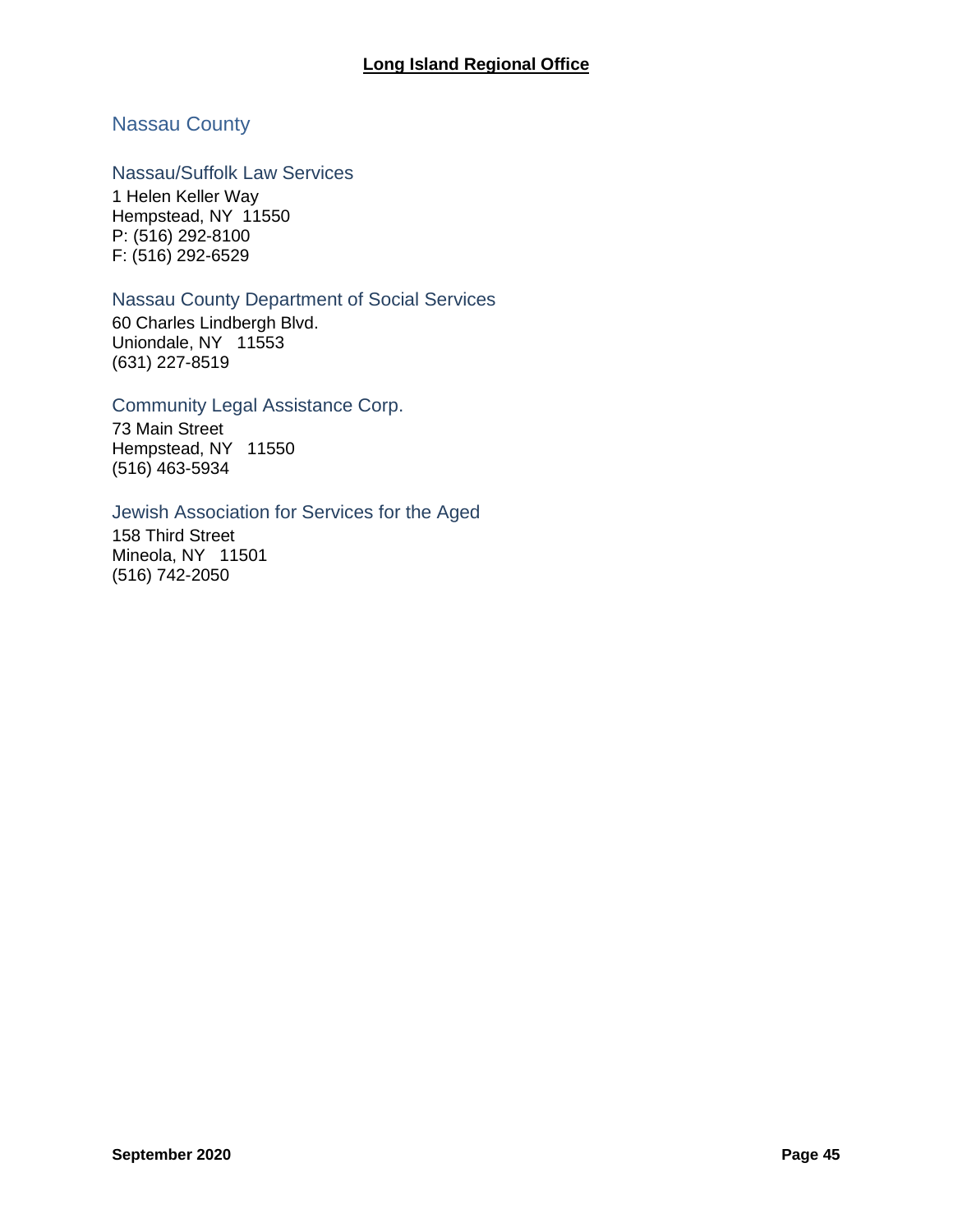## Long Island Regional Office

### Nassau County

#### Nassau/Suffolk Law Services

1 Helen Keller Way
Hempstead, NY 11550
P: (516) 292-8100
F: (516) 292-6529

#### Nassau County Department of Social Services

60 Charles Lindbergh Blvd.
Uniondale, NY 11553
(631) 227-8519

#### Community Legal Assistance Corp.

73 Main Street
Hempstead, NY 11550
(516) 463-5934

#### Jewish Association for Services for the Aged

158 Third Street
Mineola, NY 11501
(516) 742-2050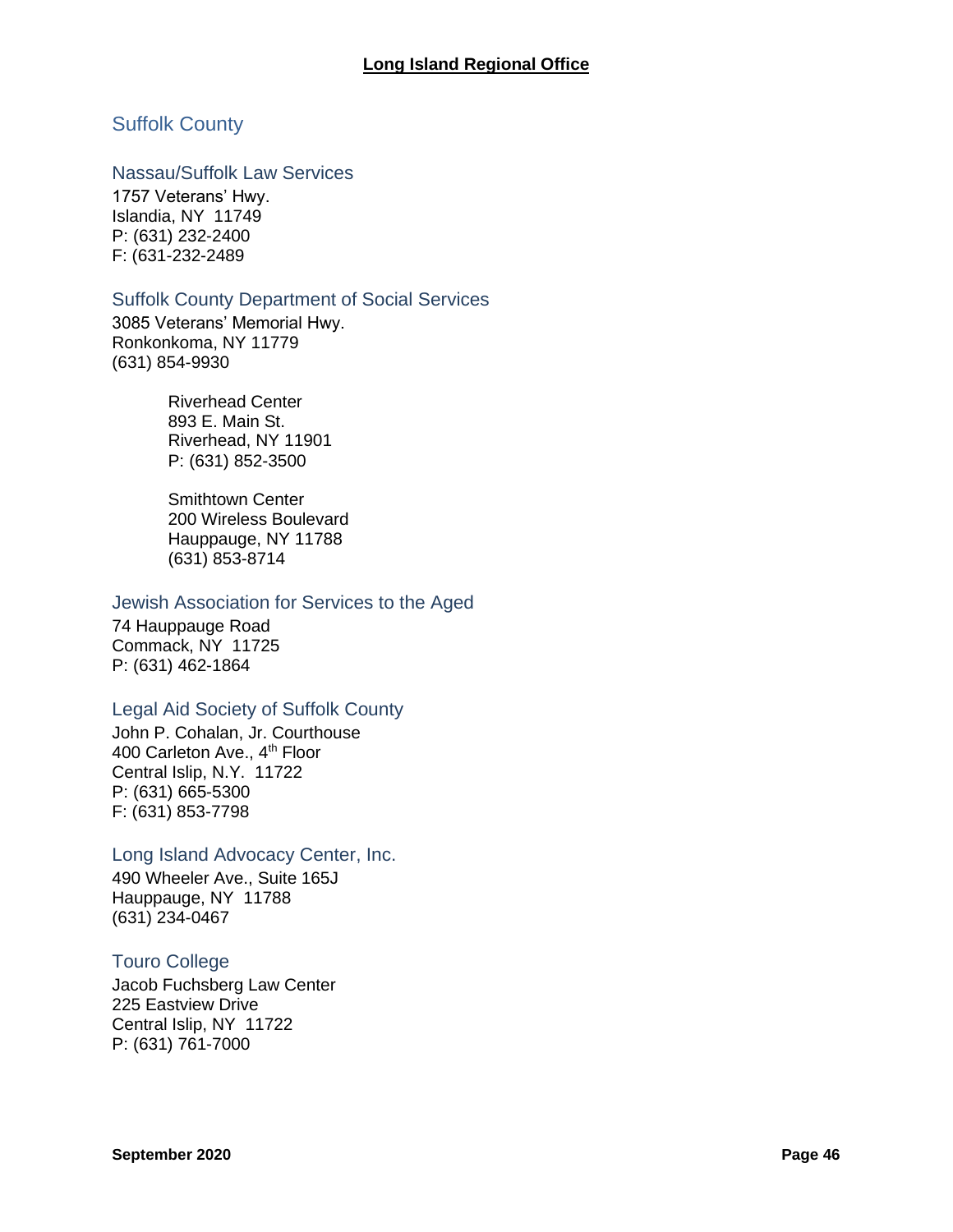## Long Island Regional Office

### Suffolk County

#### Nassau/Suffolk Law Services

1757 Veterans' Hwy.
Islandia, NY 11749
P: (631) 232-2400
F: (631-232-2489

#### Suffolk County Department of Social Services

3085 Veterans' Memorial Hwy.
Ronkonkoma, NY 11779
(631) 854-9930

> Riverhead Center
> 893 E. Main St.
> Riverhead, NY 11901
> P: (631) 852-3500
>
> Smithtown Center
> 200 Wireless Boulevard
> Hauppauge, NY 11788
> (631) 853-8714

#### Jewish Association for Services to the Aged

74 Hauppauge Road
Commack, NY 11725
P: (631) 462-1864

#### Legal Aid Society of Suffolk County

John P. Cohalan, Jr. Courthouse
400 Carleton Ave., 4th Floor
Central Islip, N.Y. 11722
P: (631) 665-5300
F: (631) 853-7798

#### Long Island Advocacy Center, Inc.

490 Wheeler Ave., Suite 165J
Hauppauge, NY 11788
(631) 234-0467

#### Touro College

Jacob Fuchsberg Law Center
225 Eastview Drive
Central Islip, NY 11722
P: (631) 761-7000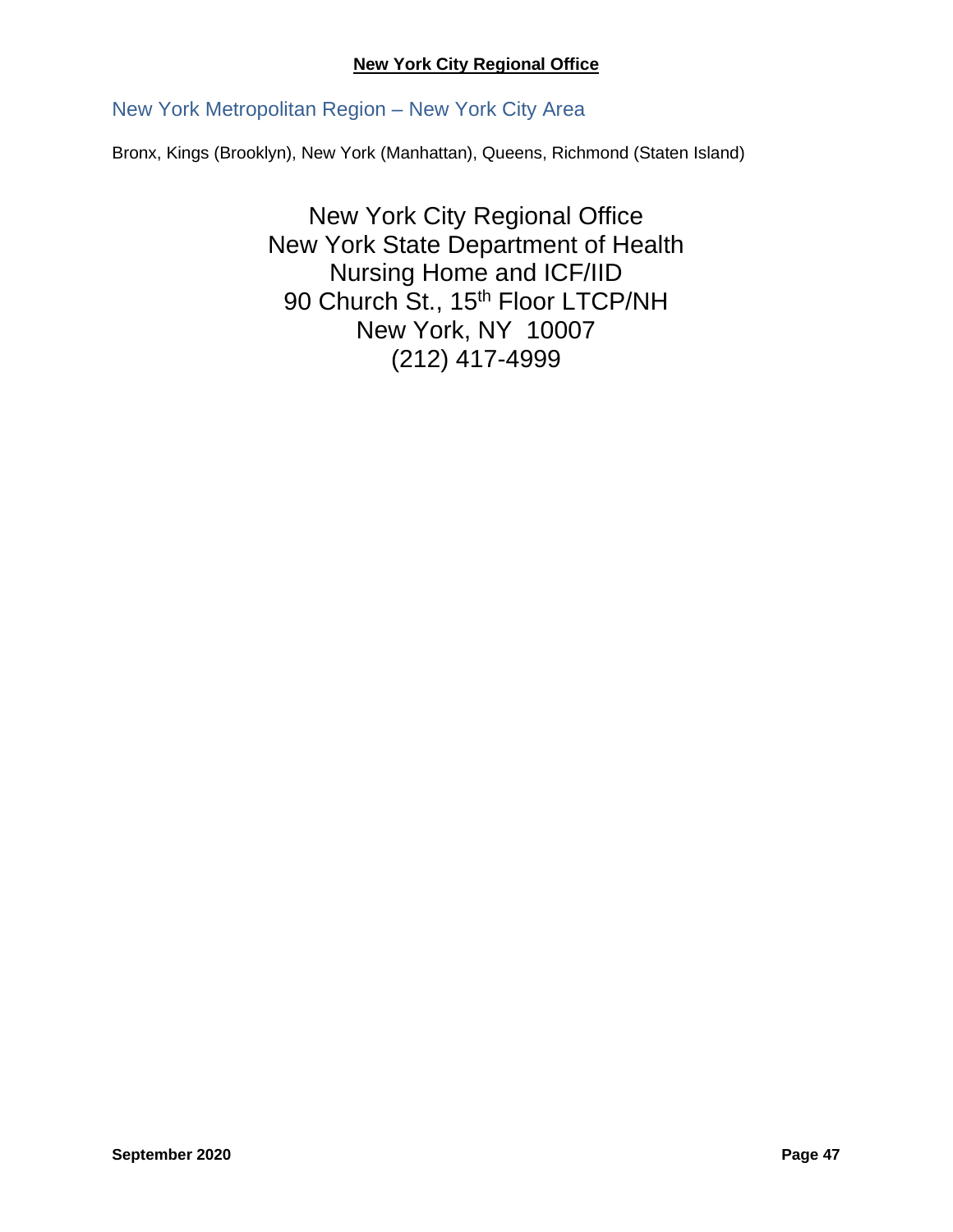**New York City Regional Office**

## New York Metropolitan Region – New York City Area

Bronx, Kings (Brooklyn), New York (Manhattan), Queens, Richmond (Staten Island)

New York City Regional Office
New York State Department of Health
Nursing Home and ICF/IID
90 Church St., 15th Floor LTCP/NH
New York, NY 10007
(212) 417-4999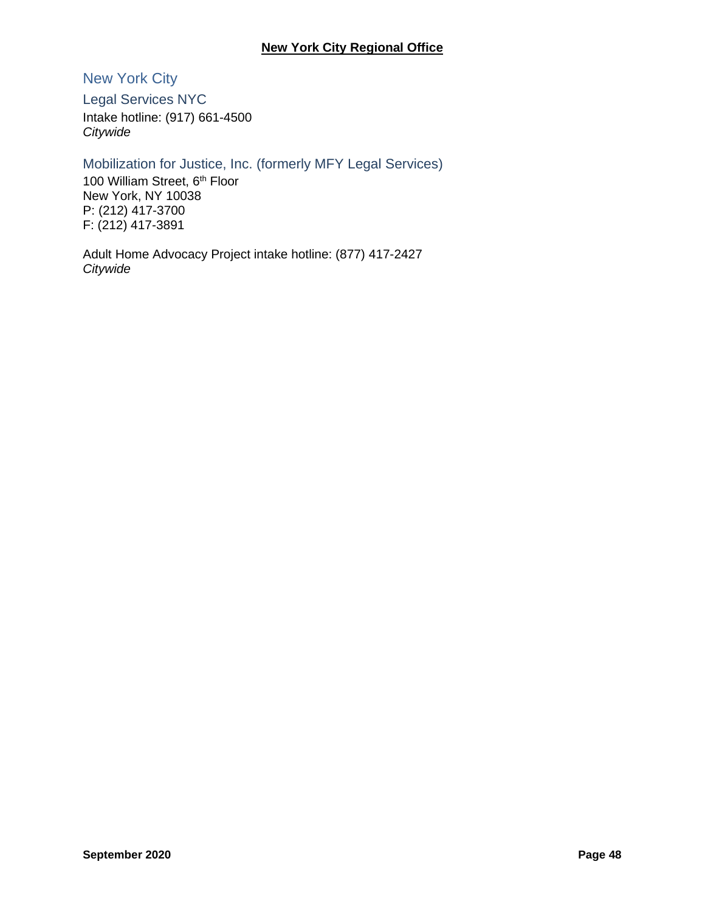## New York City Regional Office

### New York City

#### Legal Services NYC

Intake hotline: (917) 661-4500
*Citywide*

#### Mobilization for Justice, Inc. (formerly MFY Legal Services)

100 William Street, 6th Floor
New York, NY 10038
P: (212) 417-3700
F: (212) 417-3891

Adult Home Advocacy Project intake hotline: (877) 417-2427
*Citywide*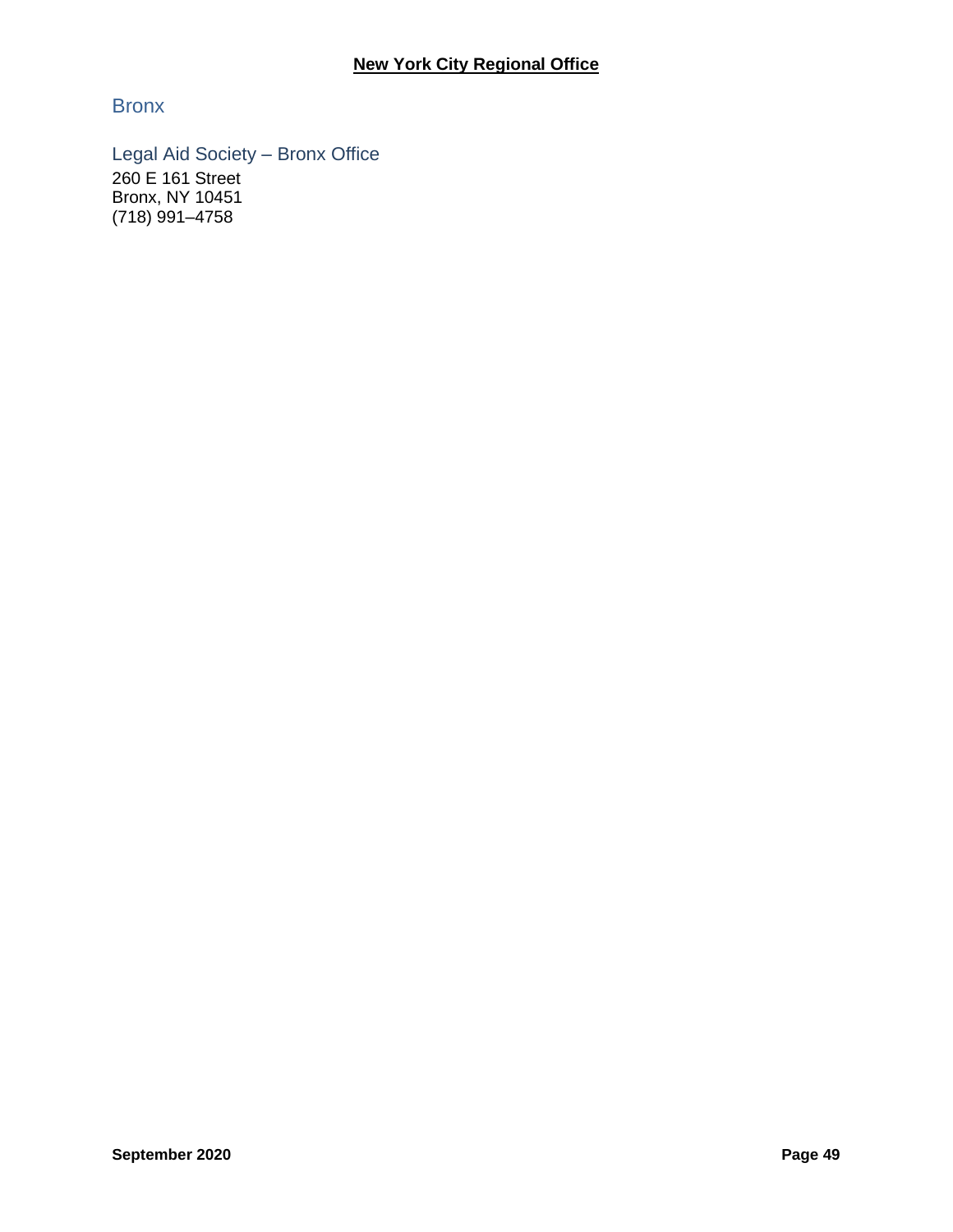## New York City Regional Office

### Bronx

#### Legal Aid Society – Bronx Office

260 E 161 Street
Bronx, NY 10451
(718) 991–4758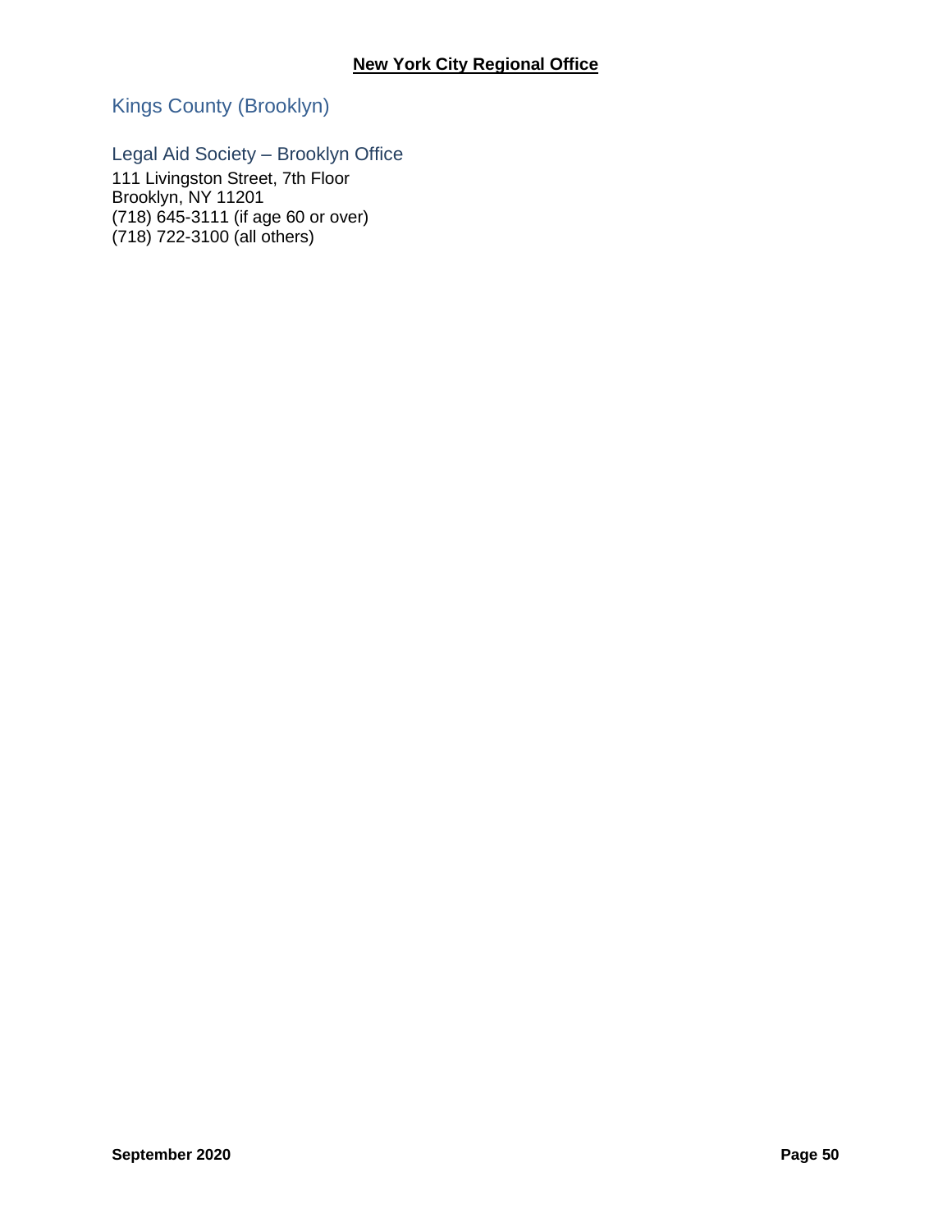## New York City Regional Office

### Kings County (Brooklyn)

#### Legal Aid Society – Brooklyn Office

111 Livingston Street, 7th Floor
Brooklyn, NY 11201
(718) 645-3111 (if age 60 or over)
(718) 722-3100 (all others)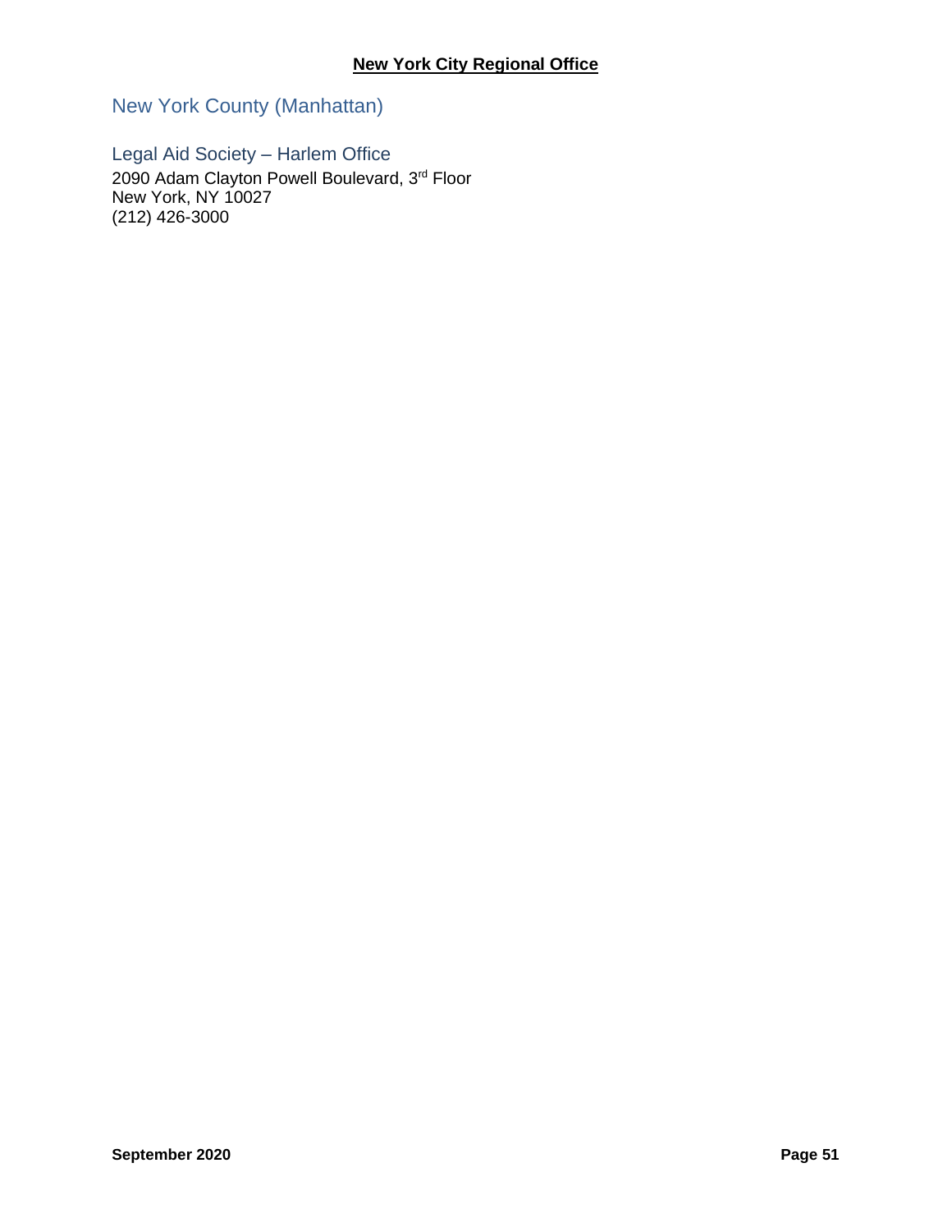## New York City Regional Office

### New York County (Manhattan)

#### Legal Aid Society – Harlem Office

2090 Adam Clayton Powell Boulevard, 3rd Floor
New York, NY 10027
(212) 426-3000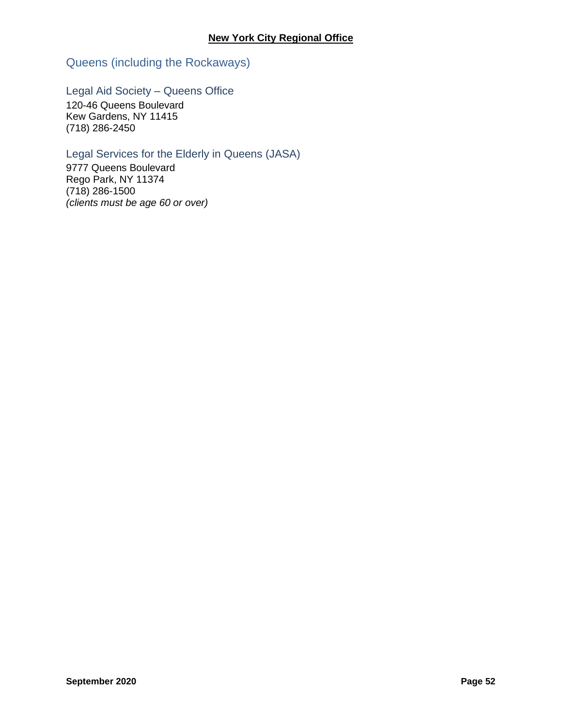## Queens (including the Rockaways)

### Legal Aid Society – Queens Office

120-46 Queens Boulevard
Kew Gardens, NY 11415
(718) 286-2450

### Legal Services for the Elderly in Queens (JASA)

9777 Queens Boulevard
Rego Park, NY 11374
(718) 286-1500
*(clients must be age 60 or over)*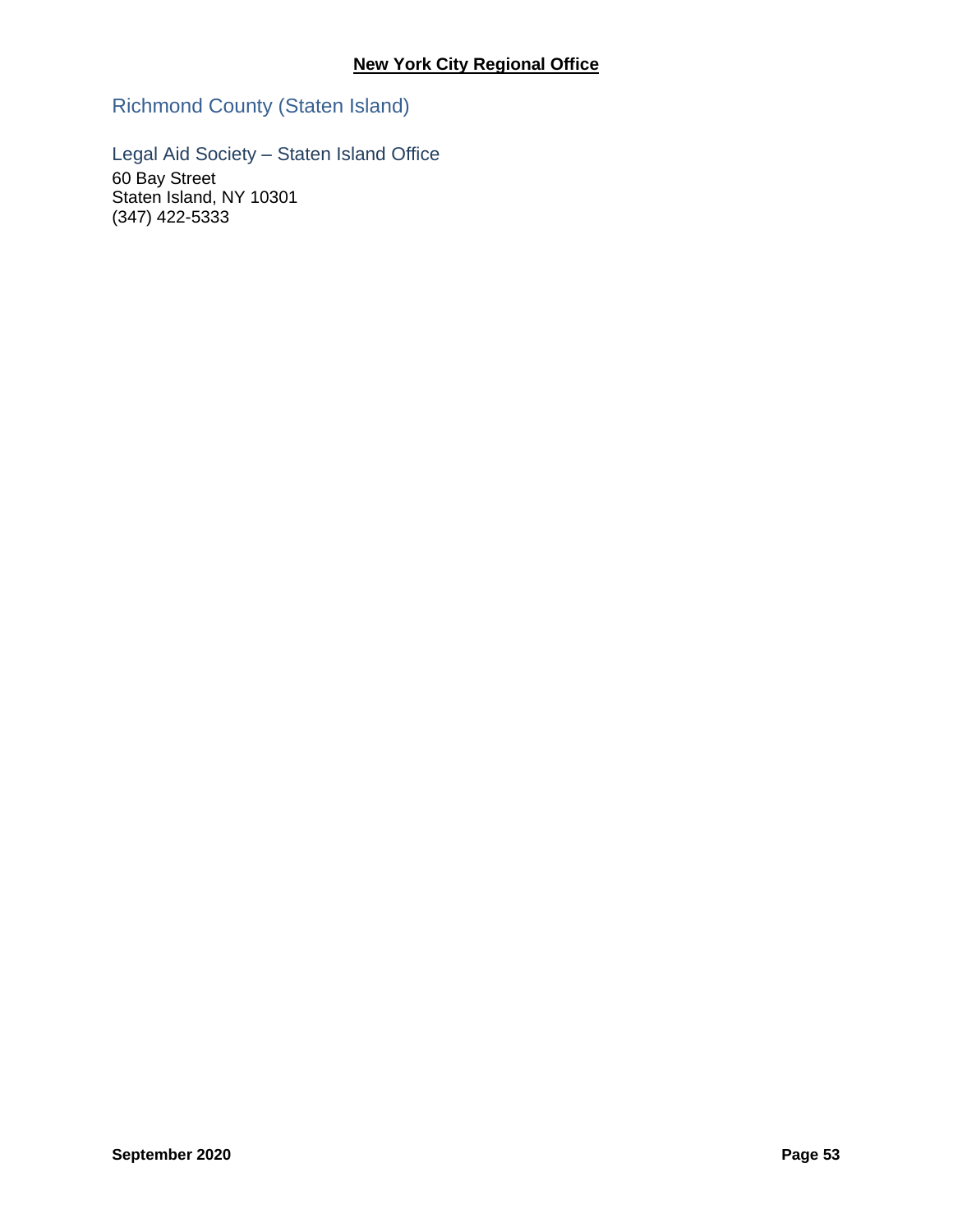## Richmond County (Staten Island)

### Legal Aid Society – Staten Island Office

60 Bay Street
Staten Island, NY 10301
(347) 422-5333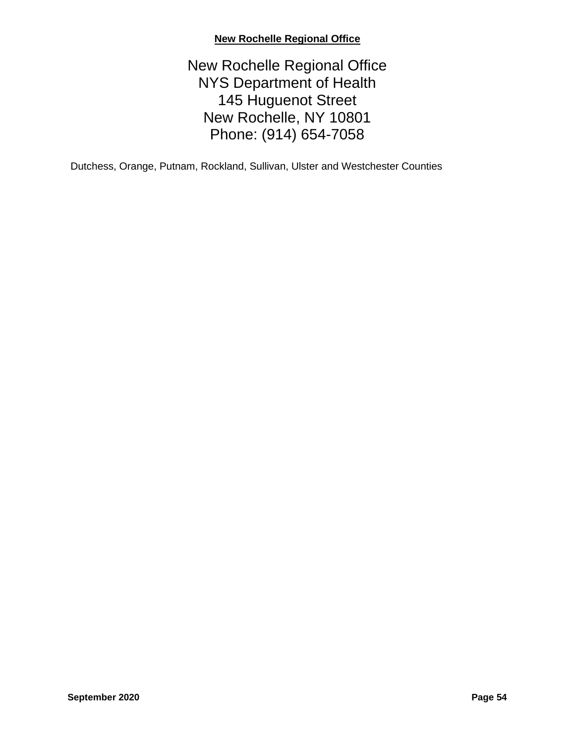## New Rochelle Regional Office

New Rochelle Regional Office
NYS Department of Health
145 Huguenot Street
New Rochelle, NY 10801
Phone: (914) 654-7058

Dutchess, Orange, Putnam, Rockland, Sullivan, Ulster and Westchester Counties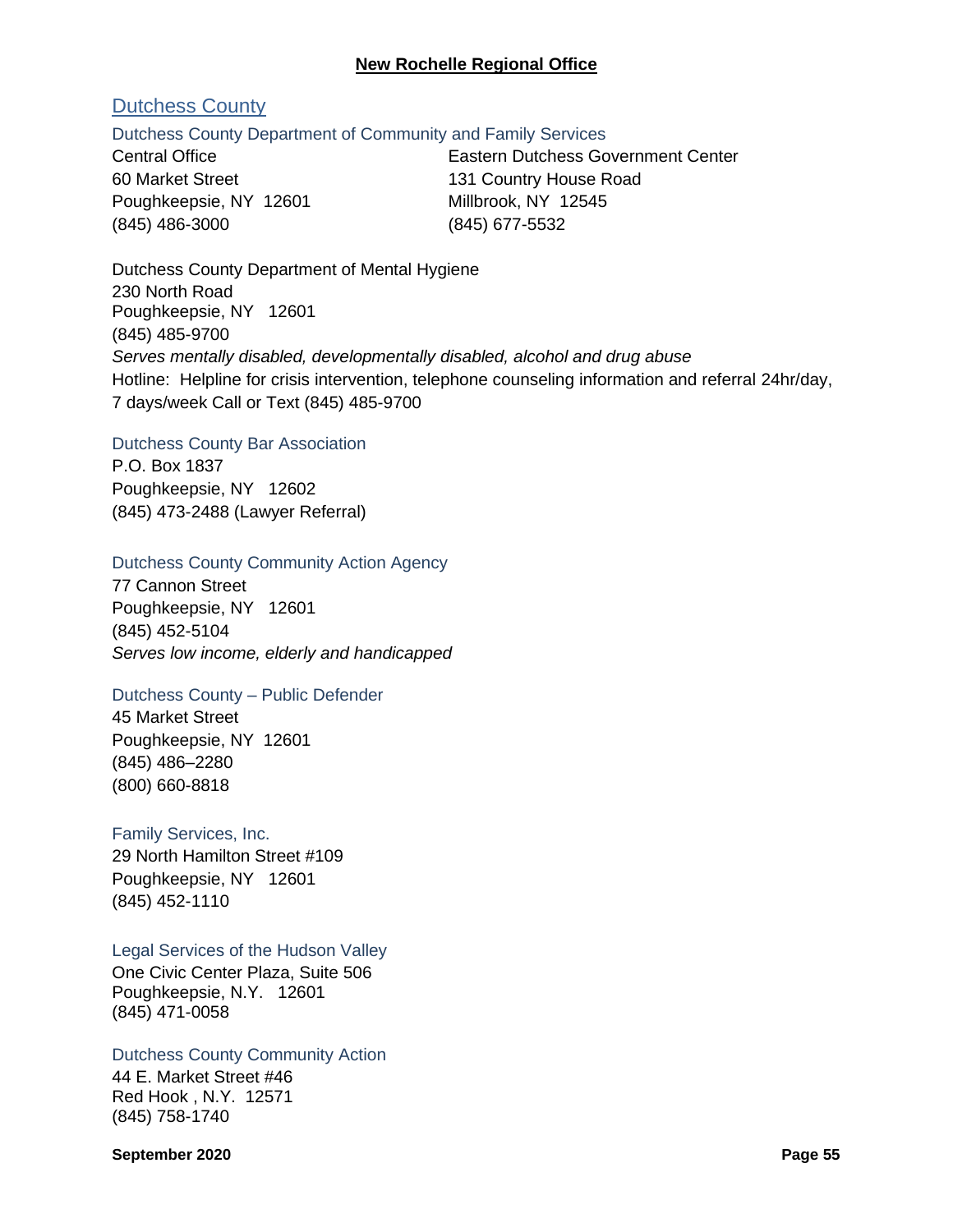## New Rochelle Regional Office

### Dutchess County

#### Dutchess County Department of Community and Family Services

Central Office
60 Market Street
Poughkeepsie, NY 12601
(845) 486-3000

Eastern Dutchess Government Center
131 Country House Road
Millbrook, NY 12545
(845) 677-5532

Dutchess County Department of Mental Hygiene
230 North Road
Poughkeepsie, NY 12601
(845) 485-9700
*Serves mentally disabled, developmentally disabled, alcohol and drug abuse*
Hotline: Helpline for crisis intervention, telephone counseling information and referral 24hr/day, 7 days/week Call or Text (845) 485-9700

#### Dutchess County Bar Association

P.O. Box 1837
Poughkeepsie, NY 12602
(845) 473-2488 (Lawyer Referral)

#### Dutchess County Community Action Agency

77 Cannon Street
Poughkeepsie, NY 12601
(845) 452-5104
*Serves low income, elderly and handicapped*

#### Dutchess County – Public Defender

45 Market Street
Poughkeepsie, NY 12601
(845) 486–2280
(800) 660-8818

#### Family Services, Inc.

29 North Hamilton Street #109
Poughkeepsie, NY 12601
(845) 452-1110

#### Legal Services of the Hudson Valley

One Civic Center Plaza, Suite 506
Poughkeepsie, N.Y. 12601
(845) 471-0058

#### Dutchess County Community Action

44 E. Market Street #46
Red Hook , N.Y. 12571
(845) 758-1740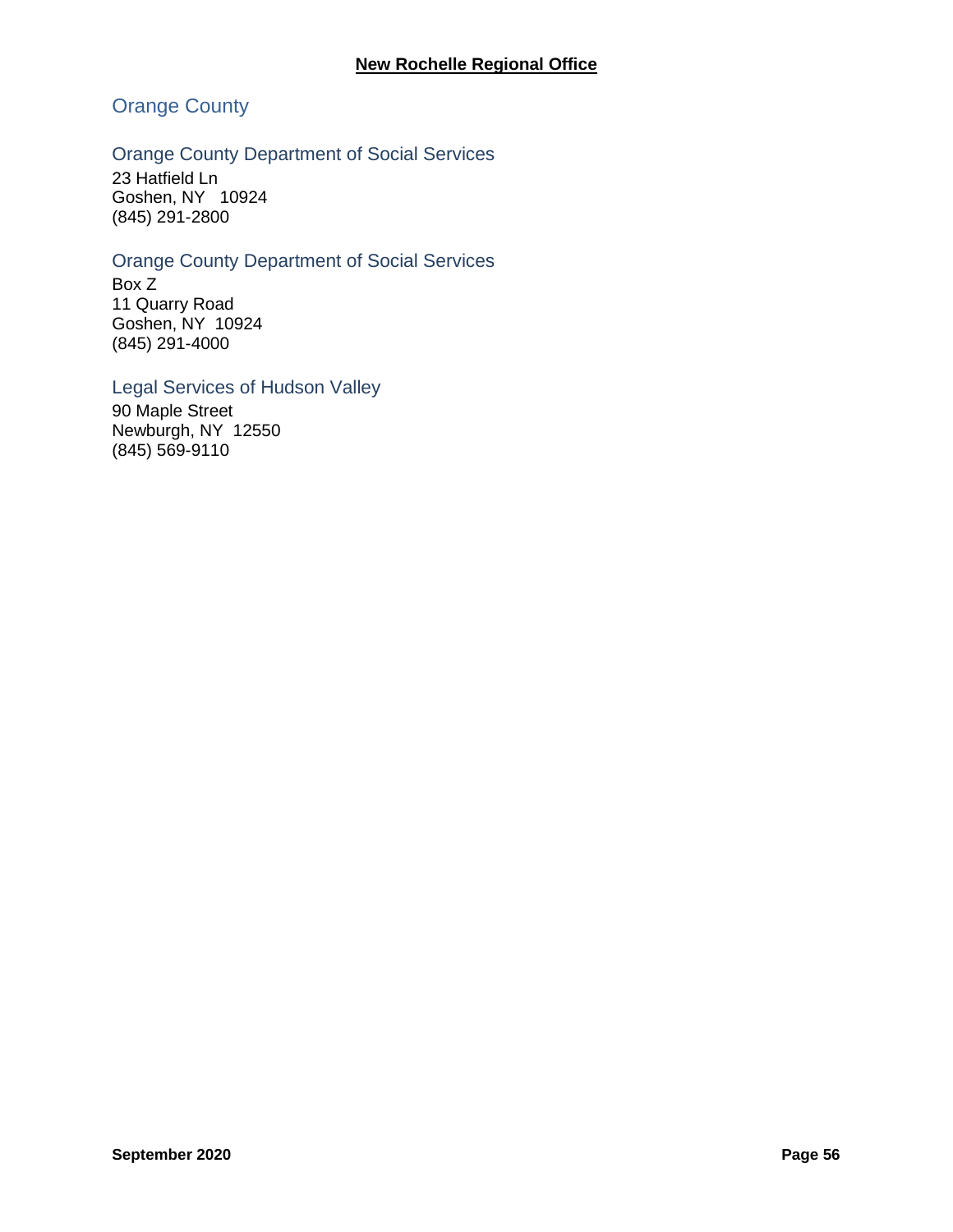## Orange County

### Orange County Department of Social Services

23 Hatfield Ln
Goshen, NY 10924
(845) 291-2800

### Orange County Department of Social Services

Box Z
11 Quarry Road
Goshen, NY 10924
(845) 291-4000

### Legal Services of Hudson Valley

90 Maple Street
Newburgh, NY 12550
(845) 569-9110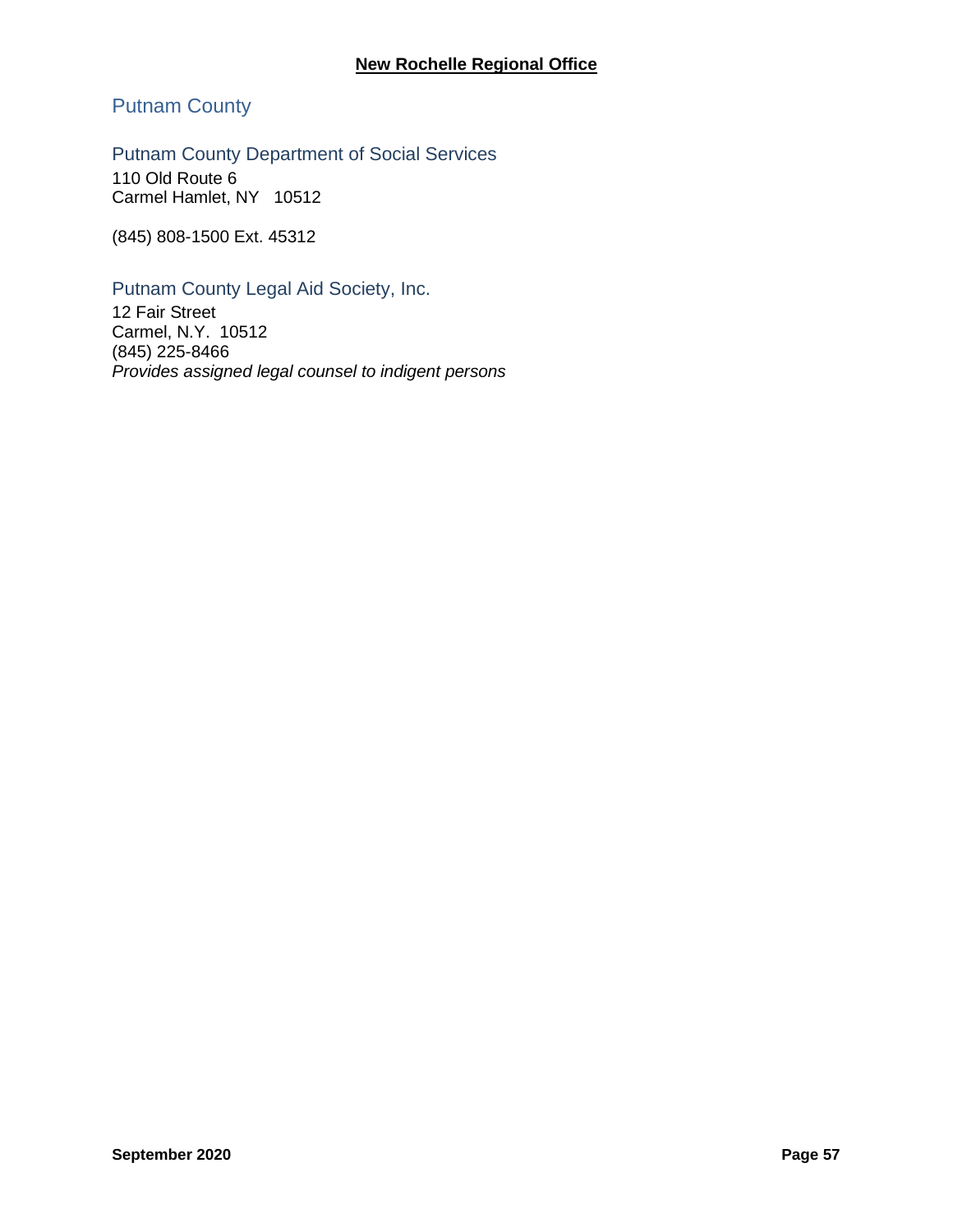## Putnam County

### Putnam County Department of Social Services

110 Old Route 6
Carmel Hamlet, NY 10512

(845) 808-1500 Ext. 45312

### Putnam County Legal Aid Society, Inc.

12 Fair Street
Carmel, N.Y. 10512
(845) 225-8466
*Provides assigned legal counsel to indigent persons*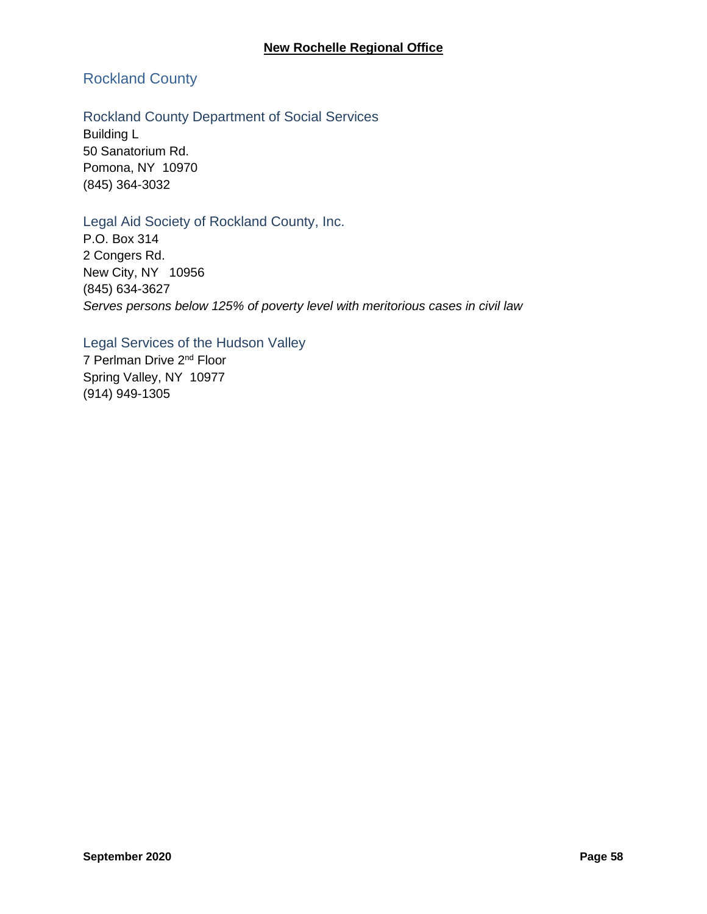## Rockland County

### Rockland County Department of Social Services

Building L
50 Sanatorium Rd.
Pomona, NY 10970
(845) 364-3032

### Legal Aid Society of Rockland County, Inc.

P.O. Box 314
2 Congers Rd.
New City, NY 10956
(845) 634-3627
*Serves persons below 125% of poverty level with meritorious cases in civil law*

### Legal Services of the Hudson Valley

7 Perlman Drive 2nd Floor
Spring Valley, NY 10977
(914) 949-1305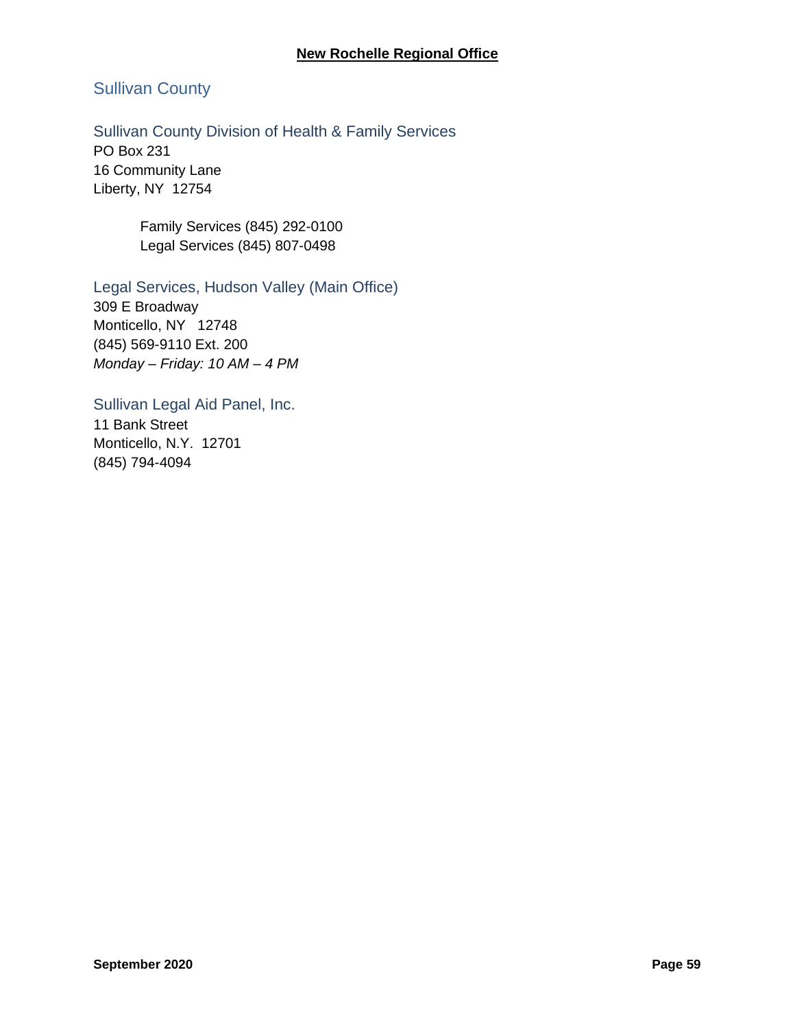## Sullivan County

### Sullivan County Division of Health & Family Services

PO Box 231
16 Community Lane
Liberty, NY 12754

Family Services (845) 292-0100
Legal Services (845) 807-0498

### Legal Services, Hudson Valley (Main Office)

309 E Broadway
Monticello, NY 12748
(845) 569-9110 Ext. 200
*Monday – Friday: 10 AM – 4 PM*

### Sullivan Legal Aid Panel, Inc.

11 Bank Street
Monticello, N.Y. 12701
(845) 794-4094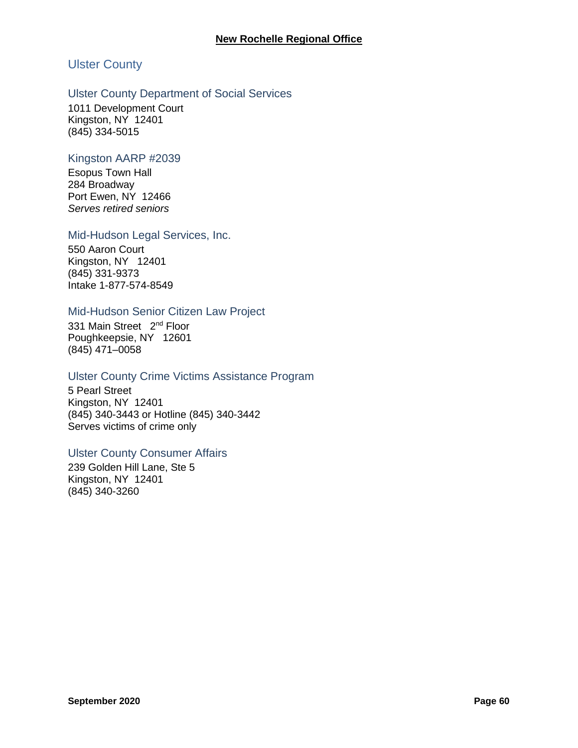## Ulster County

### Ulster County Department of Social Services

1011 Development Court
Kingston, NY 12401
(845) 334-5015

### Kingston AARP #2039

Esopus Town Hall
284 Broadway
Port Ewen, NY 12466
*Serves retired seniors*

### Mid-Hudson Legal Services, Inc.

550 Aaron Court
Kingston, NY 12401
(845) 331-9373
Intake 1-877-574-8549

### Mid-Hudson Senior Citizen Law Project

331 Main Street 2nd Floor
Poughkeepsie, NY 12601
(845) 471–0058

### Ulster County Crime Victims Assistance Program

5 Pearl Street
Kingston, NY 12401
(845) 340-3443 or Hotline (845) 340-3442
Serves victims of crime only

### Ulster County Consumer Affairs

239 Golden Hill Lane, Ste 5
Kingston, NY 12401
(845) 340-3260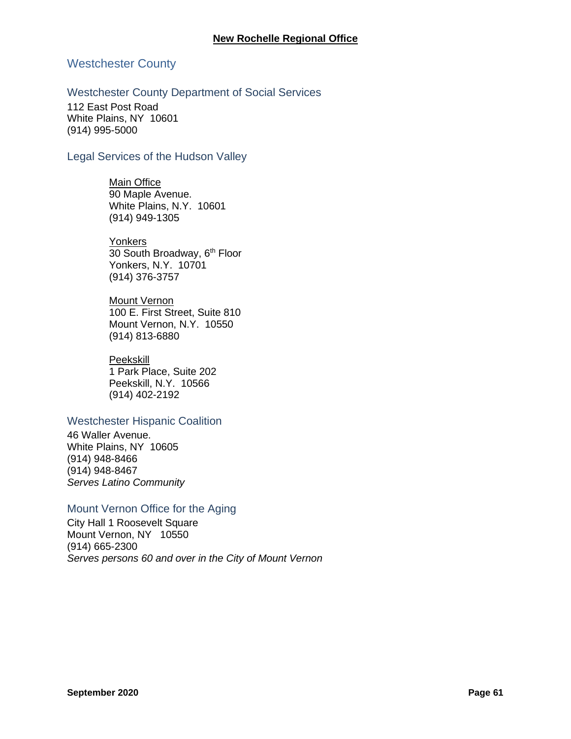**New Rochelle Regional Office**

# Westchester County

## Westchester County Department of Social Services

112 East Post Road
White Plains, NY 10601
(914) 995-5000

## Legal Services of the Hudson Valley

Main Office
90 Maple Avenue.
White Plains, N.Y. 10601
(914) 949-1305

Yonkers
30 South Broadway, 6th Floor
Yonkers, N.Y. 10701
(914) 376-3757

Mount Vernon
100 E. First Street, Suite 810
Mount Vernon, N.Y. 10550
(914) 813-6880

Peekskill
1 Park Place, Suite 202
Peekskill, N.Y. 10566
(914) 402-2192

## Westchester Hispanic Coalition

46 Waller Avenue.
White Plains, NY 10605
(914) 948-8466
(914) 948-8467
*Serves Latino Community*

## Mount Vernon Office for the Aging

City Hall 1 Roosevelt Square
Mount Vernon, NY 10550
(914) 665-2300
*Serves persons 60 and over in the City of Mount Vernon*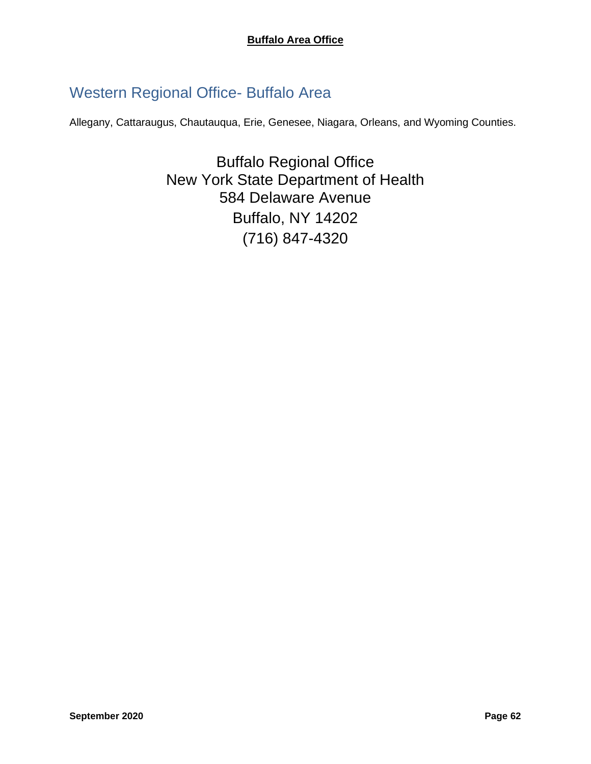## Western Regional Office- Buffalo Area

Allegany, Cattaraugus, Chautauqua, Erie, Genesee, Niagara, Orleans, and Wyoming Counties.

Buffalo Regional Office
New York State Department of Health
584 Delaware Avenue
Buffalo, NY 14202
(716) 847-4320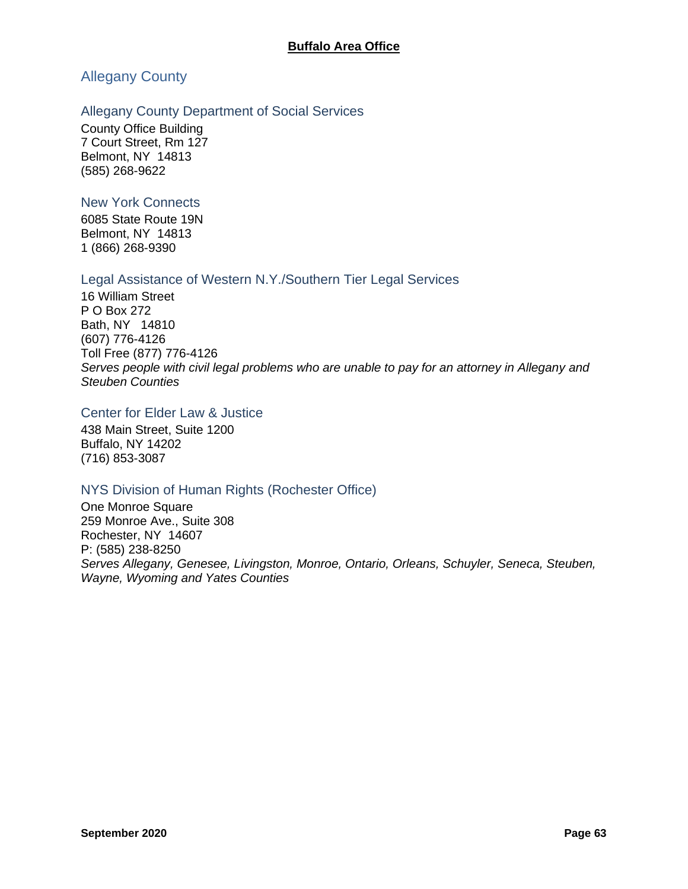**Buffalo Area Office**

## Allegany County

### Allegany County Department of Social Services

County Office Building
7 Court Street, Rm 127
Belmont, NY 14813
(585) 268-9622

### New York Connects

6085 State Route 19N
Belmont, NY 14813
1 (866) 268-9390

### Legal Assistance of Western N.Y./Southern Tier Legal Services

16 William Street
P O Box 272
Bath, NY 14810
(607) 776-4126
Toll Free (877) 776-4126
*Serves people with civil legal problems who are unable to pay for an attorney in Allegany and Steuben Counties*

### Center for Elder Law & Justice

438 Main Street, Suite 1200
Buffalo, NY 14202
(716) 853-3087

### NYS Division of Human Rights (Rochester Office)

One Monroe Square
259 Monroe Ave., Suite 308
Rochester, NY 14607
P: (585) 238-8250
*Serves Allegany, Genesee, Livingston, Monroe, Ontario, Orleans, Schuyler, Seneca, Steuben, Wayne, Wyoming and Yates Counties*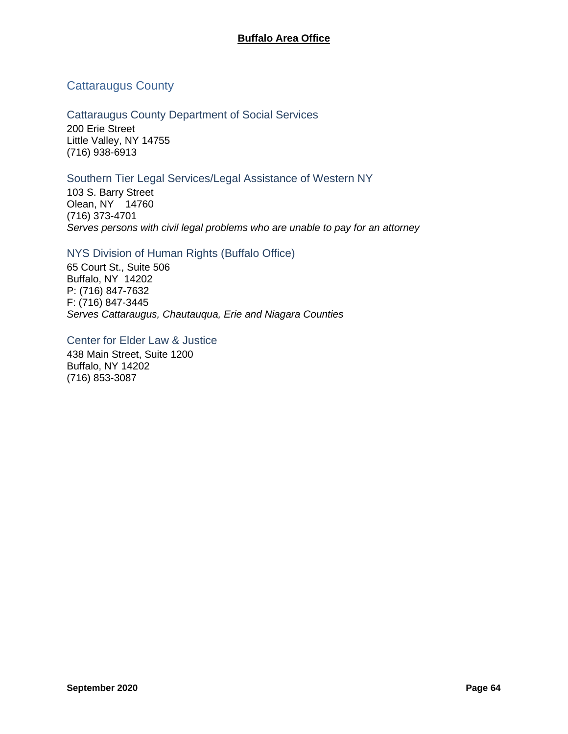**Buffalo Area Office**

## Cattaraugus County

### Cattaraugus County Department of Social Services

200 Erie Street
Little Valley, NY 14755
(716) 938-6913

### Southern Tier Legal Services/Legal Assistance of Western NY

103 S. Barry Street
Olean, NY 14760
(716) 373-4701
*Serves persons with civil legal problems who are unable to pay for an attorney*

### NYS Division of Human Rights (Buffalo Office)

65 Court St., Suite 506
Buffalo, NY 14202
P: (716) 847-7632
F: (716) 847-3445
*Serves Cattaraugus, Chautauqua, Erie and Niagara Counties*

### Center for Elder Law & Justice

438 Main Street, Suite 1200
Buffalo, NY 14202
(716) 853-3087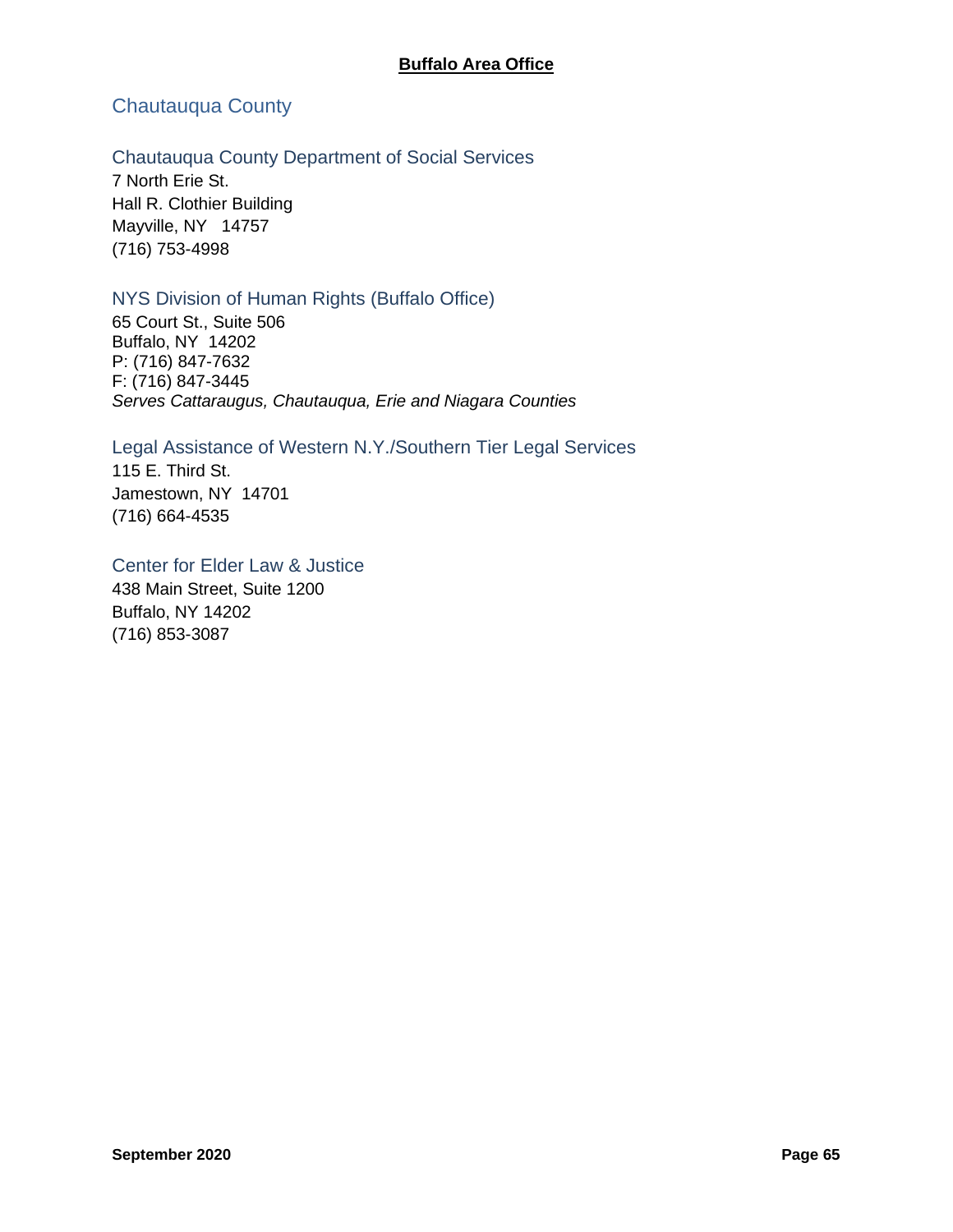**Buffalo Area Office**

## Chautauqua County

### Chautauqua County Department of Social Services

7 North Erie St.
Hall R. Clothier Building
Mayville, NY 14757
(716) 753-4998

### NYS Division of Human Rights (Buffalo Office)

65 Court St., Suite 506
Buffalo, NY 14202
P: (716) 847-7632
F: (716) 847-3445
*Serves Cattaraugus, Chautauqua, Erie and Niagara Counties*

### Legal Assistance of Western N.Y./Southern Tier Legal Services

115 E. Third St.
Jamestown, NY 14701
(716) 664-4535

### Center for Elder Law & Justice

438 Main Street, Suite 1200
Buffalo, NY 14202
(716) 853-3087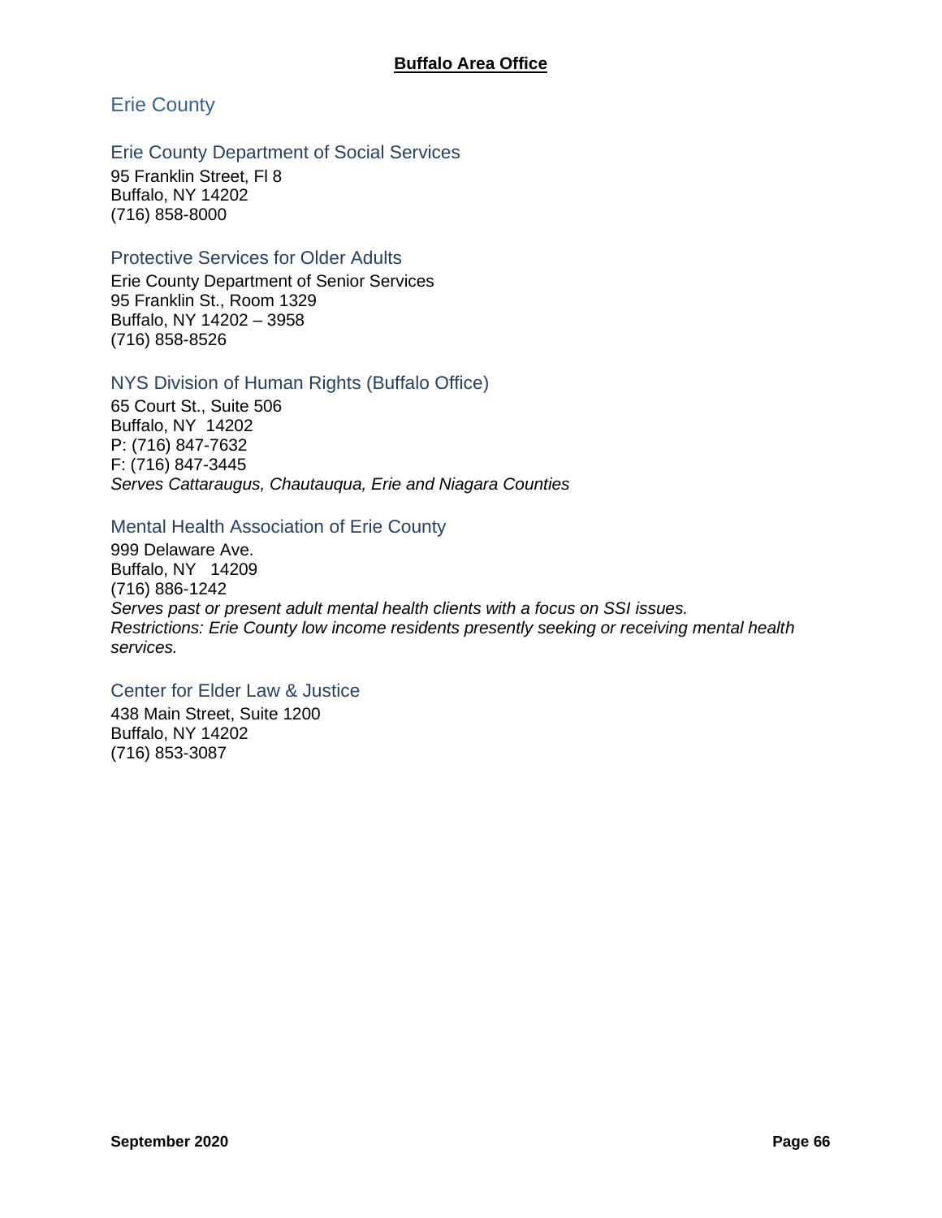## Buffalo Area Office

## Erie County

### Erie County Department of Social Services

95 Franklin Street, Fl 8
Buffalo, NY 14202
(716) 858-8000

### Protective Services for Older Adults

Erie County Department of Senior Services
95 Franklin St., Room 1329
Buffalo, NY 14202 – 3958
(716) 858-8526

### NYS Division of Human Rights (Buffalo Office)

65 Court St., Suite 506
Buffalo, NY 14202
P: (716) 847-7632
F: (716) 847-3445
*Serves Cattaraugus, Chautauqua, Erie and Niagara Counties*

### Mental Health Association of Erie County

999 Delaware Ave.
Buffalo, NY 14209
(716) 886-1242
*Serves past or present adult mental health clients with a focus on SSI issues.*
*Restrictions: Erie County low income residents presently seeking or receiving mental health services.*

### Center for Elder Law & Justice

438 Main Street, Suite 1200
Buffalo, NY 14202
(716) 853-3087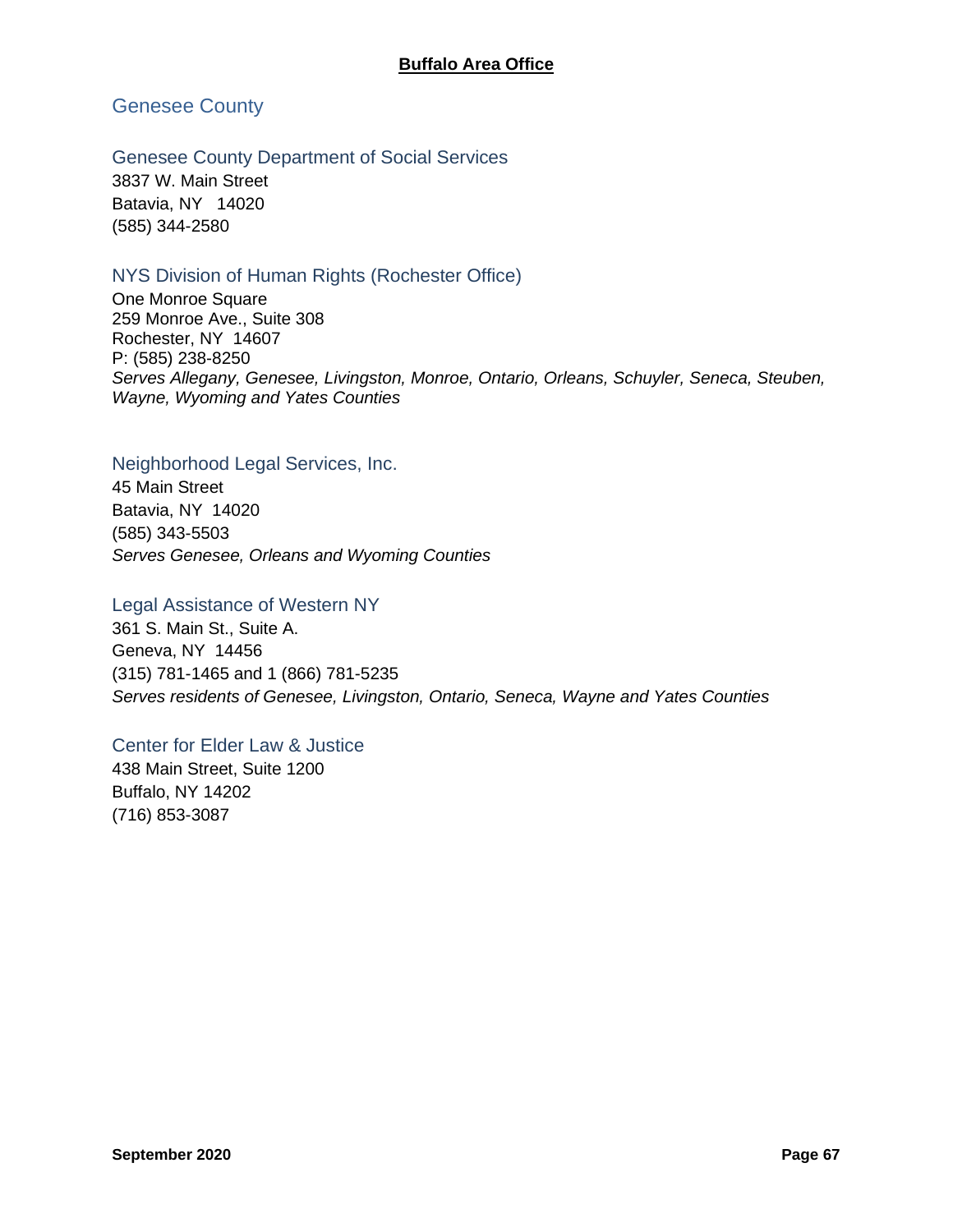## Genesee County

### Genesee County Department of Social Services

3837 W. Main Street
Batavia, NY 14020
(585) 344-2580

### NYS Division of Human Rights (Rochester Office)

One Monroe Square
259 Monroe Ave., Suite 308
Rochester, NY 14607
P: (585) 238-8250
*Serves Allegany, Genesee, Livingston, Monroe, Ontario, Orleans, Schuyler, Seneca, Steuben, Wayne, Wyoming and Yates Counties*

### Neighborhood Legal Services, Inc.

45 Main Street
Batavia, NY 14020
(585) 343-5503
*Serves Genesee, Orleans and Wyoming Counties*

### Legal Assistance of Western NY

361 S. Main St., Suite A.
Geneva, NY 14456
(315) 781-1465 and 1 (866) 781-5235
*Serves residents of Genesee, Livingston, Ontario, Seneca, Wayne and Yates Counties*

### Center for Elder Law & Justice

438 Main Street, Suite 1200
Buffalo, NY 14202
(716) 853-3087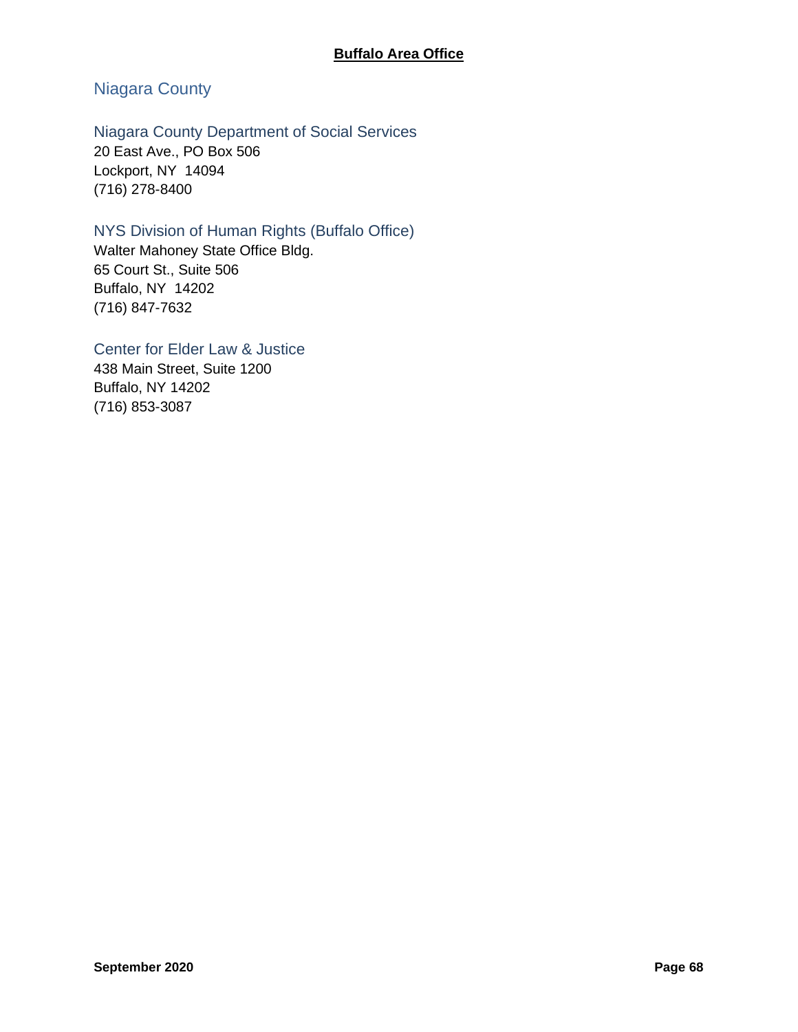## Niagara County

### Niagara County Department of Social Services

20 East Ave., PO Box 506
Lockport, NY 14094
(716) 278-8400

### NYS Division of Human Rights (Buffalo Office)

Walter Mahoney State Office Bldg.
65 Court St., Suite 506
Buffalo, NY 14202
(716) 847-7632

### Center for Elder Law & Justice

438 Main Street, Suite 1200
Buffalo, NY 14202
(716) 853-3087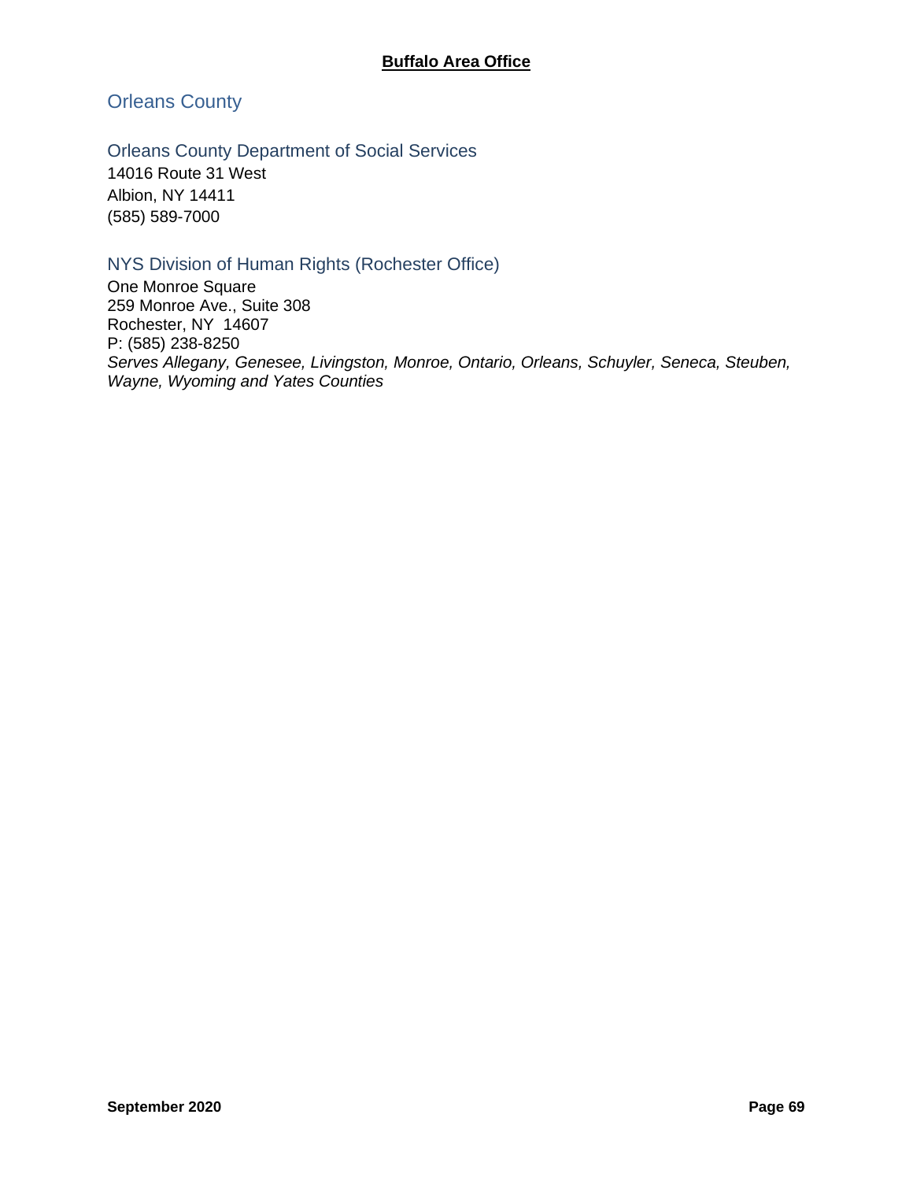## Orleans County

### Orleans County Department of Social Services

14016 Route 31 West
Albion, NY 14411
(585) 589-7000

### NYS Division of Human Rights (Rochester Office)

One Monroe Square
259 Monroe Ave., Suite 308
Rochester, NY  14607
P: (585) 238-8250
*Serves Allegany, Genesee, Livingston, Monroe, Ontario, Orleans, Schuyler, Seneca, Steuben, Wayne, Wyoming and Yates Counties*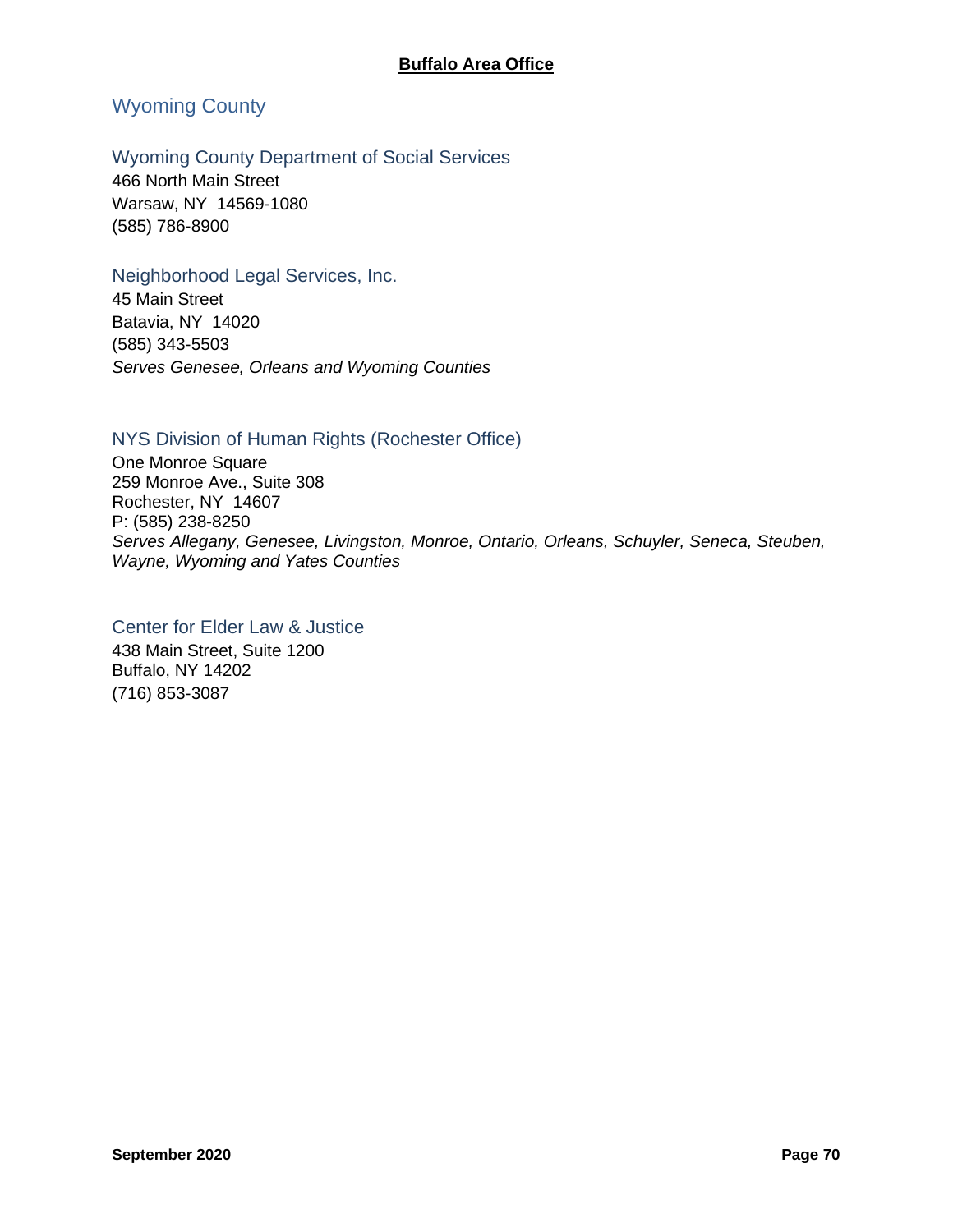## Wyoming County

### Wyoming County Department of Social Services

466 North Main Street
Warsaw, NY 14569-1080
(585) 786-8900

### Neighborhood Legal Services, Inc.

45 Main Street
Batavia, NY 14020
(585) 343-5503
*Serves Genesee, Orleans and Wyoming Counties*

### NYS Division of Human Rights (Rochester Office)

One Monroe Square
259 Monroe Ave., Suite 308
Rochester, NY 14607
P: (585) 238-8250
*Serves Allegany, Genesee, Livingston, Monroe, Ontario, Orleans, Schuyler, Seneca, Steuben, Wayne, Wyoming and Yates Counties*

### Center for Elder Law & Justice

438 Main Street, Suite 1200
Buffalo, NY 14202
(716) 853-3087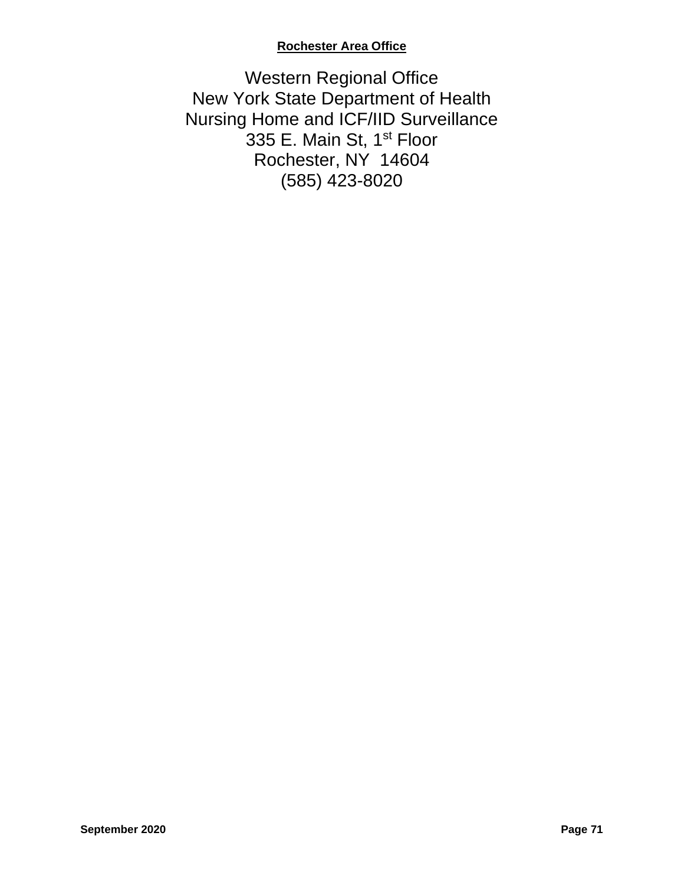## Rochester Area Office

Western Regional Office
New York State Department of Health
Nursing Home and ICF/IID Surveillance
335 E. Main St, 1st Floor
Rochester, NY 14604
(585) 423-8020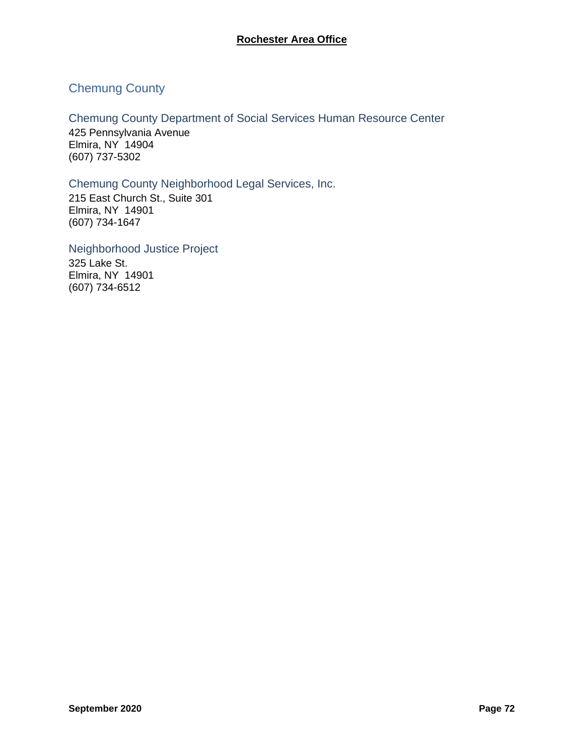## Chemung County

### Chemung County Department of Social Services Human Resource Center

425 Pennsylvania Avenue
Elmira, NY 14904
(607) 737-5302

### Chemung County Neighborhood Legal Services, Inc.

215 East Church St., Suite 301
Elmira, NY 14901
(607) 734-1647

### Neighborhood Justice Project

325 Lake St.
Elmira, NY 14901
(607) 734-6512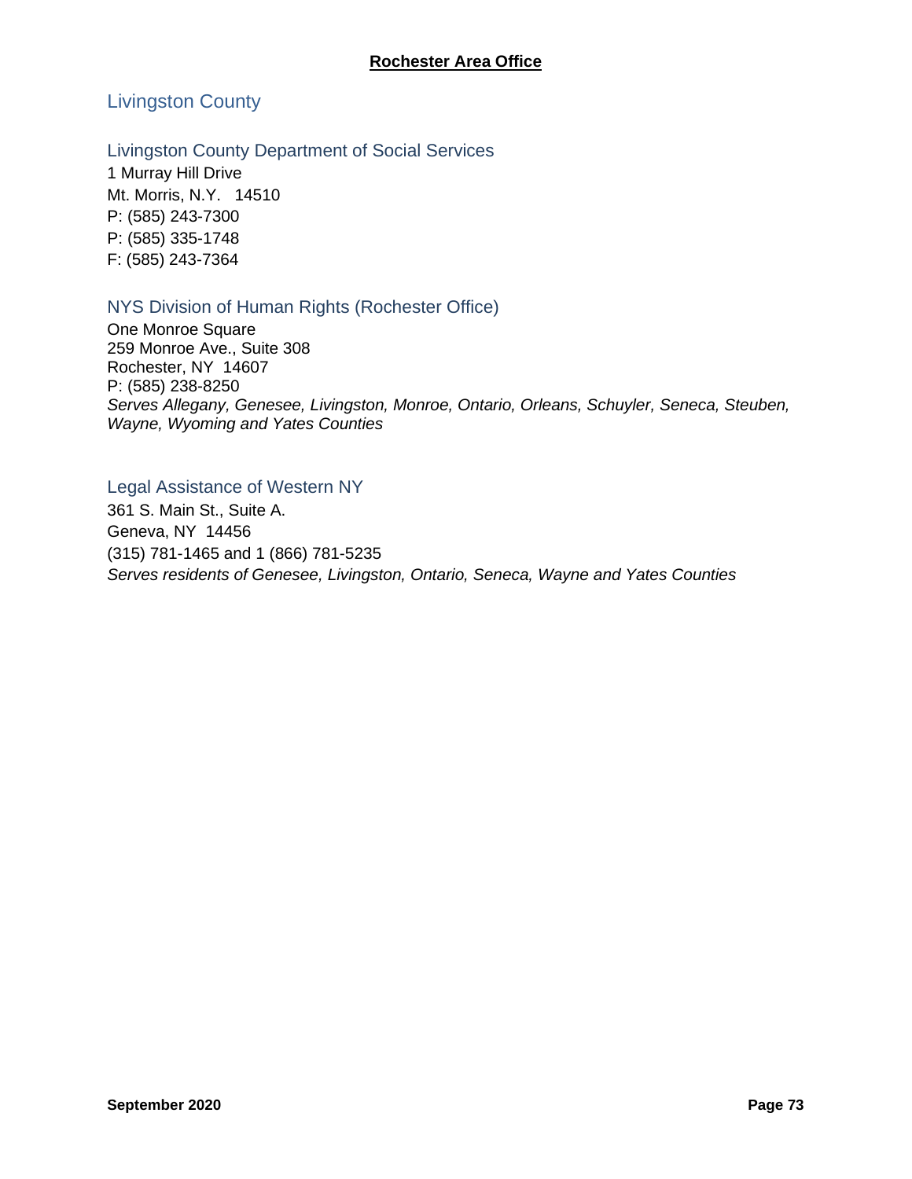**Rochester Area Office**

## Livingston County

### Livingston County Department of Social Services

1 Murray Hill Drive
Mt. Morris, N.Y. 14510
P: (585) 243-7300
P: (585) 335-1748
F: (585) 243-7364

### NYS Division of Human Rights (Rochester Office)

One Monroe Square
259 Monroe Ave., Suite 308
Rochester, NY 14607
P: (585) 238-8250
*Serves Allegany, Genesee, Livingston, Monroe, Ontario, Orleans, Schuyler, Seneca, Steuben, Wayne, Wyoming and Yates Counties*

### Legal Assistance of Western NY

361 S. Main St., Suite A.
Geneva, NY 14456
(315) 781-1465 and 1 (866) 781-5235
*Serves residents of Genesee, Livingston, Ontario, Seneca, Wayne and Yates Counties*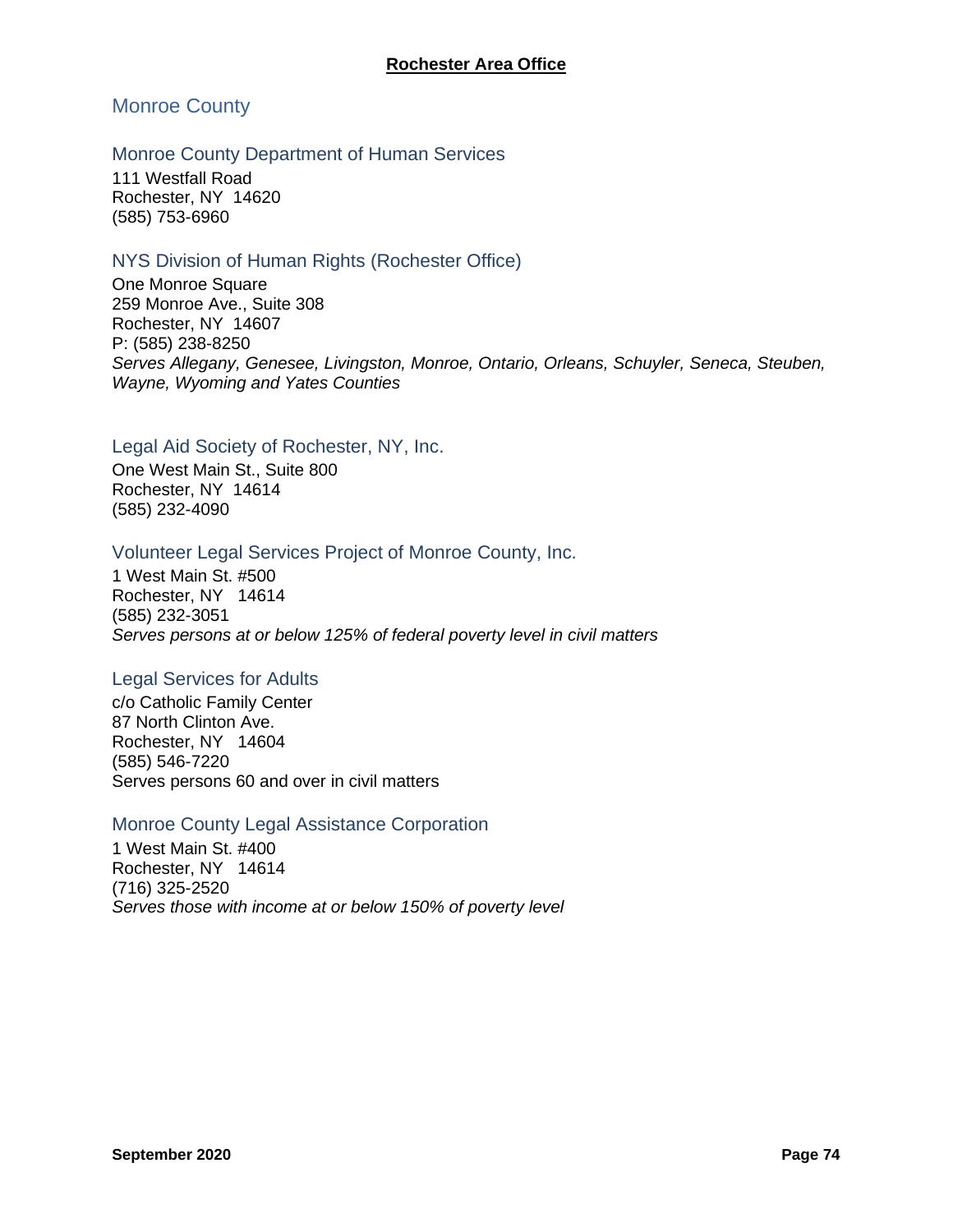## Rochester Area Office

### Monroe County

#### Monroe County Department of Human Services

111 Westfall Road
Rochester, NY 14620
(585) 753-6960

#### NYS Division of Human Rights (Rochester Office)

One Monroe Square
259 Monroe Ave., Suite 308
Rochester, NY 14607
P: (585) 238-8250
*Serves Allegany, Genesee, Livingston, Monroe, Ontario, Orleans, Schuyler, Seneca, Steuben, Wayne, Wyoming and Yates Counties*

#### Legal Aid Society of Rochester, NY, Inc.

One West Main St., Suite 800
Rochester, NY 14614
(585) 232-4090

#### Volunteer Legal Services Project of Monroe County, Inc.

1 West Main St. #500
Rochester, NY 14614
(585) 232-3051
*Serves persons at or below 125% of federal poverty level in civil matters*

#### Legal Services for Adults

c/o Catholic Family Center
87 North Clinton Ave.
Rochester, NY 14604
(585) 546-7220
Serves persons 60 and over in civil matters

#### Monroe County Legal Assistance Corporation

1 West Main St. #400
Rochester, NY 14614
(716) 325-2520
*Serves those with income at or below 150% of poverty level*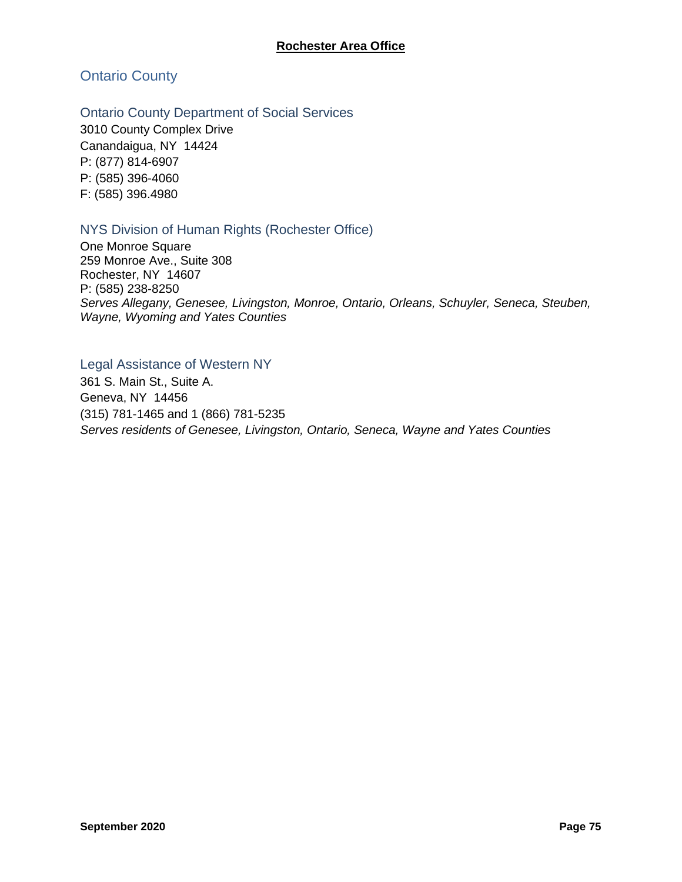## Ontario County

### Ontario County Department of Social Services

3010 County Complex Drive
Canandaigua, NY 14424
P: (877) 814-6907
P: (585) 396-4060
F: (585) 396.4980

### NYS Division of Human Rights (Rochester Office)

One Monroe Square
259 Monroe Ave., Suite 308
Rochester, NY 14607
P: (585) 238-8250
*Serves Allegany, Genesee, Livingston, Monroe, Ontario, Orleans, Schuyler, Seneca, Steuben, Wayne, Wyoming and Yates Counties*

### Legal Assistance of Western NY

361 S. Main St., Suite A.
Geneva, NY 14456
(315) 781-1465 and 1 (866) 781-5235
*Serves residents of Genesee, Livingston, Ontario, Seneca, Wayne and Yates Counties*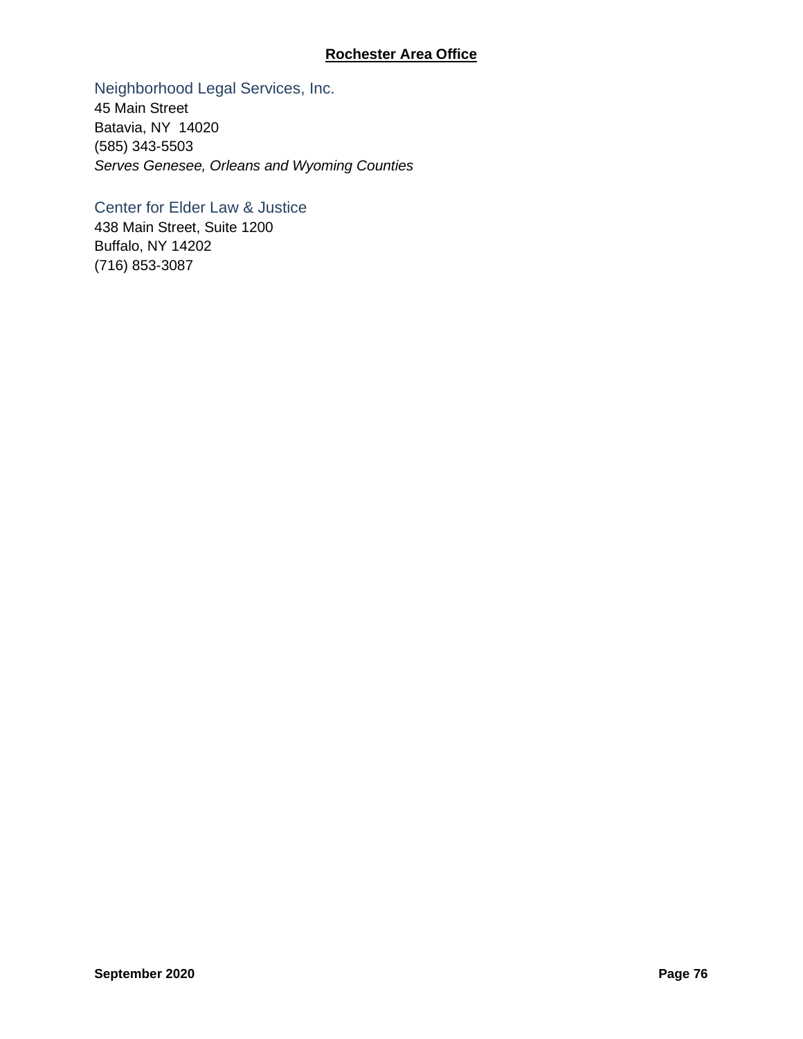**Rochester Area Office**

### Neighborhood Legal Services, Inc.

45 Main Street
Batavia, NY  14020
(585) 343-5503
*Serves Genesee, Orleans and Wyoming Counties*

### Center for Elder Law & Justice

438 Main Street, Suite 1200
Buffalo, NY 14202
(716) 853-3087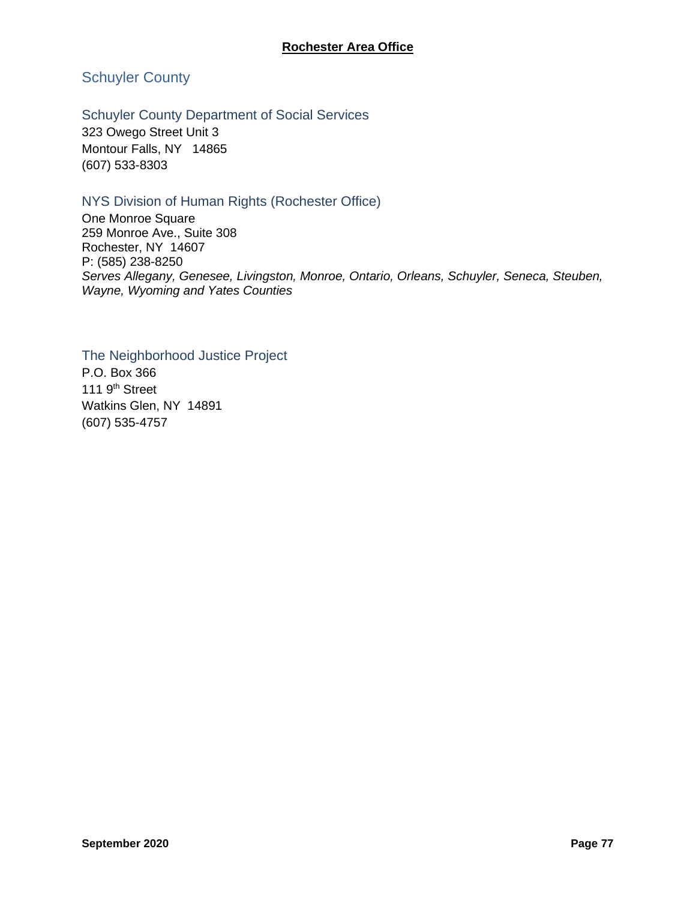**Rochester Area Office**

# Schuyler County

## Schuyler County Department of Social Services

323 Owego Street Unit 3
Montour Falls, NY 14865
(607) 533-8303

## NYS Division of Human Rights (Rochester Office)

One Monroe Square
259 Monroe Ave., Suite 308
Rochester, NY 14607
P: (585) 238-8250
*Serves Allegany, Genesee, Livingston, Monroe, Ontario, Orleans, Schuyler, Seneca, Steuben, Wayne, Wyoming and Yates Counties*

## The Neighborhood Justice Project

P.O. Box 366
111 9th Street
Watkins Glen, NY 14891
(607) 535-4757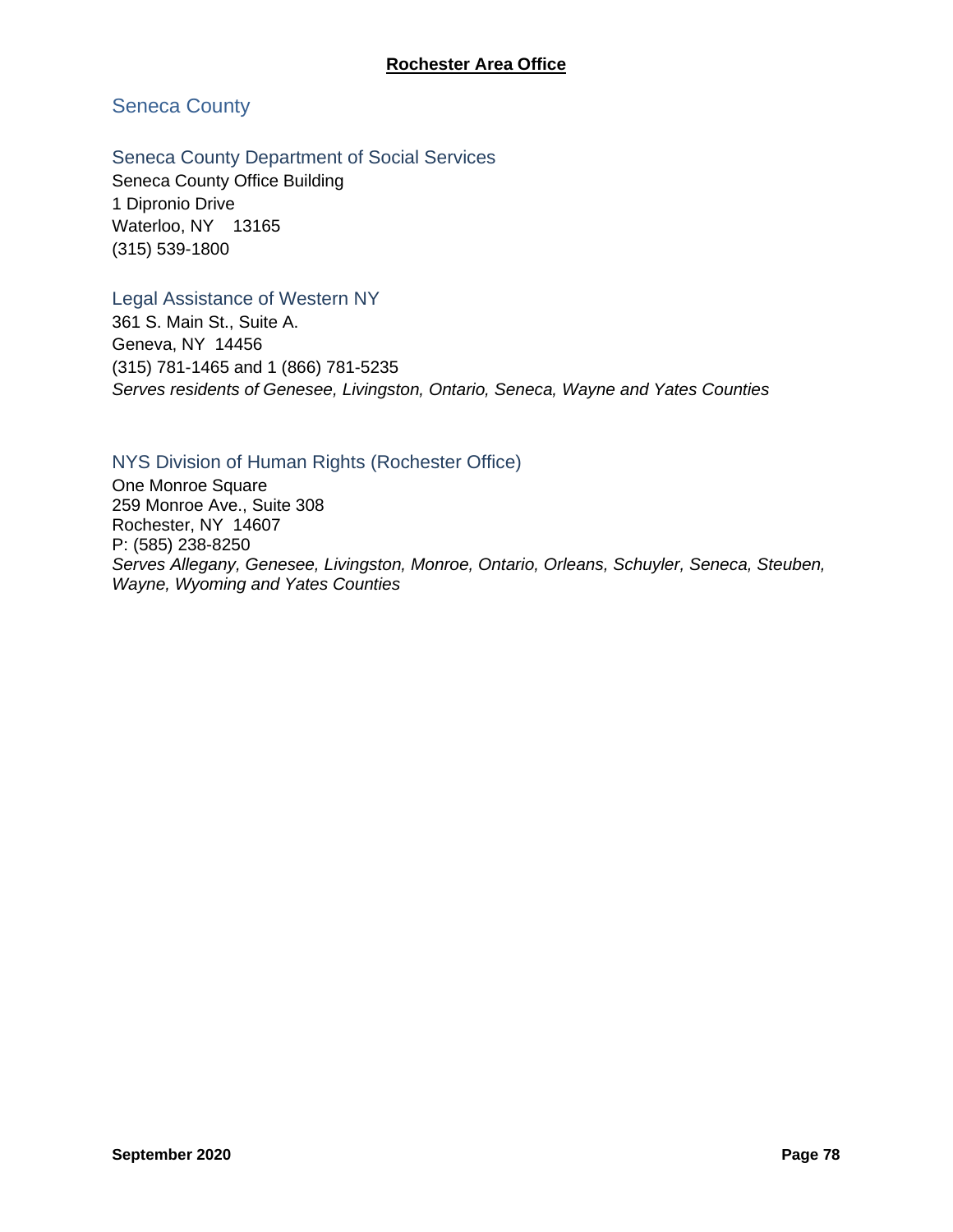**Rochester Area Office**

## Seneca County

### Seneca County Department of Social Services

Seneca County Office Building
1 Dipronio Drive
Waterloo, NY 13165
(315) 539-1800

### Legal Assistance of Western NY

361 S. Main St., Suite A.
Geneva, NY 14456
(315) 781-1465 and 1 (866) 781-5235
*Serves residents of Genesee, Livingston, Ontario, Seneca, Wayne and Yates Counties*

### NYS Division of Human Rights (Rochester Office)

One Monroe Square
259 Monroe Ave., Suite 308
Rochester, NY 14607
P: (585) 238-8250
*Serves Allegany, Genesee, Livingston, Monroe, Ontario, Orleans, Schuyler, Seneca, Steuben, Wayne, Wyoming and Yates Counties*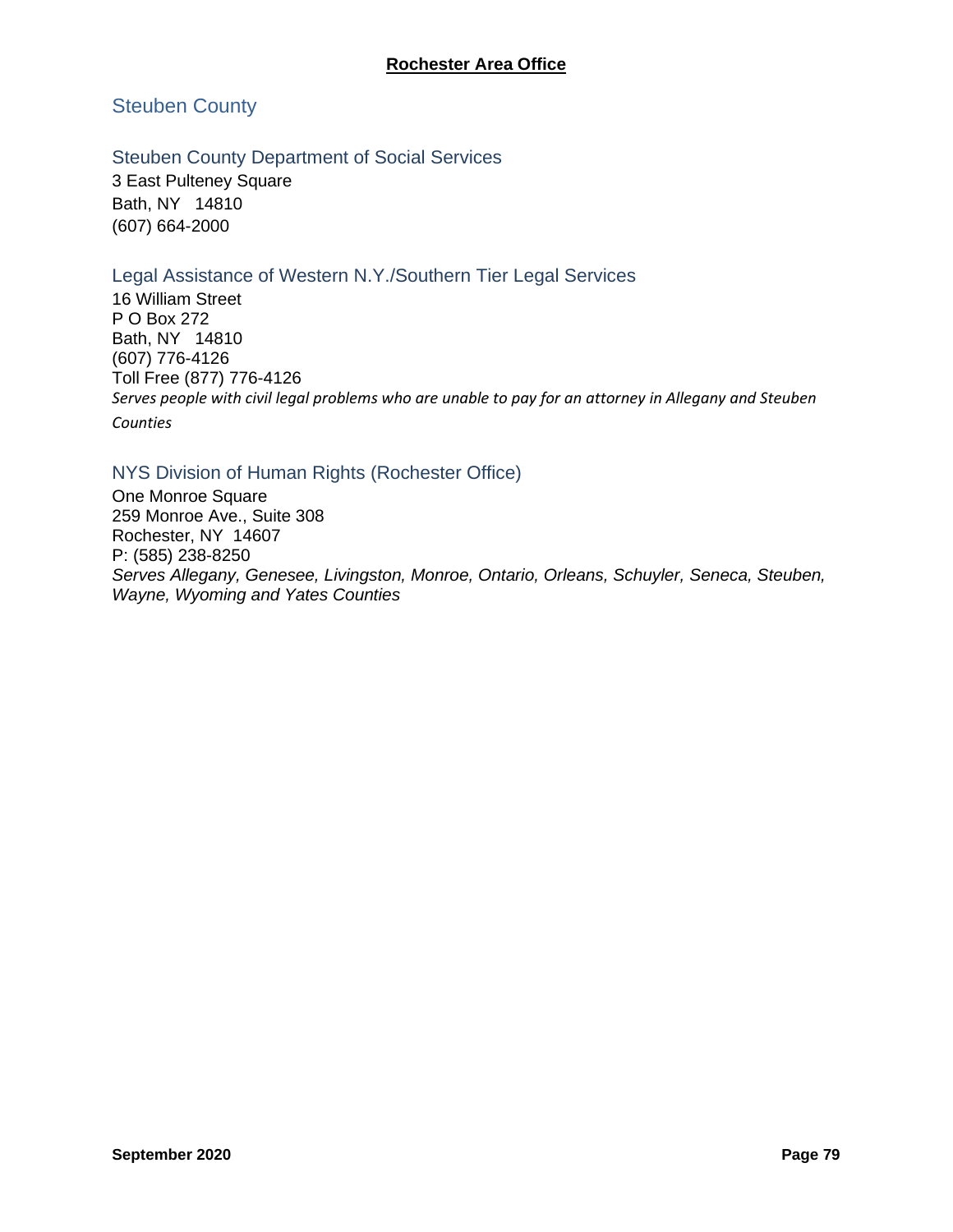## Steuben County

### Steuben County Department of Social Services

3 East Pulteney Square
Bath, NY 14810
(607) 664-2000

### Legal Assistance of Western N.Y./Southern Tier Legal Services

16 William Street
P O Box 272
Bath, NY 14810
(607) 776-4126
Toll Free (877) 776-4126
*Serves people with civil legal problems who are unable to pay for an attorney in Allegany and Steuben Counties*

### NYS Division of Human Rights (Rochester Office)

One Monroe Square
259 Monroe Ave., Suite 308
Rochester, NY 14607
P: (585) 238-8250
*Serves Allegany, Genesee, Livingston, Monroe, Ontario, Orleans, Schuyler, Seneca, Steuben, Wayne, Wyoming and Yates Counties*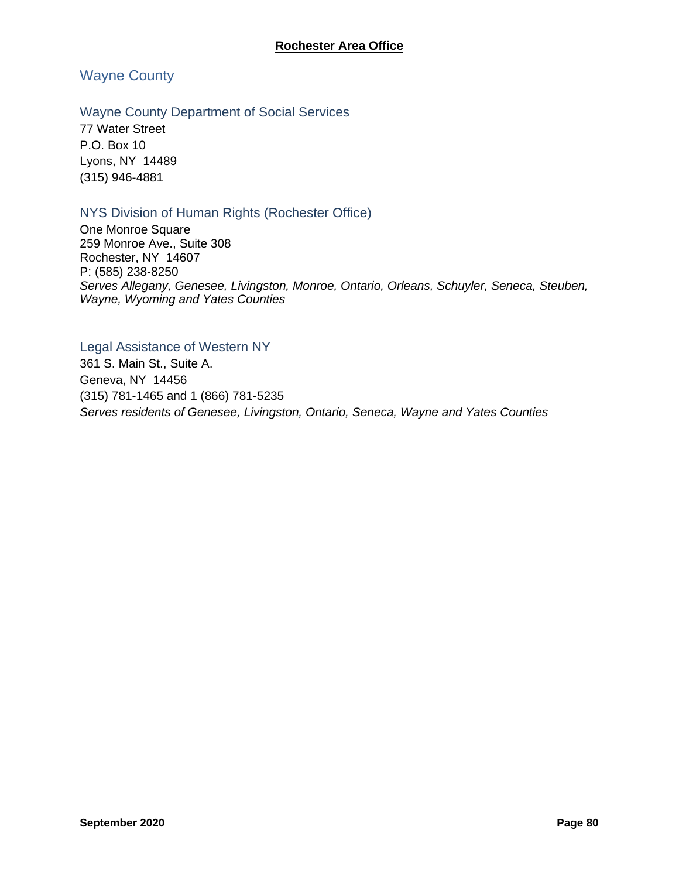**Rochester Area Office**

## Wayne County

### Wayne County Department of Social Services

77 Water Street
P.O. Box 10
Lyons, NY 14489
(315) 946-4881

### NYS Division of Human Rights (Rochester Office)

One Monroe Square
259 Monroe Ave., Suite 308
Rochester, NY 14607
P: (585) 238-8250
*Serves Allegany, Genesee, Livingston, Monroe, Ontario, Orleans, Schuyler, Seneca, Steuben, Wayne, Wyoming and Yates Counties*

### Legal Assistance of Western NY

361 S. Main St., Suite A.
Geneva, NY 14456
(315) 781-1465 and 1 (866) 781-5235
*Serves residents of Genesee, Livingston, Ontario, Seneca, Wayne and Yates Counties*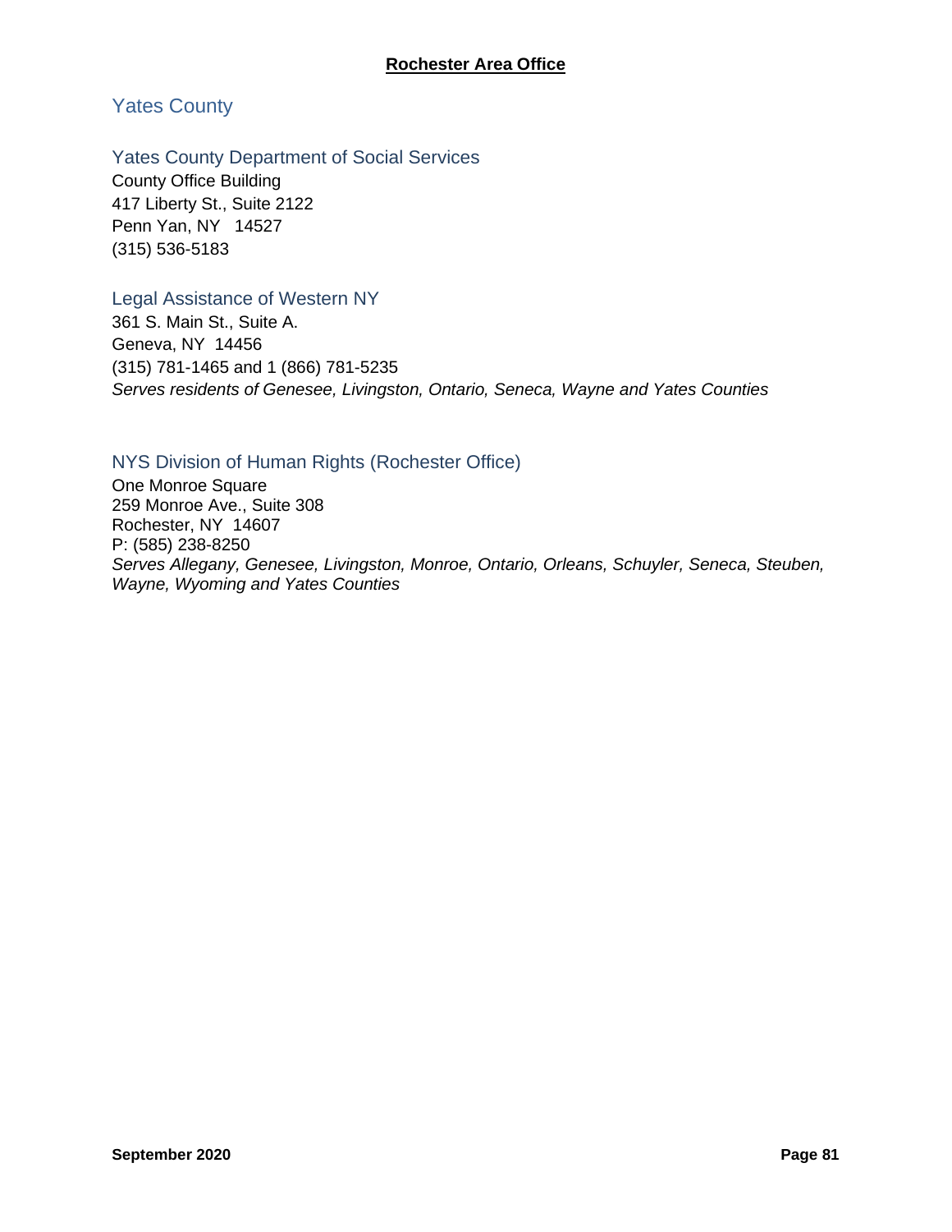**Rochester Area Office**

## Yates County

### Yates County Department of Social Services

County Office Building
417 Liberty St., Suite 2122
Penn Yan, NY 14527
(315) 536-5183

### Legal Assistance of Western NY

361 S. Main St., Suite A.
Geneva, NY 14456
(315) 781-1465 and 1 (866) 781-5235
*Serves residents of Genesee, Livingston, Ontario, Seneca, Wayne and Yates Counties*

### NYS Division of Human Rights (Rochester Office)

One Monroe Square
259 Monroe Ave., Suite 308
Rochester, NY 14607
P: (585) 238-8250
*Serves Allegany, Genesee, Livingston, Monroe, Ontario, Orleans, Schuyler, Seneca, Steuben, Wayne, Wyoming and Yates Counties*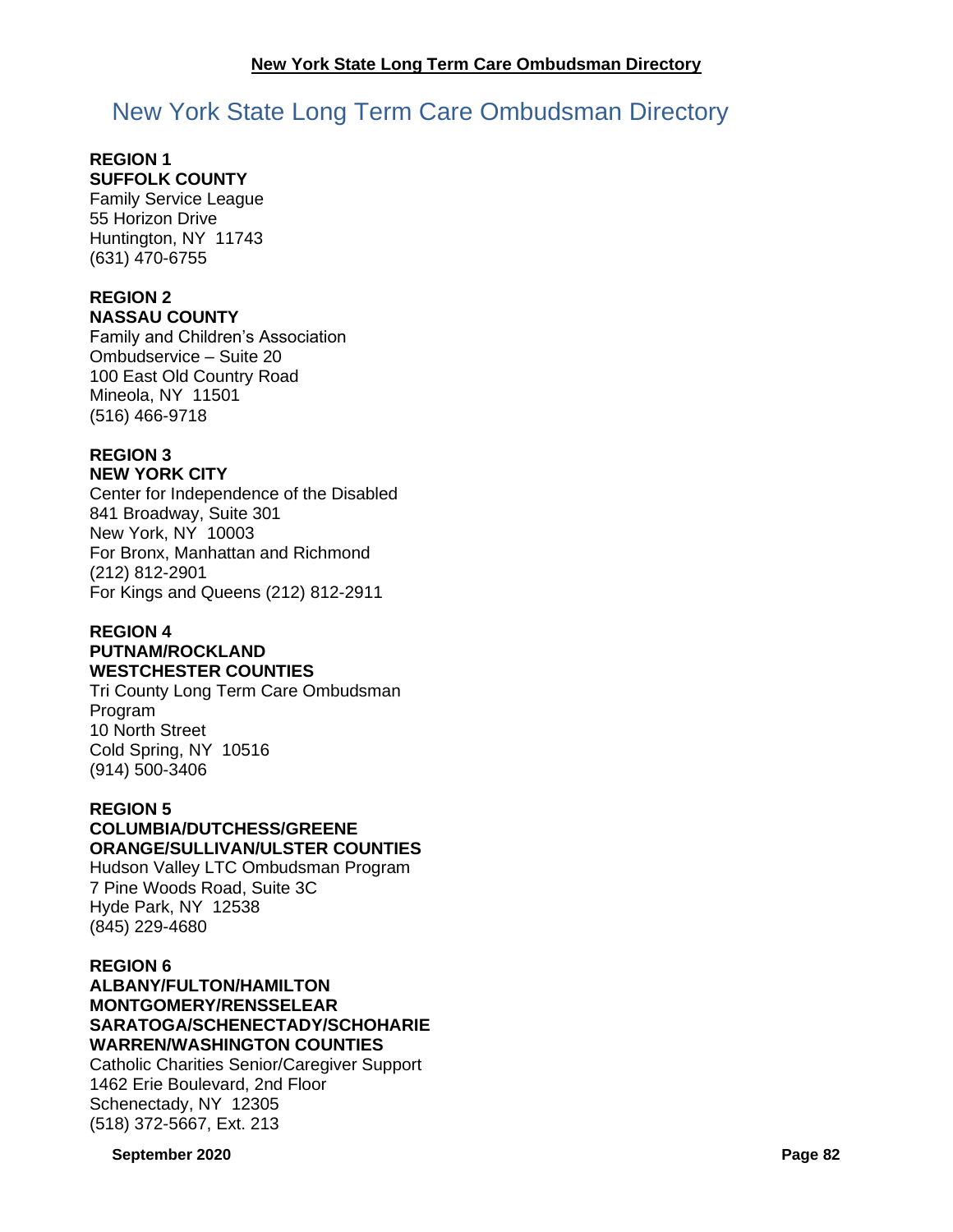# New York State Long Term Care Ombudsman Directory

**REGION 1**
**SUFFOLK COUNTY**
Family Service League
55 Horizon Drive
Huntington, NY 11743
(631) 470-6755

**REGION 2**
**NASSAU COUNTY**
Family and Children's Association
Ombudservice – Suite 20
100 East Old Country Road
Mineola, NY 11501
(516) 466-9718

**REGION 3**
**NEW YORK CITY**
Center for Independence of the Disabled
841 Broadway, Suite 301
New York, NY 10003
For Bronx, Manhattan and Richmond
(212) 812-2901
For Kings and Queens (212) 812-2911

**REGION 4**
**PUTNAM/ROCKLAND**
**WESTCHESTER COUNTIES**
Tri County Long Term Care Ombudsman Program
10 North Street
Cold Spring, NY 10516
(914) 500-3406

**REGION 5**
**COLUMBIA/DUTCHESS/GREENE**
**ORANGE/SULLIVAN/ULSTER COUNTIES**
Hudson Valley LTC Ombudsman Program
7 Pine Woods Road, Suite 3C
Hyde Park, NY 12538
(845) 229-4680

**REGION 6**
**ALBANY/FULTON/HAMILTON**
**MONTGOMERY/RENSSELEAR**
**SARATOGA/SCHENECTADY/SCHOHARIE**
**WARREN/WASHINGTON COUNTIES**
Catholic Charities Senior/Caregiver Support
1462 Erie Boulevard, 2nd Floor
Schenectady, NY 12305
(518) 372-5667, Ext. 213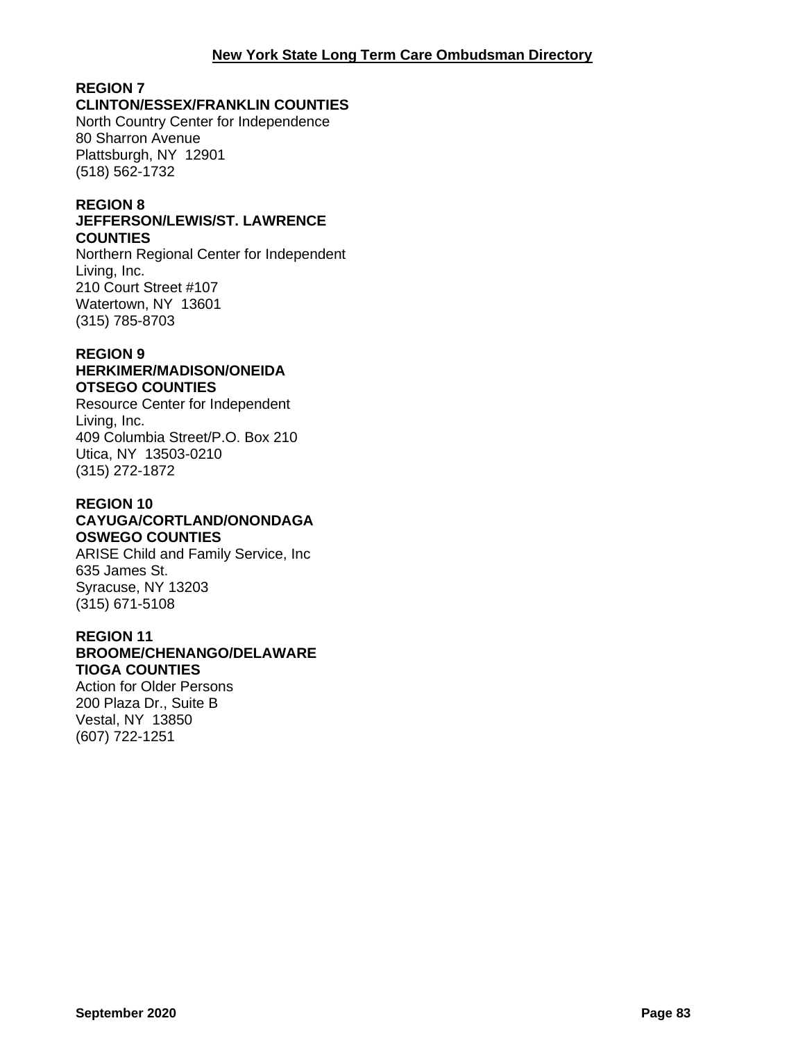**REGION 7**
**CLINTON/ESSEX/FRANKLIN COUNTIES**
North Country Center for Independence
80 Sharron Avenue
Plattsburgh, NY  12901
(518) 562-1732

**REGION 8**
**JEFFERSON/LEWIS/ST. LAWRENCE COUNTIES**
Northern Regional Center for Independent Living, Inc.
210 Court Street #107
Watertown, NY  13601
(315) 785-8703

**REGION 9**
**HERKIMER/MADISON/ONEIDA OTSEGO COUNTIES**
Resource Center for Independent Living, Inc.
409 Columbia Street/P.O. Box 210
Utica, NY  13503-0210
(315) 272-1872

**REGION 10**
**CAYUGA/CORTLAND/ONONDAGA OSWEGO COUNTIES**
ARISE Child and Family Service, Inc
635 James St.
Syracuse, NY 13203
(315) 671-5108

**REGION 11**
**BROOME/CHENANGO/DELAWARE TIOGA COUNTIES**
Action for Older Persons
200 Plaza Dr., Suite B
Vestal, NY  13850
(607) 722-1251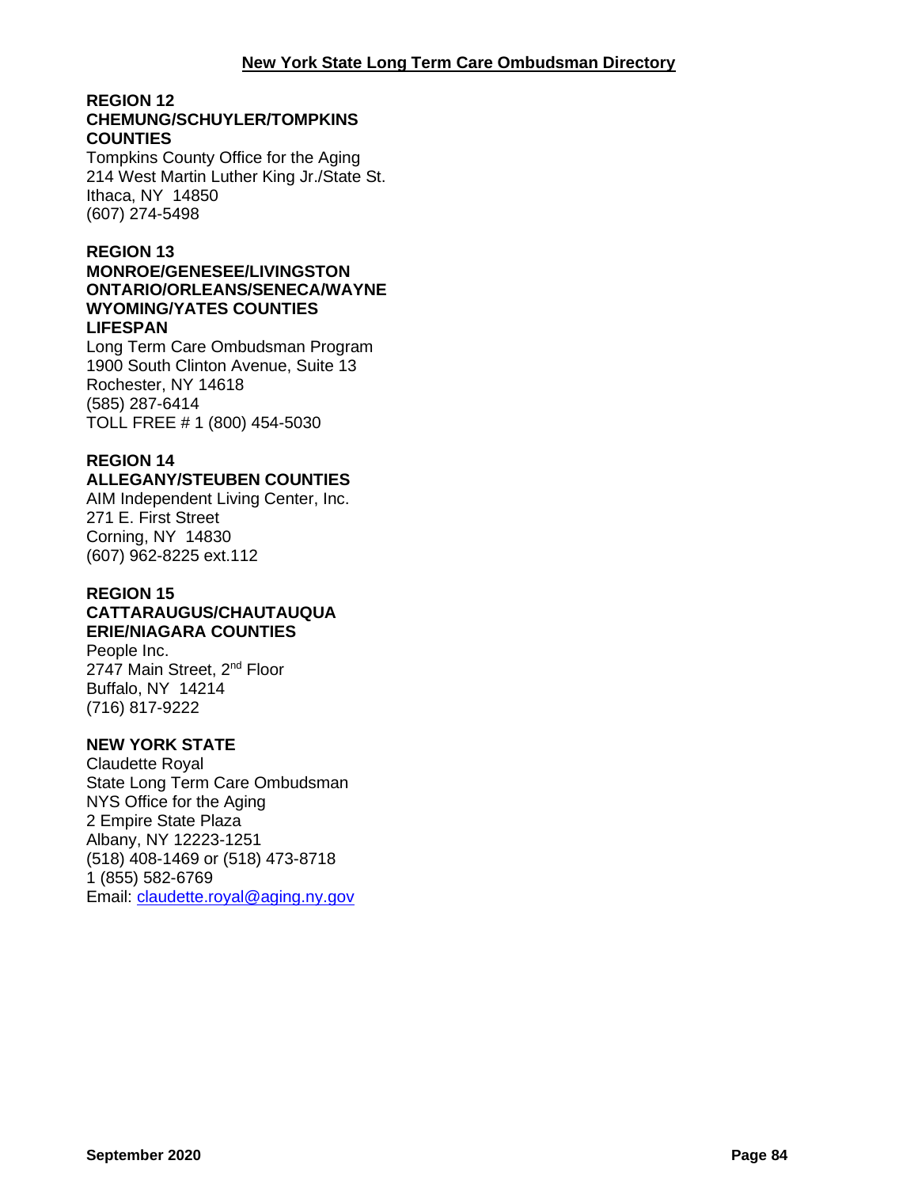**REGION 12**
**CHEMUNG/SCHUYLER/TOMPKINS COUNTIES**
Tompkins County Office for the Aging
214 West Martin Luther King Jr./State St.
Ithaca, NY 14850
(607) 274-5498

**REGION 13**
**MONROE/GENESEE/LIVINGSTON ONTARIO/ORLEANS/SENECA/WAYNE WYOMING/YATES COUNTIES**
**LIFESPAN**
Long Term Care Ombudsman Program
1900 South Clinton Avenue, Suite 13
Rochester, NY 14618
(585) 287-6414
TOLL FREE # 1 (800) 454-5030

**REGION 14**
**ALLEGANY/STEUBEN COUNTIES**
AIM Independent Living Center, Inc.
271 E. First Street
Corning, NY 14830
(607) 962-8225 ext.112

**REGION 15**
**CATTARAUGUS/CHAUTAUQUA ERIE/NIAGARA COUNTIES**
People Inc.
2747 Main Street, 2nd Floor
Buffalo, NY 14214
(716) 817-9222

**NEW YORK STATE**
Claudette Royal
State Long Term Care Ombudsman
NYS Office for the Aging
2 Empire State Plaza
Albany, NY 12223-1251
(518) 408-1469 or (518) 473-8718
1 (855) 582-6769
Email: claudette.royal@aging.ny.gov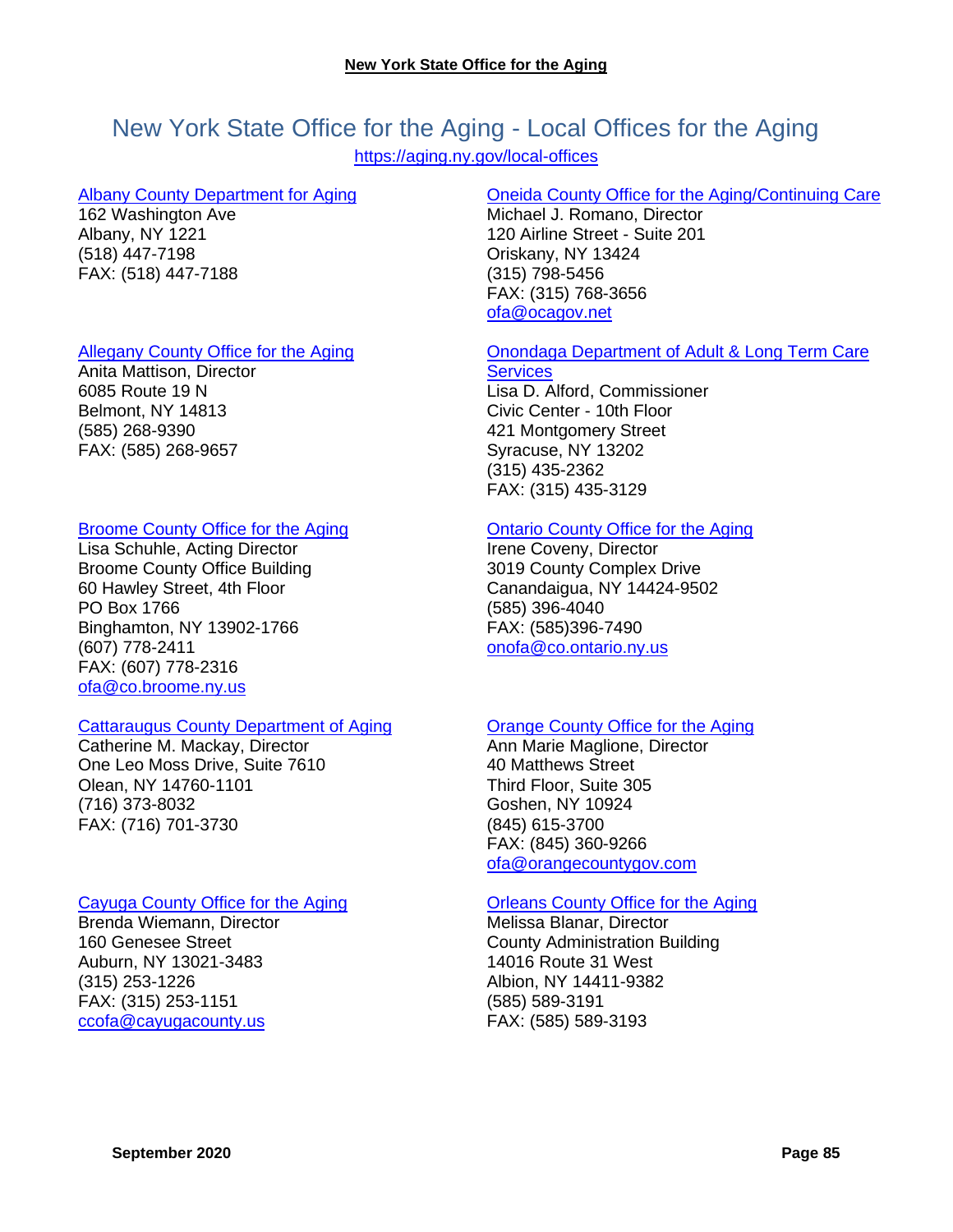# New York State Office for the Aging - Local Offices for the Aging

https://aging.ny.gov/local-offices

Albany County Department for Aging
162 Washington Ave
Albany, NY 1221
(518) 447-7198
FAX: (518) 447-7188

Allegany County Office for the Aging
Anita Mattison, Director
6085 Route 19 N
Belmont, NY 14813
(585) 268-9390
FAX: (585) 268-9657

Broome County Office for the Aging
Lisa Schuhle, Acting Director
Broome County Office Building
60 Hawley Street, 4th Floor
PO Box 1766
Binghamton, NY 13902-1766
(607) 778-2411
FAX: (607) 778-2316
ofa@co.broome.ny.us

Cattaraugus County Department of Aging
Catherine M. Mackay, Director
One Leo Moss Drive, Suite 7610
Olean, NY 14760-1101
(716) 373-8032
FAX: (716) 701-3730

Cayuga County Office for the Aging
Brenda Wiemann, Director
160 Genesee Street
Auburn, NY 13021-3483
(315) 253-1226
FAX: (315) 253-1151
ccofa@cayugacounty.us

Oneida County Office for the Aging/Continuing Care
Michael J. Romano, Director
120 Airline Street - Suite 201
Oriskany, NY 13424
(315) 798-5456
FAX: (315) 768-3656
ofa@ocagov.net

Onondaga Department of Adult & Long Term Care Services
Lisa D. Alford, Commissioner
Civic Center - 10th Floor
421 Montgomery Street
Syracuse, NY 13202
(315) 435-2362
FAX: (315) 435-3129

Ontario County Office for the Aging
Irene Coveny, Director
3019 County Complex Drive
Canandaigua, NY 14424-9502
(585) 396-4040
FAX: (585)396-7490
onofa@co.ontario.ny.us

Orange County Office for the Aging
Ann Marie Maglione, Director
40 Matthews Street
Third Floor, Suite 305
Goshen, NY 10924
(845) 615-3700
FAX: (845) 360-9266
ofa@orangecountygov.com

Orleans County Office for the Aging
Melissa Blanar, Director
County Administration Building
14016 Route 31 West
Albion, NY 14411-9382
(585) 589-3191
FAX: (585) 589-3193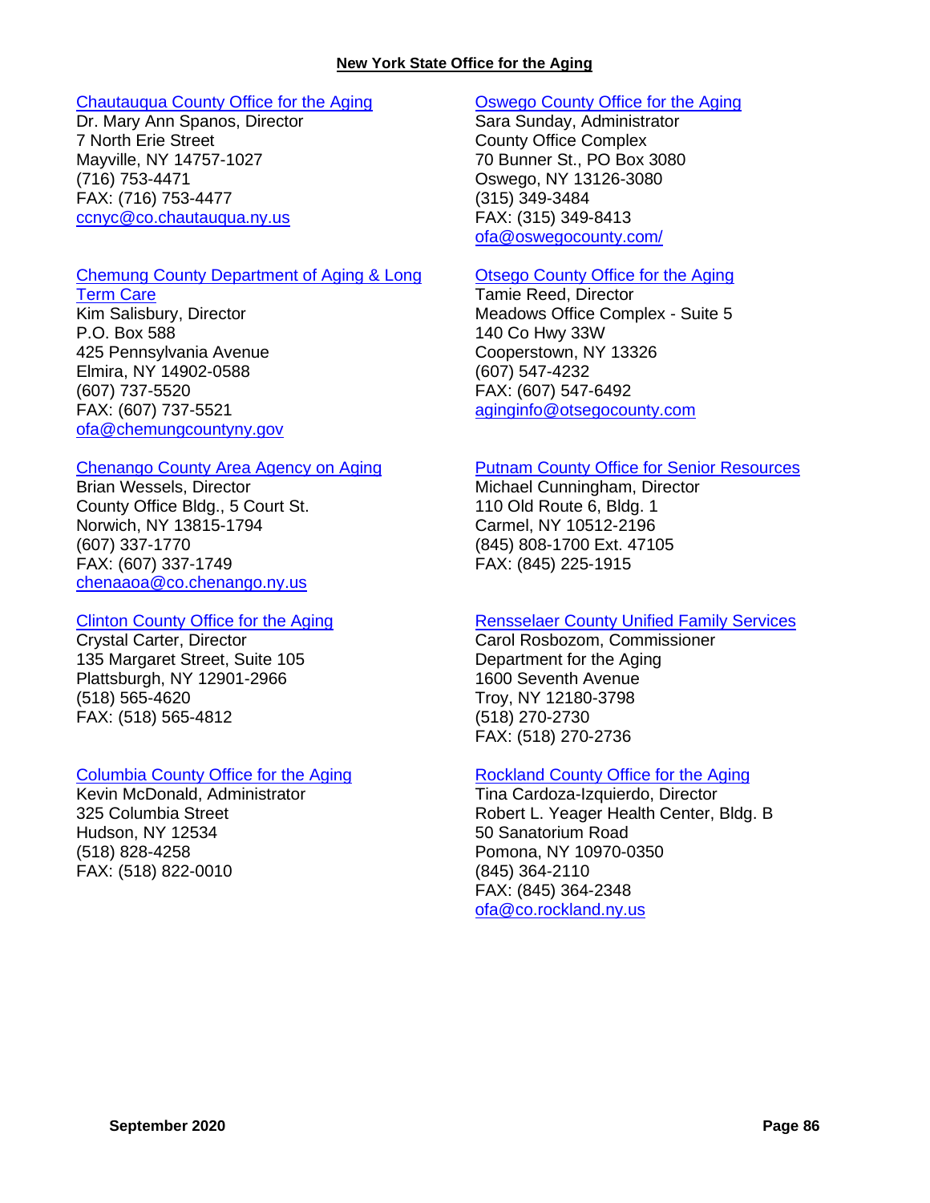**New York State Office for the Aging**

Chautauqua County Office for the Aging
Dr. Mary Ann Spanos, Director
7 North Erie Street
Mayville, NY 14757-1027
(716) 753-4471
FAX: (716) 753-4477
ccnyc@co.chautauqua.ny.us

Chemung County Department of Aging & Long Term Care
Kim Salisbury, Director
P.O. Box 588
425 Pennsylvania Avenue
Elmira, NY 14902-0588
(607) 737-5520
FAX: (607) 737-5521
ofa@chemungcountyny.gov

Chenango County Area Agency on Aging
Brian Wessels, Director
County Office Bldg., 5 Court St.
Norwich, NY 13815-1794
(607) 337-1770
FAX: (607) 337-1749
chenaaoa@co.chenango.ny.us

Clinton County Office for the Aging
Crystal Carter, Director
135 Margaret Street, Suite 105
Plattsburgh, NY 12901-2966
(518) 565-4620
FAX: (518) 565-4812

Columbia County Office for the Aging
Kevin McDonald, Administrator
325 Columbia Street
Hudson, NY 12534
(518) 828-4258
FAX: (518) 822-0010

Oswego County Office for the Aging
Sara Sunday, Administrator
County Office Complex
70 Bunner St., PO Box 3080
Oswego, NY 13126-3080
(315) 349-3484
FAX: (315) 349-8413
ofa@oswegocounty.com/

Otsego County Office for the Aging
Tamie Reed, Director
Meadows Office Complex - Suite 5
140 Co Hwy 33W
Cooperstown, NY 13326
(607) 547-4232
FAX: (607) 547-6492
aginginfo@otsegocounty.com

Putnam County Office for Senior Resources
Michael Cunningham, Director
110 Old Route 6, Bldg. 1
Carmel, NY 10512-2196
(845) 808-1700 Ext. 47105
FAX: (845) 225-1915

Rensselaer County Unified Family Services
Carol Rosbozom, Commissioner
Department for the Aging
1600 Seventh Avenue
Troy, NY 12180-3798
(518) 270-2730
FAX: (518) 270-2736

Rockland County Office for the Aging
Tina Cardoza-Izquierdo, Director
Robert L. Yeager Health Center, Bldg. B
50 Sanatorium Road
Pomona, NY 10970-0350
(845) 364-2110
FAX: (845) 364-2348
ofa@co.rockland.ny.us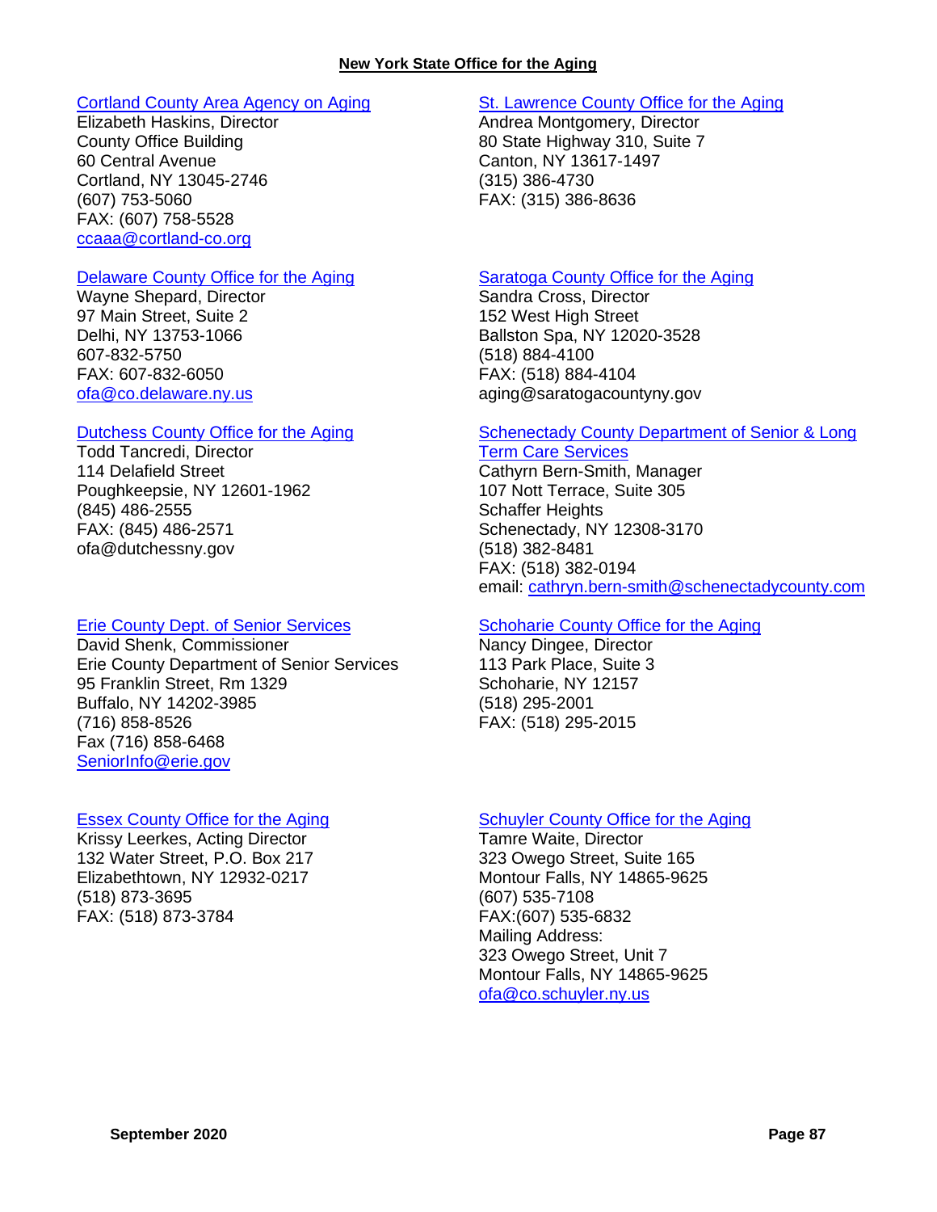**New York State Office for the Aging**

Cortland County Area Agency on Aging
Elizabeth Haskins, Director
County Office Building
60 Central Avenue
Cortland, NY 13045-2746
(607) 753-5060
FAX: (607) 758-5528
ccaaa@cortland-co.org

Delaware County Office for the Aging
Wayne Shepard, Director
97 Main Street, Suite 2
Delhi, NY 13753-1066
607-832-5750
FAX: 607-832-6050
ofa@co.delaware.ny.us

Dutchess County Office for the Aging
Todd Tancredi, Director
114 Delafield Street
Poughkeepsie, NY 12601-1962
(845) 486-2555
FAX: (845) 486-2571
ofa@dutchessny.gov

Erie County Dept. of Senior Services
David Shenk, Commissioner
Erie County Department of Senior Services
95 Franklin Street, Rm 1329
Buffalo, NY 14202-3985
(716) 858-8526
Fax (716) 858-6468
SeniorInfo@erie.gov

Essex County Office for the Aging
Krissy Leerkes, Acting Director
132 Water Street, P.O. Box 217
Elizabethtown, NY 12932-0217
(518) 873-3695
FAX: (518) 873-3784

St. Lawrence County Office for the Aging
Andrea Montgomery, Director
80 State Highway 310, Suite 7
Canton, NY 13617-1497
(315) 386-4730
FAX: (315) 386-8636

Saratoga County Office for the Aging
Sandra Cross, Director
152 West High Street
Ballston Spa, NY 12020-3528
(518) 884-4100
FAX: (518) 884-4104
aging@saratogacountyny.gov

Schenectady County Department of Senior & Long Term Care Services
Cathyrn Bern-Smith, Manager
107 Nott Terrace, Suite 305
Schaffer Heights
Schenectady, NY 12308-3170
(518) 382-8481
FAX: (518) 382-0194
email: cathryn.bern-smith@schenectadycounty.com

Schoharie County Office for the Aging
Nancy Dingee, Director
113 Park Place, Suite 3
Schoharie, NY 12157
(518) 295-2001
FAX: (518) 295-2015

Schuyler County Office for the Aging
Tamre Waite, Director
323 Owego Street, Suite 165
Montour Falls, NY 14865-9625
(607) 535-7108
FAX:(607) 535-6832
Mailing Address:
323 Owego Street, Unit 7
Montour Falls, NY 14865-9625
ofa@co.schuyler.ny.us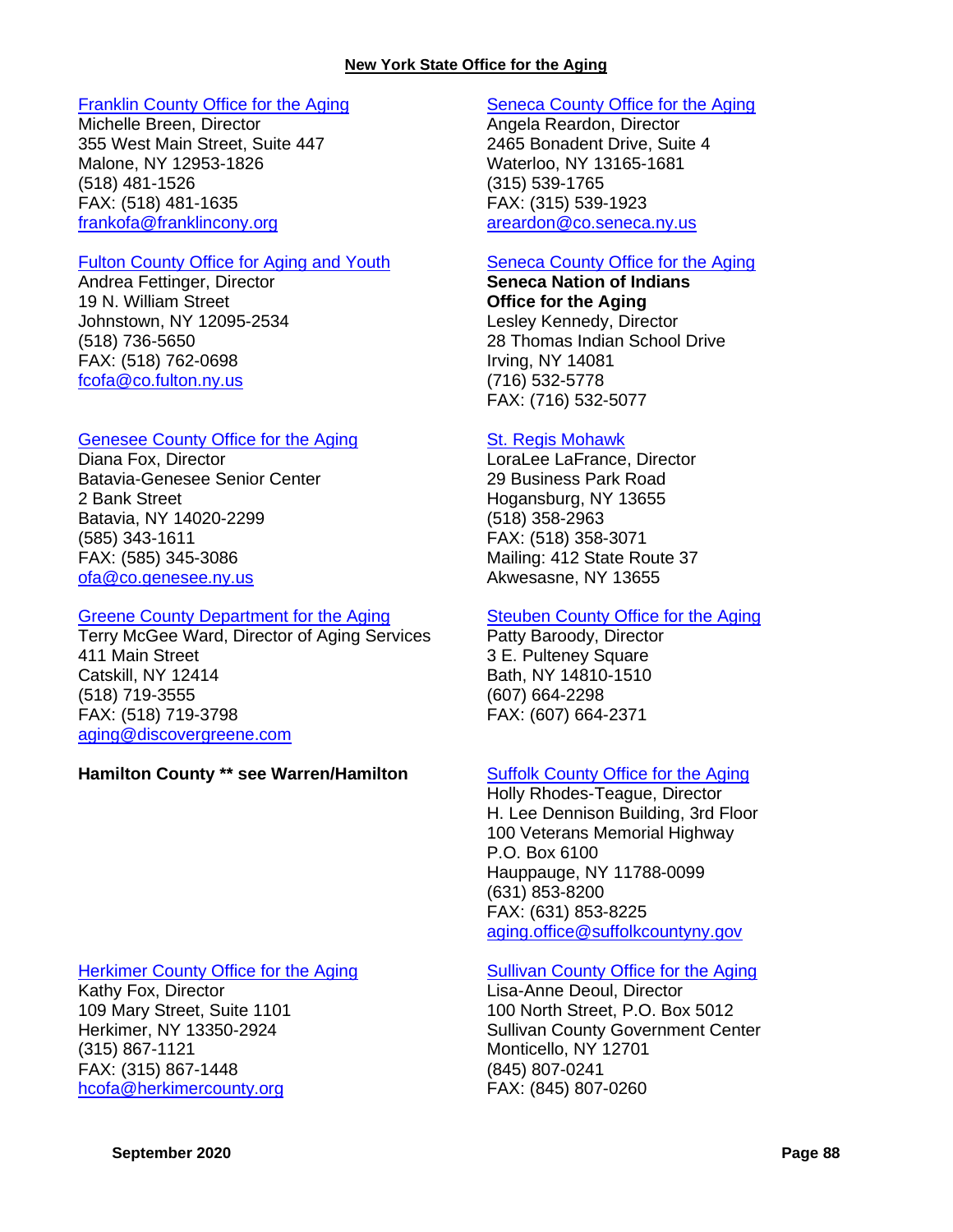**New York State Office for the Aging**

[Franklin County Office for the Aging](#)
Michelle Breen, Director
355 West Main Street, Suite 447
Malone, NY 12953-1826
(518) 481-1526
FAX: (518) 481-1635
[frankofa@franklincony.org](mailto:frankofa@franklincony.org)

[Fulton County Office for Aging and Youth](#)
Andrea Fettinger, Director
19 N. William Street
Johnstown, NY 12095-2534
(518) 736-5650
FAX: (518) 762-0698
[fcofa@co.fulton.ny.us](mailto:fcofa@co.fulton.ny.us)

[Genesee County Office for the Aging](#)
Diana Fox, Director
Batavia-Genesee Senior Center
2 Bank Street
Batavia, NY 14020-2299
(585) 343-1611
FAX: (585) 345-3086
[ofa@co.genesee.ny.us](mailto:ofa@co.genesee.ny.us)

[Greene County Department for the Aging](#)
Terry McGee Ward, Director of Aging Services
411 Main Street
Catskill, NY 12414
(518) 719-3555
FAX: (518) 719-3798
[aging@discovergreene.com](mailto:aging@discovergreene.com)

**Hamilton County ** see Warren/Hamilton**

[Herkimer County Office for the Aging](#)
Kathy Fox, Director
109 Mary Street, Suite 1101
Herkimer, NY 13350-2924
(315) 867-1121
FAX: (315) 867-1448
[hcofa@herkimercounty.org](mailto:hcofa@herkimercounty.org)

[Seneca County Office for the Aging](#)
Angela Reardon, Director
2465 Bonadent Drive, Suite 4
Waterloo, NY 13165-1681
(315) 539-1765
FAX: (315) 539-1923
[areardon@co.seneca.ny.us](mailto:areardon@co.seneca.ny.us)

[Seneca County Office for the Aging](#)
**Seneca Nation of Indians**
**Office for the Aging**
Lesley Kennedy, Director
28 Thomas Indian School Drive
Irving, NY 14081
(716) 532-5778
FAX: (716) 532-5077

[St. Regis Mohawk](#)
LoraLee LaFrance, Director
29 Business Park Road
Hogansburg, NY 13655
(518) 358-2963
FAX: (518) 358-3071
Mailing: 412 State Route 37
Akwesasne, NY 13655

[Steuben County Office for the Aging](#)
Patty Baroody, Director
3 E. Pulteney Square
Bath, NY 14810-1510
(607) 664-2298
FAX: (607) 664-2371

[Suffolk County Office for the Aging](#)
Holly Rhodes-Teague, Director
H. Lee Dennison Building, 3rd Floor
100 Veterans Memorial Highway
P.O. Box 6100
Hauppauge, NY 11788-0099
(631) 853-8200
FAX: (631) 853-8225
[aging.office@suffolkcountyny.gov](mailto:aging.office@suffolkcountyny.gov)

[Sullivan County Office for the Aging](#)
Lisa-Anne Deoul, Director
100 North Street, P.O. Box 5012
Sullivan County Government Center
Monticello, NY 12701
(845) 807-0241
FAX: (845) 807-0260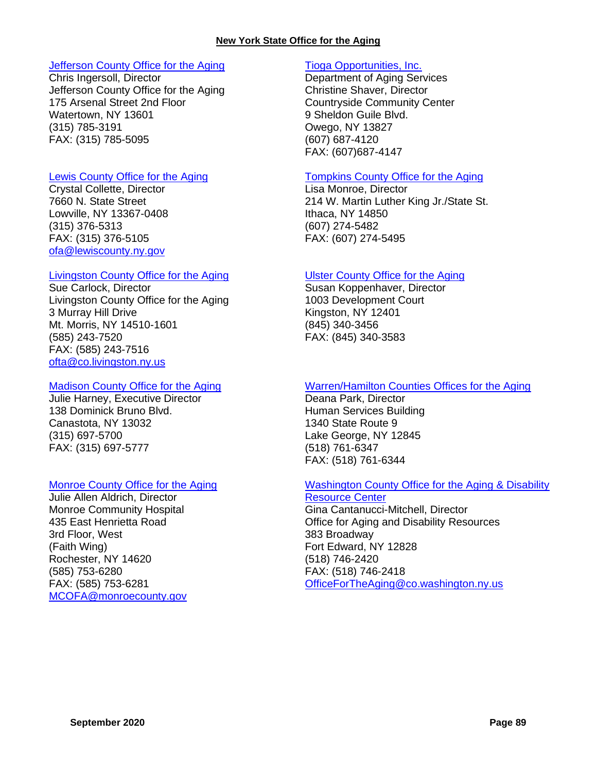## New York State Office for the Aging

[Jefferson County Office for the Aging](#)
Chris Ingersoll, Director
Jefferson County Office for the Aging
175 Arsenal Street 2nd Floor
Watertown, NY 13601
(315) 785-3191
FAX: (315) 785-5095

[Lewis County Office for the Aging](#)
Crystal Collette, Director
7660 N. State Street
Lowville, NY 13367-0408
(315) 376-5313
FAX: (315) 376-5105
ofa@lewiscounty.ny.gov

[Livingston County Office for the Aging](#)
Sue Carlock, Director
Livingston County Office for the Aging
3 Murray Hill Drive
Mt. Morris, NY 14510-1601
(585) 243-7520
FAX: (585) 243-7516
ofta@co.livingston.ny.us

[Madison County Office for the Aging](#)
Julie Harney, Executive Director
138 Dominick Bruno Blvd.
Canastota, NY 13032
(315) 697-5700
FAX: (315) 697-5777

[Monroe County Office for the Aging](#)
Julie Allen Aldrich, Director
Monroe Community Hospital
435 East Henrietta Road
3rd Floor, West
(Faith Wing)
Rochester, NY 14620
(585) 753-6280
FAX: (585) 753-6281
MCOFA@monroecounty.gov

[Tioga Opportunities, Inc.](#)
Department of Aging Services
Christine Shaver, Director
Countryside Community Center
9 Sheldon Guile Blvd.
Owego, NY 13827
(607) 687-4120
FAX: (607)687-4147

[Tompkins County Office for the Aging](#)
Lisa Monroe, Director
214 W. Martin Luther King Jr./State St.
Ithaca, NY 14850
(607) 274-5482
FAX: (607) 274-5495

[Ulster County Office for the Aging](#)
Susan Koppenhaver, Director
1003 Development Court
Kingston, NY 12401
(845) 340-3456
FAX: (845) 340-3583

[Warren/Hamilton Counties Offices for the Aging](#)
Deana Park, Director
Human Services Building
1340 State Route 9
Lake George, NY 12845
(518) 761-6347
FAX: (518) 761-6344

[Washington County Office for the Aging & Disability Resource Center](#)
Gina Cantanucci-Mitchell, Director
Office for Aging and Disability Resources
383 Broadway
Fort Edward, NY 12828
(518) 746-2420
FAX: (518) 746-2418
OfficeForTheAging@co.washington.ny.us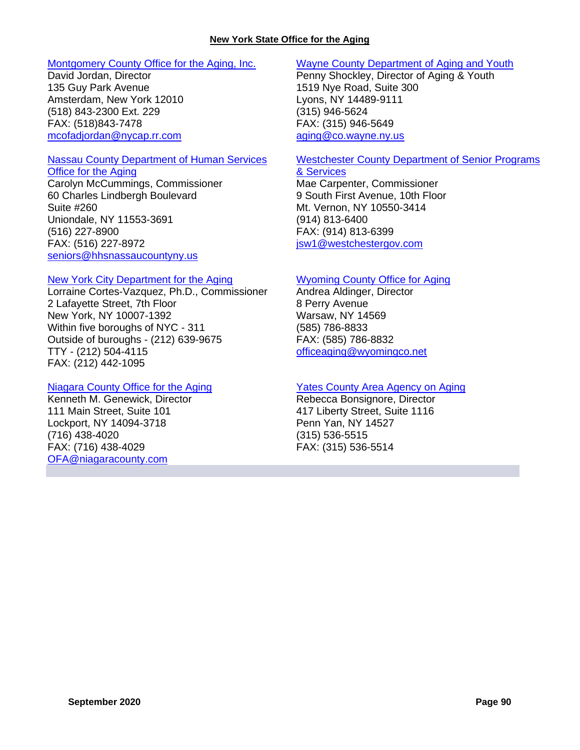Montgomery County Office for the Aging, Inc.
David Jordan, Director
135 Guy Park Avenue
Amsterdam, New York 12010
(518) 843-2300 Ext. 229
FAX: (518)843-7478
mcofadjordan@nycap.rr.com

Nassau County Department of Human Services Office for the Aging
Carolyn McCummings, Commissioner
60 Charles Lindbergh Boulevard
Suite #260
Uniondale, NY 11553-3691
(516) 227-8900
FAX: (516) 227-8972
seniors@hhsnassaucountyny.us

New York City Department for the Aging
Lorraine Cortes-Vazquez, Ph.D., Commissioner
2 Lafayette Street, 7th Floor
New York, NY 10007-1392
Within five boroughs of NYC - 311
Outside of buroughs - (212) 639-9675
TTY - (212) 504-4115
FAX: (212) 442-1095

Niagara County Office for the Aging
Kenneth M. Genewick, Director
111 Main Street, Suite 101
Lockport, NY 14094-3718
(716) 438-4020
FAX: (716) 438-4029
OFA@niagaracounty.com

Wayne County Department of Aging and Youth
Penny Shockley, Director of Aging & Youth
1519 Nye Road, Suite 300
Lyons, NY 14489-9111
(315) 946-5624
FAX: (315) 946-5649
aging@co.wayne.ny.us

Westchester County Department of Senior Programs & Services
Mae Carpenter, Commissioner
9 South First Avenue, 10th Floor
Mt. Vernon, NY 10550-3414
(914) 813-6400
FAX: (914) 813-6399
jsw1@westchestergov.com

Wyoming County Office for Aging
Andrea Aldinger, Director
8 Perry Avenue
Warsaw, NY 14569
(585) 786-8833
FAX: (585) 786-8832
officeaging@wyomingco.net

Yates County Area Agency on Aging
Rebecca Bonsignore, Director
417 Liberty Street, Suite 1116
Penn Yan, NY 14527
(315) 536-5515
FAX: (315) 536-5514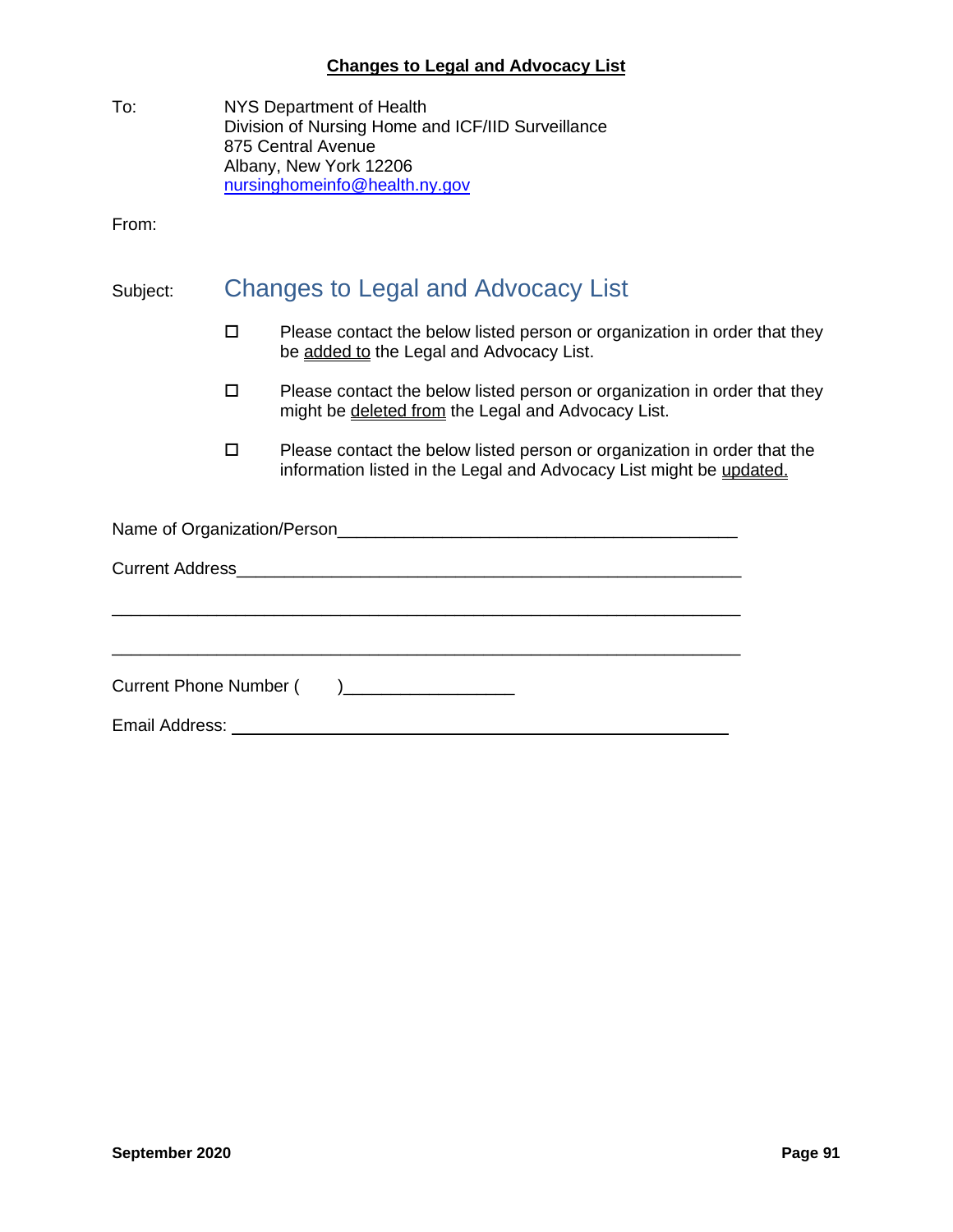## Changes to Legal and Advocacy List

To: NYS Department of Health
Division of Nursing Home and ICF/IID Surveillance
875 Central Avenue
Albany, New York 12206
nursinghomeinfo@health.ny.gov

From:

Subject: **Changes to Legal and Advocacy List**

- ☐ Please contact the below listed person or organization in order that they be added to the Legal and Advocacy List.
- ☐ Please contact the below listed person or organization in order that they might be deleted from the Legal and Advocacy List.
- ☐ Please contact the below listed person or organization in order that the information listed in the Legal and Advocacy List might be updated.

Name of Organization/Person_________________________________________

Current Address_____________________________________________________

___________________________________________________________________

___________________________________________________________________

Current Phone Number (      )_________________

Email Address: ______________________________________________